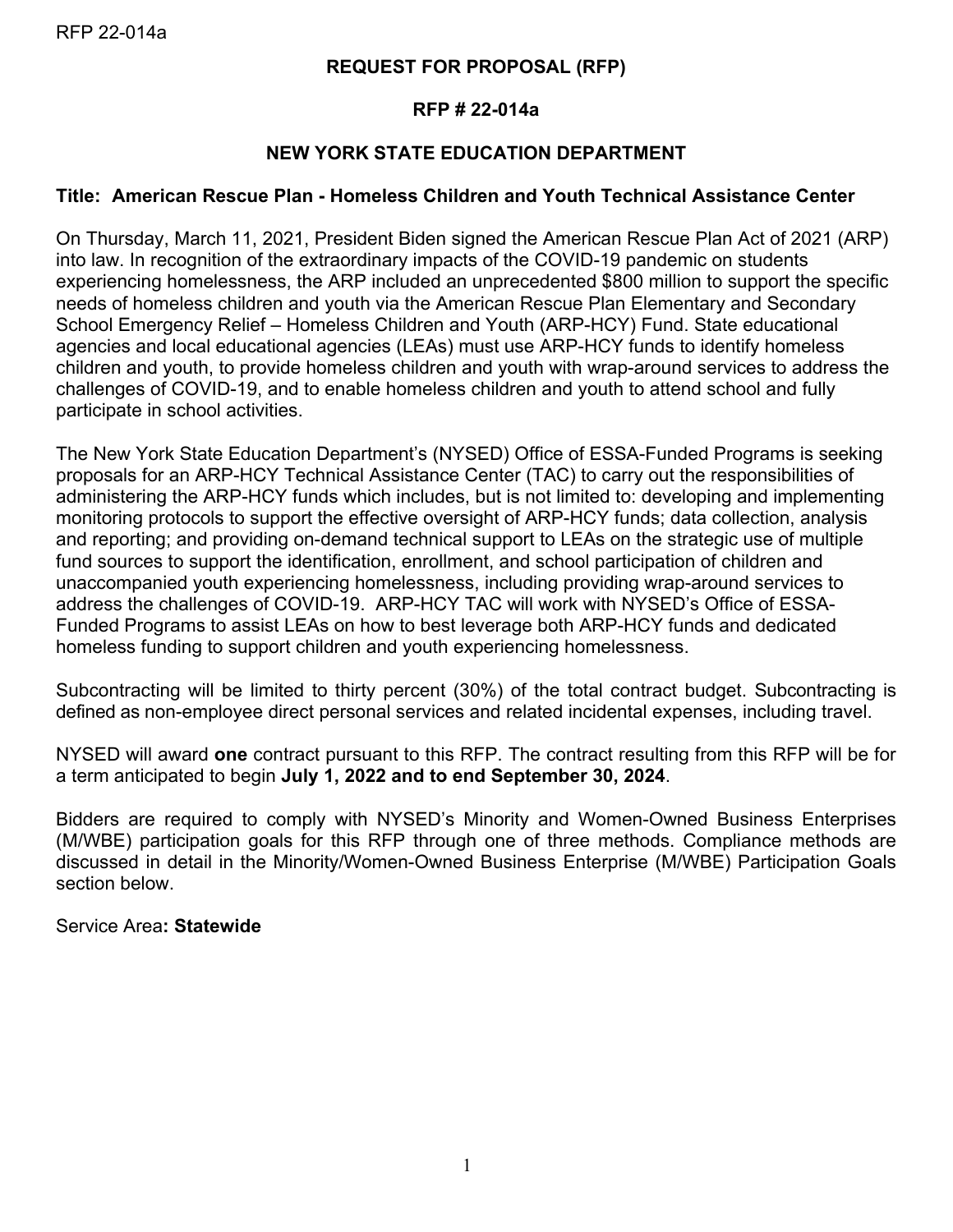# REQUEST FOR PROPOSAL (RFP)

## RFP # 22-014a

## NEW YORK STATE EDUCATION DEPARTMENT

**Title: American Rescue Plan - Homeless Children and Youth Technical Assistance Center**

On Thursday, March 11, 2021, President Biden signed the American Rescue Plan Act of 2021 (ARP) into law. In recognition of the extraordinary impacts of the COVID-19 pandemic on students experiencing homelessness, the ARP included an unprecedented $800 million to support the specific needs of homeless children and youth via the American Rescue Plan Elementary and Secondary School Emergency Relief – Homeless Children and Youth (ARP-HCY) Fund. State educational agencies and local educational agencies (LEAs) must use ARP-HCY funds to identify homeless children and youth, to provide homeless children and youth with wrap-around services to address the challenges of COVID-19, and to enable homeless children and youth to attend school and fully participate in school activities.

The New York State Education Department's (NYSED) Office of ESSA-Funded Programs is seeking proposals for an ARP-HCY Technical Assistance Center (TAC) to carry out the responsibilities of administering the ARP-HCY funds which includes, but is not limited to: developing and implementing monitoring protocols to support the effective oversight of ARP-HCY funds; data collection, analysis and reporting; and providing on-demand technical support to LEAs on the strategic use of multiple fund sources to support the identification, enrollment, and school participation of children and unaccompanied youth experiencing homelessness, including providing wrap-around services to address the challenges of COVID-19. ARP-HCY TAC will work with NYSED's Office of ESSA-Funded Programs to assist LEAs on how to best leverage both ARP-HCY funds and dedicated homeless funding to support children and youth experiencing homelessness.

Subcontracting will be limited to thirty percent (30%) of the total contract budget. Subcontracting is defined as non-employee direct personal services and related incidental expenses, including travel.

NYSED will award **one** contract pursuant to this RFP. The contract resulting from this RFP will be for a term anticipated to begin **July 1, 2022 and to end September 30, 2024**.

Bidders are required to comply with NYSED's Minority and Women-Owned Business Enterprises (M/WBE) participation goals for this RFP through one of three methods. Compliance methods are discussed in detail in the Minority/Women-Owned Business Enterprise (M/WBE) Participation Goals section below.

Service Area**: Statewide**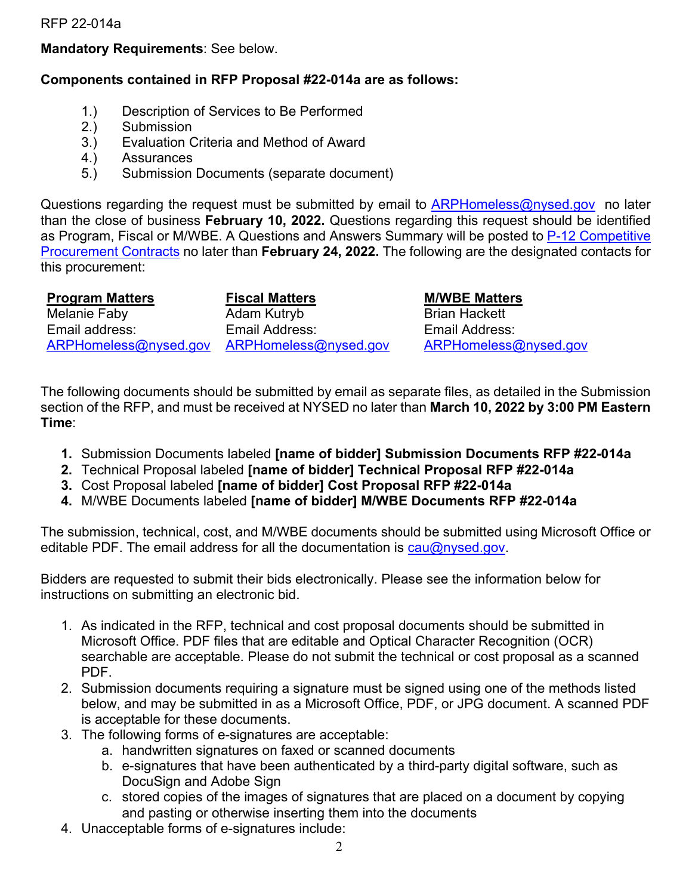RFP 22-014a

**Mandatory Requirements**: See below.

**Components contained in RFP Proposal #22-014a are as follows:**

1.) Description of Services to Be Performed
2.) Submission
3.) Evaluation Criteria and Method of Award
4.) Assurances
5.) Submission Documents (separate document)

Questions regarding the request must be submitted by email to ARPHomeless@nysed.gov no later than the close of business **February 10, 2022.** Questions regarding this request should be identified as Program, Fiscal or M/WBE. A Questions and Answers Summary will be posted to P-12 Competitive Procurement Contracts no later than **February 24, 2022.** The following are the designated contacts for this procurement:

| Program Matters | Fiscal Matters | M/WBE Matters |
|---|---|---|
| Melanie Faby | Adam Kutryb | Brian Hackett |
| Email address: | Email Address: | Email Address: |
| ARPHomeless@nysed.gov | ARPHomeless@nysed.gov | ARPHomeless@nysed.gov |

The following documents should be submitted by email as separate files, as detailed in the Submission section of the RFP, and must be received at NYSED no later than **March 10, 2022 by 3:00 PM Eastern Time**:

1. Submission Documents labeled **[name of bidder] Submission Documents RFP #22-014a**
2. Technical Proposal labeled **[name of bidder] Technical Proposal RFP #22-014a**
3. Cost Proposal labeled **[name of bidder] Cost Proposal RFP #22-014a**
4. M/WBE Documents labeled **[name of bidder] M/WBE Documents RFP #22-014a**

The submission, technical, cost, and M/WBE documents should be submitted using Microsoft Office or editable PDF. The email address for all the documentation is cau@nysed.gov.

Bidders are requested to submit their bids electronically. Please see the information below for instructions on submitting an electronic bid.

1. As indicated in the RFP, technical and cost proposal documents should be submitted in Microsoft Office. PDF files that are editable and Optical Character Recognition (OCR) searchable are acceptable. Please do not submit the technical or cost proposal as a scanned PDF.
2. Submission documents requiring a signature must be signed using one of the methods listed below, and may be submitted in as a Microsoft Office, PDF, or JPG document. A scanned PDF is acceptable for these documents.
3. The following forms of e-signatures are acceptable:
   a. handwritten signatures on faxed or scanned documents
   b. e-signatures that have been authenticated by a third-party digital software, such as DocuSign and Adobe Sign
   c. stored copies of the images of signatures that are placed on a document by copying and pasting or otherwise inserting them into the documents
4. Unacceptable forms of e-signatures include: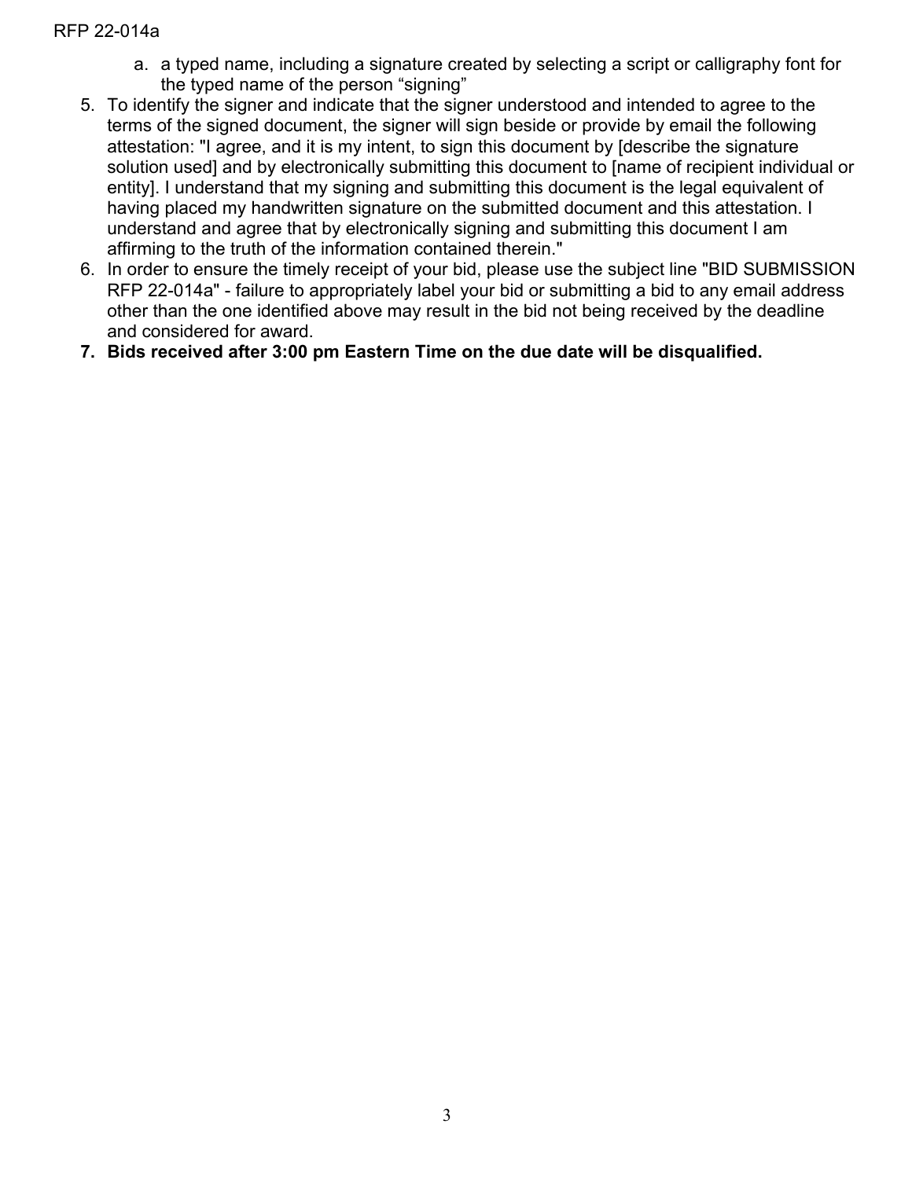a. a typed name, including a signature created by selecting a script or calligraphy font for the typed name of the person "signing"

5. To identify the signer and indicate that the signer understood and intended to agree to the terms of the signed document, the signer will sign beside or provide by email the following attestation: "I agree, and it is my intent, to sign this document by [describe the signature solution used] and by electronically submitting this document to [name of recipient individual or entity]. I understand that my signing and submitting this document is the legal equivalent of having placed my handwritten signature on the submitted document and this attestation. I understand and agree that by electronically signing and submitting this document I am affirming to the truth of the information contained therein."
6. In order to ensure the timely receipt of your bid, please use the subject line "BID SUBMISSION RFP 22-014a" - failure to appropriately label your bid or submitting a bid to any email address other than the one identified above may result in the bid not being received by the deadline and considered for award.
7. **Bids received after 3:00 pm Eastern Time on the due date will be disqualified.**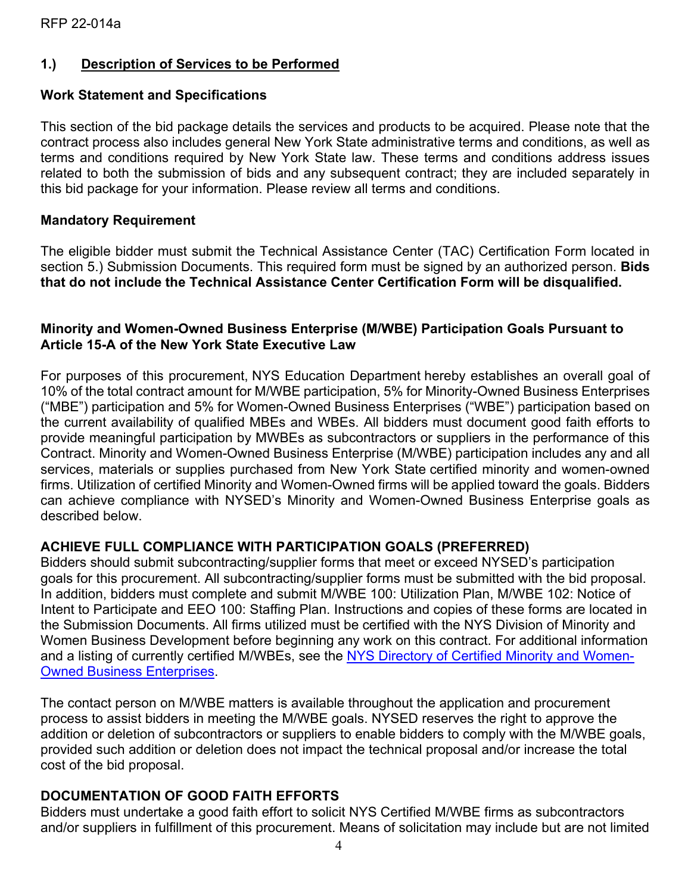## 1.) Description of Services to be Performed

### Work Statement and Specifications

This section of the bid package details the services and products to be acquired. Please note that the contract process also includes general New York State administrative terms and conditions, as well as terms and conditions required by New York State law. These terms and conditions address issues related to both the submission of bids and any subsequent contract; they are included separately in this bid package for your information. Please review all terms and conditions.

### Mandatory Requirement

The eligible bidder must submit the Technical Assistance Center (TAC) Certification Form located in section 5.) Submission Documents. This required form must be signed by an authorized person. **Bids that do not include the Technical Assistance Center Certification Form will be disqualified.**

### Minority and Women-Owned Business Enterprise (M/WBE) Participation Goals Pursuant to Article 15-A of the New York State Executive Law

For purposes of this procurement, NYS Education Department hereby establishes an overall goal of 10% of the total contract amount for M/WBE participation, 5% for Minority-Owned Business Enterprises ("MBE") participation and 5% for Women-Owned Business Enterprises ("WBE") participation based on the current availability of qualified MBEs and WBEs. All bidders must document good faith efforts to provide meaningful participation by MWBEs as subcontractors or suppliers in the performance of this Contract. Minority and Women-Owned Business Enterprise (M/WBE) participation includes any and all services, materials or supplies purchased from New York State certified minority and women-owned firms. Utilization of certified Minority and Women-Owned firms will be applied toward the goals. Bidders can achieve compliance with NYSED's Minority and Women-Owned Business Enterprise goals as described below.

### ACHIEVE FULL COMPLIANCE WITH PARTICIPATION GOALS (PREFERRED)

Bidders should submit subcontracting/supplier forms that meet or exceed NYSED's participation goals for this procurement. All subcontracting/supplier forms must be submitted with the bid proposal. In addition, bidders must complete and submit M/WBE 100: Utilization Plan, M/WBE 102: Notice of Intent to Participate and EEO 100: Staffing Plan. Instructions and copies of these forms are located in the Submission Documents. All firms utilized must be certified with the NYS Division of Minority and Women Business Development before beginning any work on this contract. For additional information and a listing of currently certified M/WBEs, see the NYS Directory of Certified Minority and Women-Owned Business Enterprises.

The contact person on M/WBE matters is available throughout the application and procurement process to assist bidders in meeting the M/WBE goals. NYSED reserves the right to approve the addition or deletion of subcontractors or suppliers to enable bidders to comply with the M/WBE goals, provided such addition or deletion does not impact the technical proposal and/or increase the total cost of the bid proposal.

### DOCUMENTATION OF GOOD FAITH EFFORTS

Bidders must undertake a good faith effort to solicit NYS Certified M/WBE firms as subcontractors and/or suppliers in fulfillment of this procurement. Means of solicitation may include but are not limited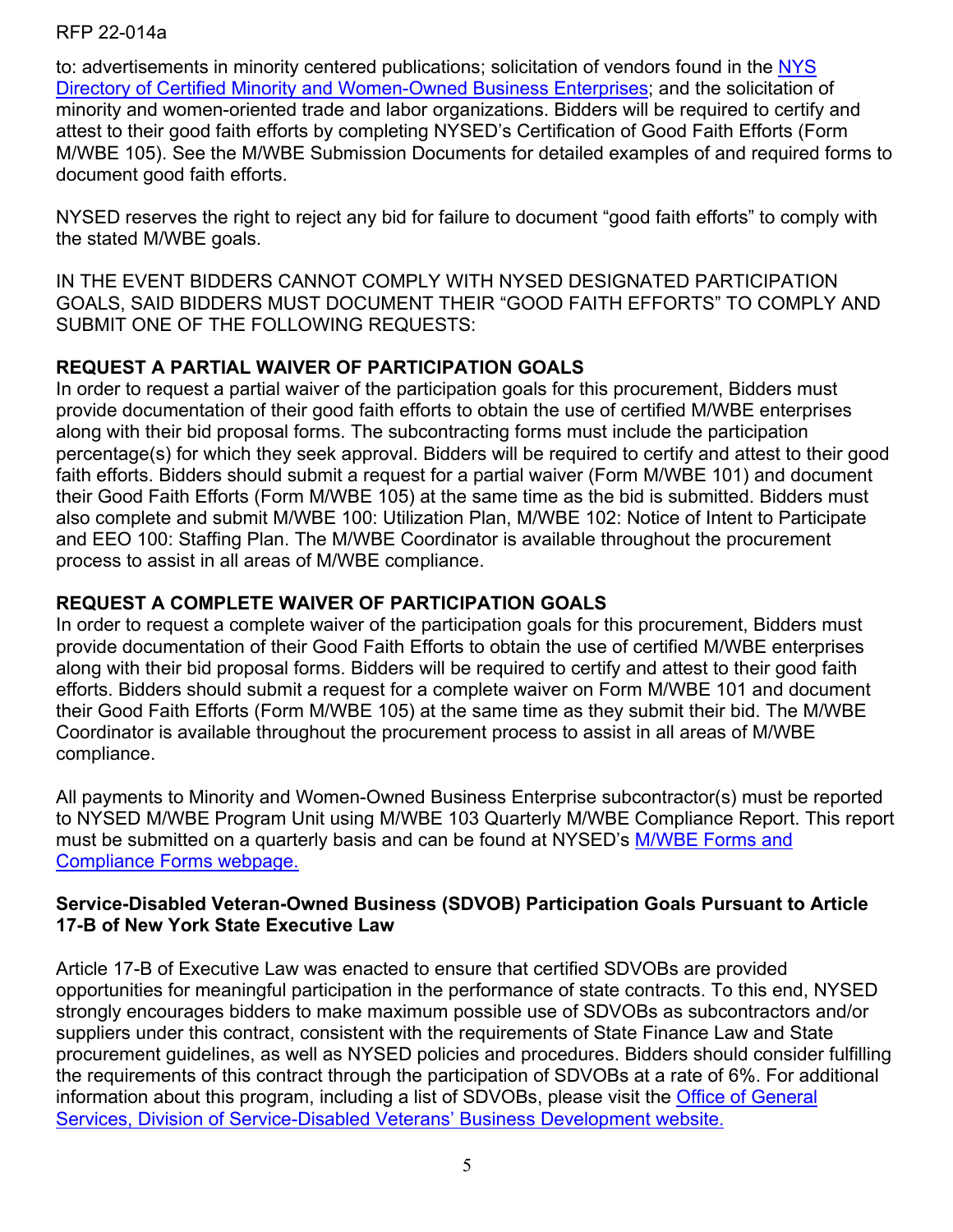to: advertisements in minority centered publications; solicitation of vendors found in the [NYS Directory of Certified Minority and Women-Owned Business Enterprises](); and the solicitation of minority and women-oriented trade and labor organizations. Bidders will be required to certify and attest to their good faith efforts by completing NYSED's Certification of Good Faith Efforts (Form M/WBE 105). See the M/WBE Submission Documents for detailed examples of and required forms to document good faith efforts.

NYSED reserves the right to reject any bid for failure to document "good faith efforts" to comply with the stated M/WBE goals.

IN THE EVENT BIDDERS CANNOT COMPLY WITH NYSED DESIGNATED PARTICIPATION GOALS, SAID BIDDERS MUST DOCUMENT THEIR "GOOD FAITH EFFORTS" TO COMPLY AND SUBMIT ONE OF THE FOLLOWING REQUESTS:

**REQUEST A PARTIAL WAIVER OF PARTICIPATION GOALS**

In order to request a partial waiver of the participation goals for this procurement, Bidders must provide documentation of their good faith efforts to obtain the use of certified M/WBE enterprises along with their bid proposal forms. The subcontracting forms must include the participation percentage(s) for which they seek approval. Bidders will be required to certify and attest to their good faith efforts. Bidders should submit a request for a partial waiver (Form M/WBE 101) and document their Good Faith Efforts (Form M/WBE 105) at the same time as the bid is submitted. Bidders must also complete and submit M/WBE 100: Utilization Plan, M/WBE 102: Notice of Intent to Participate and EEO 100: Staffing Plan. The M/WBE Coordinator is available throughout the procurement process to assist in all areas of M/WBE compliance.

**REQUEST A COMPLETE WAIVER OF PARTICIPATION GOALS**

In order to request a complete waiver of the participation goals for this procurement, Bidders must provide documentation of their Good Faith Efforts to obtain the use of certified M/WBE enterprises along with their bid proposal forms. Bidders will be required to certify and attest to their good faith efforts. Bidders should submit a request for a complete waiver on Form M/WBE 101 and document their Good Faith Efforts (Form M/WBE 105) at the same time as they submit their bid. The M/WBE Coordinator is available throughout the procurement process to assist in all areas of M/WBE compliance.

All payments to Minority and Women-Owned Business Enterprise subcontractor(s) must be reported to NYSED M/WBE Program Unit using M/WBE 103 Quarterly M/WBE Compliance Report. This report must be submitted on a quarterly basis and can be found at NYSED's [M/WBE Forms and Compliance Forms webpage.]()

**Service-Disabled Veteran-Owned Business (SDVOB) Participation Goals Pursuant to Article 17-B of New York State Executive Law**

Article 17-B of Executive Law was enacted to ensure that certified SDVOBs are provided opportunities for meaningful participation in the performance of state contracts. To this end, NYSED strongly encourages bidders to make maximum possible use of SDVOBs as subcontractors and/or suppliers under this contract, consistent with the requirements of State Finance Law and State procurement guidelines, as well as NYSED policies and procedures. Bidders should consider fulfilling the requirements of this contract through the participation of SDVOBs at a rate of 6%. For additional information about this program, including a list of SDVOBs, please visit the [Office of General Services, Division of Service-Disabled Veterans' Business Development website.]()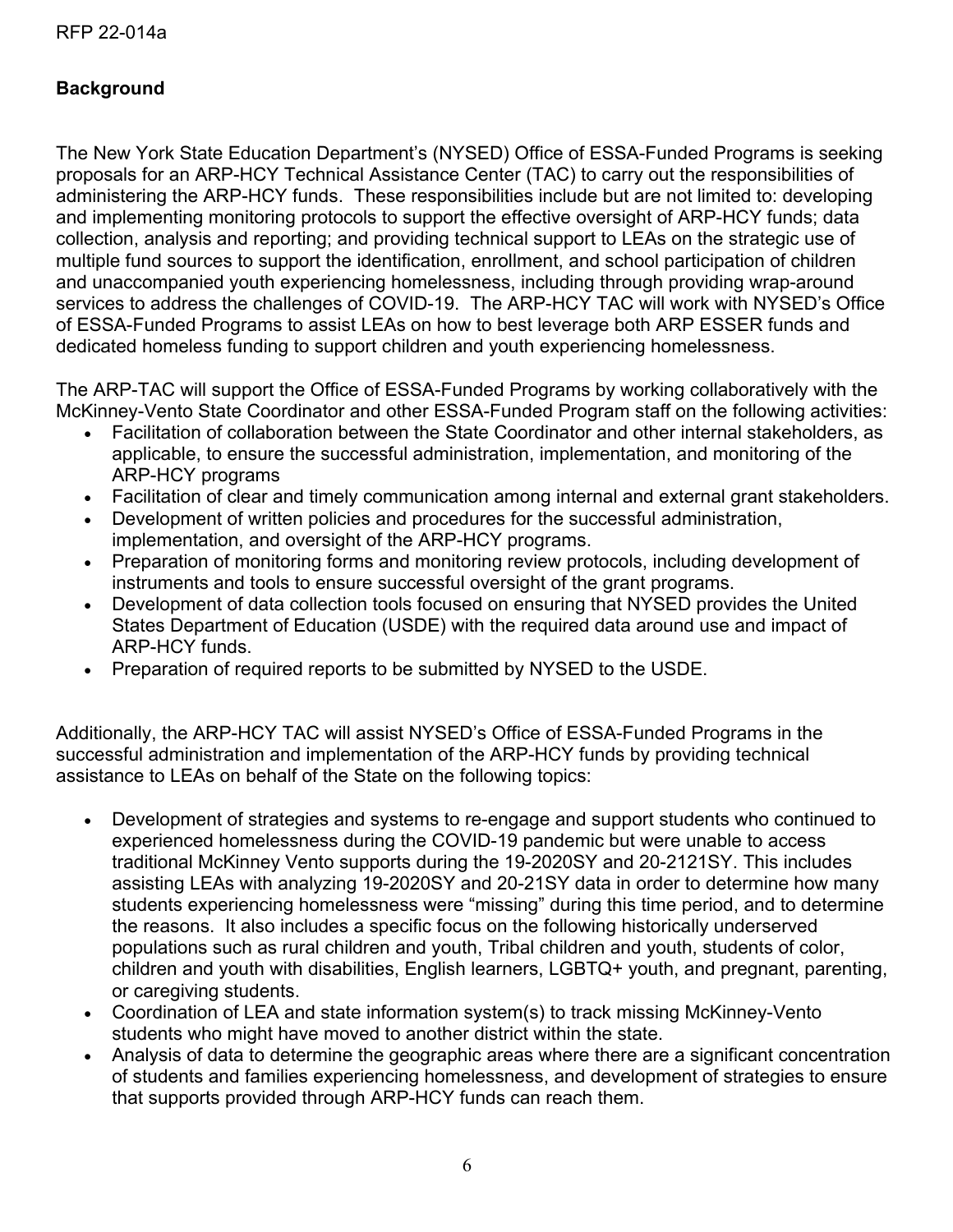## Background

The New York State Education Department's (NYSED) Office of ESSA-Funded Programs is seeking proposals for an ARP-HCY Technical Assistance Center (TAC) to carry out the responsibilities of administering the ARP-HCY funds. These responsibilities include but are not limited to: developing and implementing monitoring protocols to support the effective oversight of ARP-HCY funds; data collection, analysis and reporting; and providing technical support to LEAs on the strategic use of multiple fund sources to support the identification, enrollment, and school participation of children and unaccompanied youth experiencing homelessness, including through providing wrap-around services to address the challenges of COVID-19. The ARP-HCY TAC will work with NYSED's Office of ESSA-Funded Programs to assist LEAs on how to best leverage both ARP ESSER funds and dedicated homeless funding to support children and youth experiencing homelessness.

The ARP-TAC will support the Office of ESSA-Funded Programs by working collaboratively with the McKinney-Vento State Coordinator and other ESSA-Funded Program staff on the following activities:

- Facilitation of collaboration between the State Coordinator and other internal stakeholders, as applicable, to ensure the successful administration, implementation, and monitoring of the ARP-HCY programs
- Facilitation of clear and timely communication among internal and external grant stakeholders.
- Development of written policies and procedures for the successful administration, implementation, and oversight of the ARP-HCY programs.
- Preparation of monitoring forms and monitoring review protocols, including development of instruments and tools to ensure successful oversight of the grant programs.
- Development of data collection tools focused on ensuring that NYSED provides the United States Department of Education (USDE) with the required data around use and impact of ARP-HCY funds.
- Preparation of required reports to be submitted by NYSED to the USDE.

Additionally, the ARP-HCY TAC will assist NYSED's Office of ESSA-Funded Programs in the successful administration and implementation of the ARP-HCY funds by providing technical assistance to LEAs on behalf of the State on the following topics:

- Development of strategies and systems to re-engage and support students who continued to experienced homelessness during the COVID-19 pandemic but were unable to access traditional McKinney Vento supports during the 19-2020SY and 20-2121SY. This includes assisting LEAs with analyzing 19-2020SY and 20-21SY data in order to determine how many students experiencing homelessness were "missing" during this time period, and to determine the reasons. It also includes a specific focus on the following historically underserved populations such as rural children and youth, Tribal children and youth, students of color, children and youth with disabilities, English learners, LGBTQ+ youth, and pregnant, parenting, or caregiving students.
- Coordination of LEA and state information system(s) to track missing McKinney-Vento students who might have moved to another district within the state.
- Analysis of data to determine the geographic areas where there are a significant concentration of students and families experiencing homelessness, and development of strategies to ensure that supports provided through ARP-HCY funds can reach them.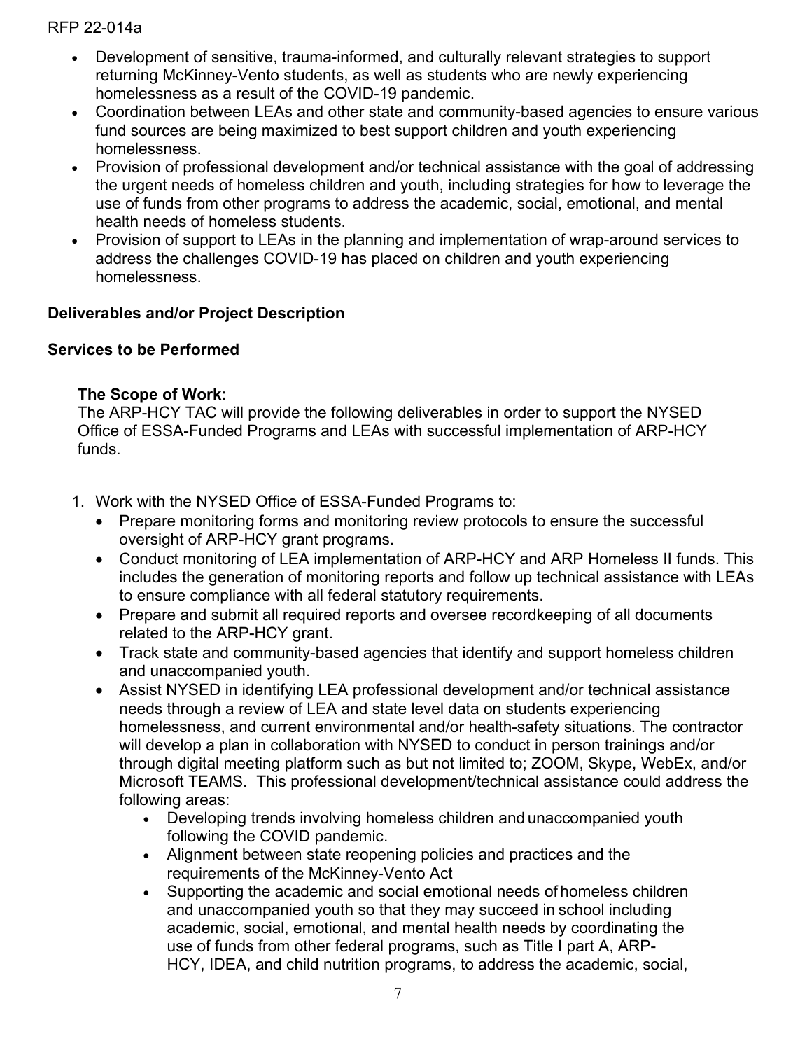- Development of sensitive, trauma-informed, and culturally relevant strategies to support returning McKinney-Vento students, as well as students who are newly experiencing homelessness as a result of the COVID-19 pandemic.
- Coordination between LEAs and other state and community-based agencies to ensure various fund sources are being maximized to best support children and youth experiencing homelessness.
- Provision of professional development and/or technical assistance with the goal of addressing the urgent needs of homeless children and youth, including strategies for how to leverage the use of funds from other programs to address the academic, social, emotional, and mental health needs of homeless students.
- Provision of support to LEAs in the planning and implementation of wrap-around services to address the challenges COVID-19 has placed on children and youth experiencing homelessness.

**Deliverables and/or Project Description**

**Services to be Performed**

**The Scope of Work:**
The ARP-HCY TAC will provide the following deliverables in order to support the NYSED Office of ESSA-Funded Programs and LEAs with successful implementation of ARP-HCY funds.

1. Work with the NYSED Office of ESSA-Funded Programs to:
   - Prepare monitoring forms and monitoring review protocols to ensure the successful oversight of ARP-HCY grant programs.
   - Conduct monitoring of LEA implementation of ARP-HCY and ARP Homeless II funds. This includes the generation of monitoring reports and follow up technical assistance with LEAs to ensure compliance with all federal statutory requirements.
   - Prepare and submit all required reports and oversee recordkeeping of all documents related to the ARP-HCY grant.
   - Track state and community-based agencies that identify and support homeless children and unaccompanied youth.
   - Assist NYSED in identifying LEA professional development and/or technical assistance needs through a review of LEA and state level data on students experiencing homelessness, and current environmental and/or health-safety situations. The contractor will develop a plan in collaboration with NYSED to conduct in person trainings and/or through digital meeting platform such as but not limited to; ZOOM, Skype, WebEx, and/or Microsoft TEAMS. This professional development/technical assistance could address the following areas:
     - Developing trends involving homeless children and unaccompanied youth following the COVID pandemic.
     - Alignment between state reopening policies and practices and the requirements of the McKinney-Vento Act
     - Supporting the academic and social emotional needs of homeless children and unaccompanied youth so that they may succeed in school including academic, social, emotional, and mental health needs by coordinating the use of funds from other federal programs, such as Title I part A, ARP-HCY, IDEA, and child nutrition programs, to address the academic, social,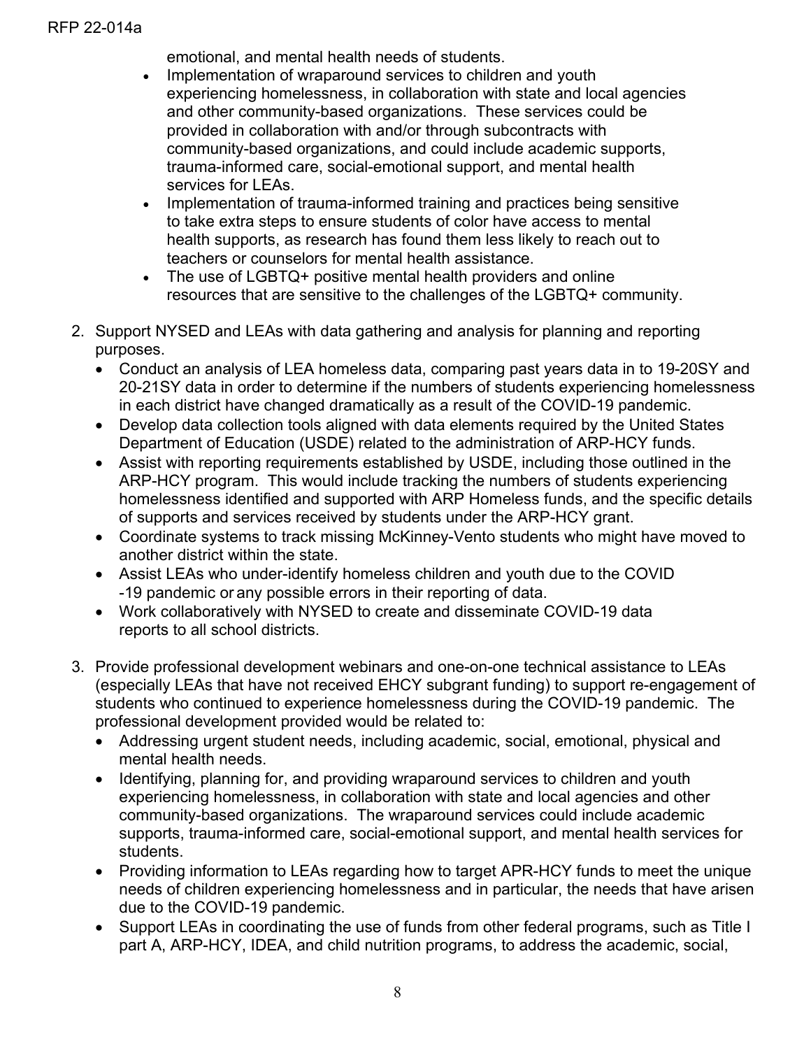emotional, and mental health needs of students.

- Implementation of wraparound services to children and youth experiencing homelessness, in collaboration with state and local agencies and other community-based organizations. These services could be provided in collaboration with and/or through subcontracts with community-based organizations, and could include academic supports, trauma-informed care, social-emotional support, and mental health services for LEAs.
- Implementation of trauma-informed training and practices being sensitive to take extra steps to ensure students of color have access to mental health supports, as research has found them less likely to reach out to teachers or counselors for mental health assistance.
- The use of LGBTQ+ positive mental health providers and online resources that are sensitive to the challenges of the LGBTQ+ community.

2. Support NYSED and LEAs with data gathering and analysis for planning and reporting purposes.
   - Conduct an analysis of LEA homeless data, comparing past years data in to 19-20SY and 20-21SY data in order to determine if the numbers of students experiencing homelessness in each district have changed dramatically as a result of the COVID-19 pandemic.
   - Develop data collection tools aligned with data elements required by the United States Department of Education (USDE) related to the administration of ARP-HCY funds.
   - Assist with reporting requirements established by USDE, including those outlined in the ARP-HCY program. This would include tracking the numbers of students experiencing homelessness identified and supported with ARP Homeless funds, and the specific details of supports and services received by students under the ARP-HCY grant.
   - Coordinate systems to track missing McKinney-Vento students who might have moved to another district within the state.
   - Assist LEAs who under-identify homeless children and youth due to the COVID -19 pandemic or any possible errors in their reporting of data.
   - Work collaboratively with NYSED to create and disseminate COVID-19 data reports to all school districts.

3. Provide professional development webinars and one-on-one technical assistance to LEAs (especially LEAs that have not received EHCY subgrant funding) to support re-engagement of students who continued to experience homelessness during the COVID-19 pandemic. The professional development provided would be related to:
   - Addressing urgent student needs, including academic, social, emotional, physical and mental health needs.
   - Identifying, planning for, and providing wraparound services to children and youth experiencing homelessness, in collaboration with state and local agencies and other community-based organizations. The wraparound services could include academic supports, trauma-informed care, social-emotional support, and mental health services for students.
   - Providing information to LEAs regarding how to target APR-HCY funds to meet the unique needs of children experiencing homelessness and in particular, the needs that have arisen due to the COVID-19 pandemic.
   - Support LEAs in coordinating the use of funds from other federal programs, such as Title I part A, ARP-HCY, IDEA, and child nutrition programs, to address the academic, social,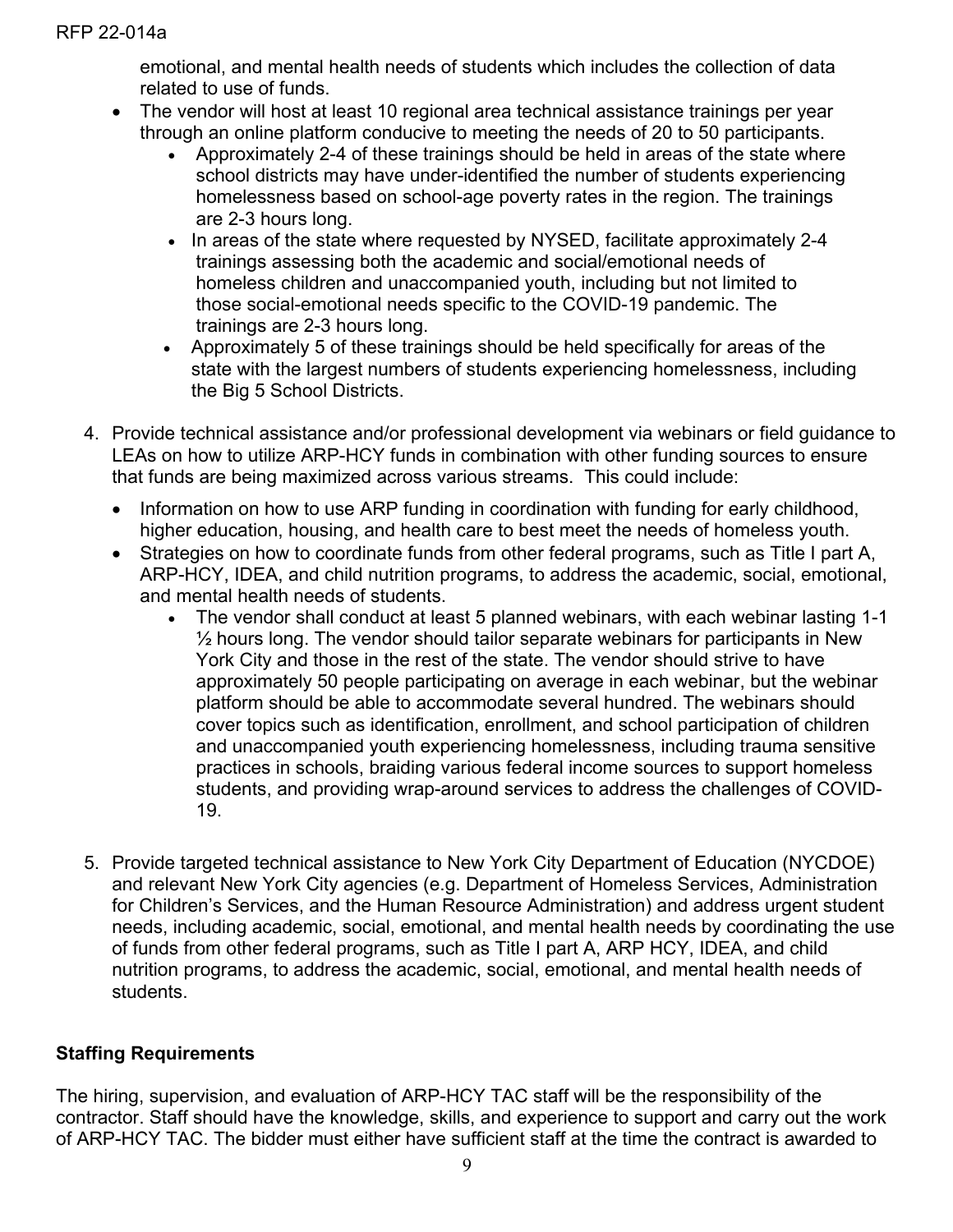emotional, and mental health needs of students which includes the collection of data related to use of funds.

- The vendor will host at least 10 regional area technical assistance trainings per year through an online platform conducive to meeting the needs of 20 to 50 participants.
  - Approximately 2-4 of these trainings should be held in areas of the state where school districts may have under-identified the number of students experiencing homelessness based on school-age poverty rates in the region. The trainings are 2-3 hours long.
  - In areas of the state where requested by NYSED, facilitate approximately 2-4 trainings assessing both the academic and social/emotional needs of homeless children and unaccompanied youth, including but not limited to those social-emotional needs specific to the COVID-19 pandemic. The trainings are 2-3 hours long.
  - Approximately 5 of these trainings should be held specifically for areas of the state with the largest numbers of students experiencing homelessness, including the Big 5 School Districts.

4. Provide technical assistance and/or professional development via webinars or field guidance to LEAs on how to utilize ARP-HCY funds in combination with other funding sources to ensure that funds are being maximized across various streams. This could include:
   - Information on how to use ARP funding in coordination with funding for early childhood, higher education, housing, and health care to best meet the needs of homeless youth.
   - Strategies on how to coordinate funds from other federal programs, such as Title I part A, ARP-HCY, IDEA, and child nutrition programs, to address the academic, social, emotional, and mental health needs of students.
     - The vendor shall conduct at least 5 planned webinars, with each webinar lasting 1-1 ½ hours long. The vendor should tailor separate webinars for participants in New York City and those in the rest of the state. The vendor should strive to have approximately 50 people participating on average in each webinar, but the webinar platform should be able to accommodate several hundred. The webinars should cover topics such as identification, enrollment, and school participation of children and unaccompanied youth experiencing homelessness, including trauma sensitive practices in schools, braiding various federal income sources to support homeless students, and providing wrap-around services to address the challenges of COVID-19.

5. Provide targeted technical assistance to New York City Department of Education (NYCDOE) and relevant New York City agencies (e.g. Department of Homeless Services, Administration for Children's Services, and the Human Resource Administration) and address urgent student needs, including academic, social, emotional, and mental health needs by coordinating the use of funds from other federal programs, such as Title I part A, ARP HCY, IDEA, and child nutrition programs, to address the academic, social, emotional, and mental health needs of students.

**Staffing Requirements**

The hiring, supervision, and evaluation of ARP-HCY TAC staff will be the responsibility of the contractor. Staff should have the knowledge, skills, and experience to support and carry out the work of ARP-HCY TAC. The bidder must either have sufficient staff at the time the contract is awarded to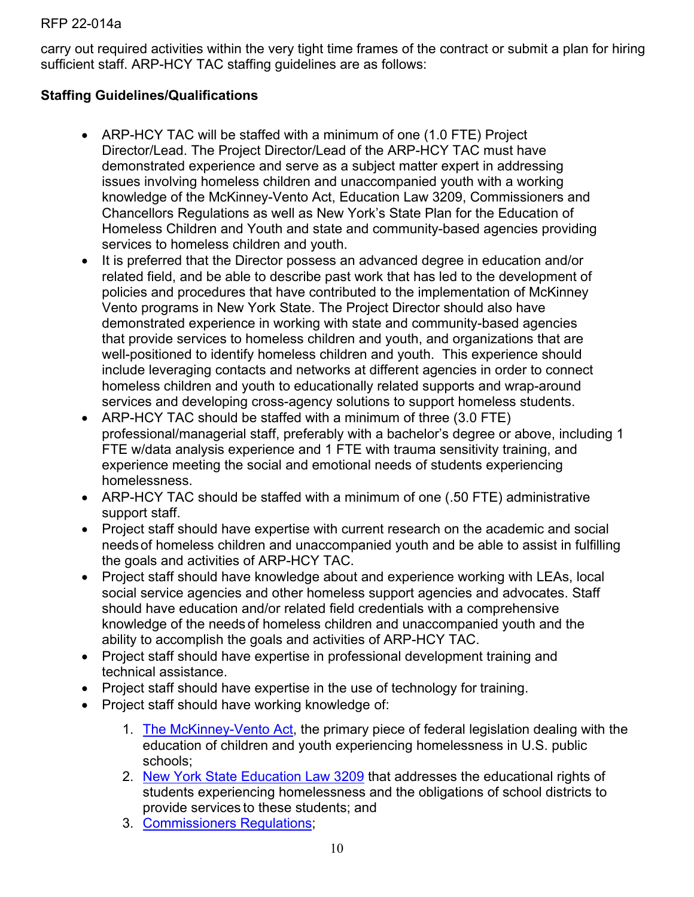carry out required activities within the very tight time frames of the contract or submit a plan for hiring sufficient staff. ARP-HCY TAC staffing guidelines are as follows:

**Staffing Guidelines/Qualifications**

- ARP-HCY TAC will be staffed with a minimum of one (1.0 FTE) Project Director/Lead. The Project Director/Lead of the ARP-HCY TAC must have demonstrated experience and serve as a subject matter expert in addressing issues involving homeless children and unaccompanied youth with a working knowledge of the McKinney-Vento Act, Education Law 3209, Commissioners and Chancellors Regulations as well as New York's State Plan for the Education of Homeless Children and Youth and state and community-based agencies providing services to homeless children and youth.
- It is preferred that the Director possess an advanced degree in education and/or related field, and be able to describe past work that has led to the development of policies and procedures that have contributed to the implementation of McKinney Vento programs in New York State. The Project Director should also have demonstrated experience in working with state and community-based agencies that provide services to homeless children and youth, and organizations that are well-positioned to identify homeless children and youth. This experience should include leveraging contacts and networks at different agencies in order to connect homeless children and youth to educationally related supports and wrap-around services and developing cross-agency solutions to support homeless students.
- ARP-HCY TAC should be staffed with a minimum of three (3.0 FTE) professional/managerial staff, preferably with a bachelor's degree or above, including 1 FTE w/data analysis experience and 1 FTE with trauma sensitivity training, and experience meeting the social and emotional needs of students experiencing homelessness.
- ARP-HCY TAC should be staffed with a minimum of one (.50 FTE) administrative support staff.
- Project staff should have expertise with current research on the academic and social needs of homeless children and unaccompanied youth and be able to assist in fulfilling the goals and activities of ARP-HCY TAC.
- Project staff should have knowledge about and experience working with LEAs, local social service agencies and other homeless support agencies and advocates. Staff should have education and/or related field credentials with a comprehensive knowledge of the needs of homeless children and unaccompanied youth and the ability to accomplish the goals and activities of ARP-HCY TAC.
- Project staff should have expertise in professional development training and technical assistance.
- Project staff should have expertise in the use of technology for training.
- Project staff should have working knowledge of:

    1. The McKinney-Vento Act, the primary piece of federal legislation dealing with the education of children and youth experiencing homelessness in U.S. public schools;
    2. New York State Education Law 3209 that addresses the educational rights of students experiencing homelessness and the obligations of school districts to provide services to these students; and
    3. Commissioners Regulations;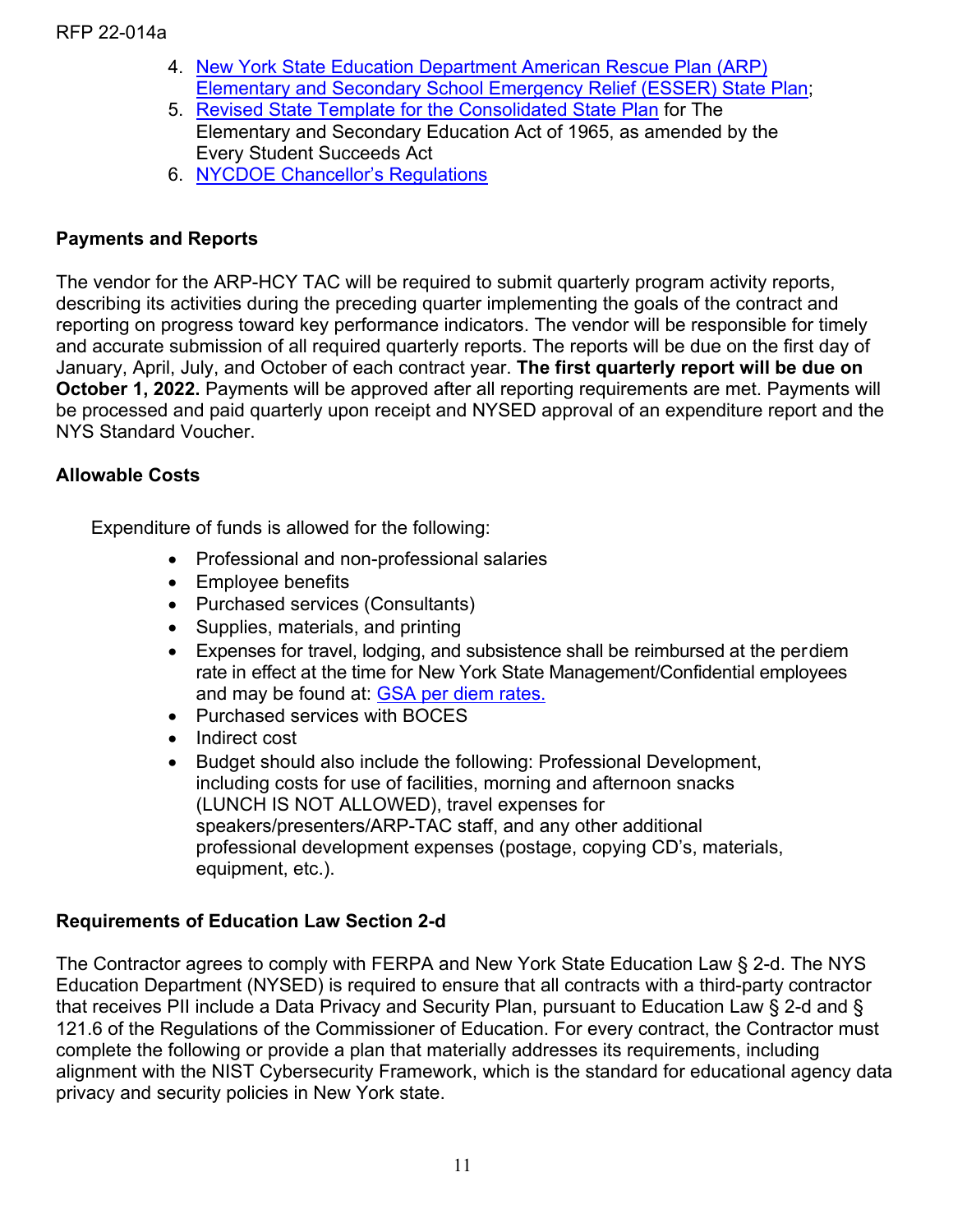4. [New York State Education Department American Rescue Plan (ARP) Elementary and Secondary School Emergency Relief (ESSER) State Plan](#);
5. [Revised State Template for the Consolidated State Plan](#) for The Elementary and Secondary Education Act of 1965, as amended by the Every Student Succeeds Act
6. [NYCDOE Chancellor's Regulations](#)

**Payments and Reports**

The vendor for the ARP-HCY TAC will be required to submit quarterly program activity reports, describing its activities during the preceding quarter implementing the goals of the contract and reporting on progress toward key performance indicators. The vendor will be responsible for timely and accurate submission of all required quarterly reports. The reports will be due on the first day of January, April, July, and October of each contract year. **The first quarterly report will be due on October 1, 2022.** Payments will be approved after all reporting requirements are met. Payments will be processed and paid quarterly upon receipt and NYSED approval of an expenditure report and the NYS Standard Voucher.

**Allowable Costs**

Expenditure of funds is allowed for the following:

- Professional and non-professional salaries
- Employee benefits
- Purchased services (Consultants)
- Supplies, materials, and printing
- Expenses for travel, lodging, and subsistence shall be reimbursed at the per diem rate in effect at the time for New York State Management/Confidential employees and may be found at: [GSA per diem rates.](#)
- Purchased services with BOCES
- Indirect cost
- Budget should also include the following: Professional Development, including costs for use of facilities, morning and afternoon snacks (LUNCH IS NOT ALLOWED), travel expenses for speakers/presenters/ARP-TAC staff, and any other additional professional development expenses (postage, copying CD's, materials, equipment, etc.).

**Requirements of Education Law Section 2-d**

The Contractor agrees to comply with FERPA and New York State Education Law § 2-d. The NYS Education Department (NYSED) is required to ensure that all contracts with a third-party contractor that receives PII include a Data Privacy and Security Plan, pursuant to Education Law § 2-d and § 121.6 of the Regulations of the Commissioner of Education. For every contract, the Contractor must complete the following or provide a plan that materially addresses its requirements, including alignment with the NIST Cybersecurity Framework, which is the standard for educational agency data privacy and security policies in New York state.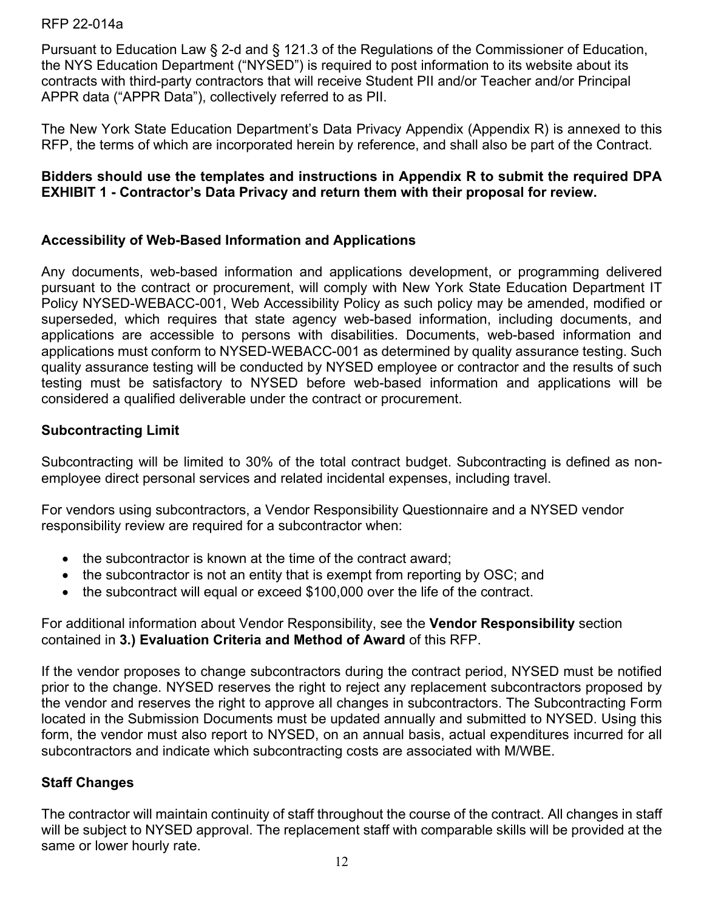Pursuant to Education Law § 2-d and § 121.3 of the Regulations of the Commissioner of Education, the NYS Education Department ("NYSED") is required to post information to its website about its contracts with third-party contractors that will receive Student PII and/or Teacher and/or Principal APPR data ("APPR Data"), collectively referred to as PII.

The New York State Education Department's Data Privacy Appendix (Appendix R) is annexed to this RFP, the terms of which are incorporated herein by reference, and shall also be part of the Contract.

**Bidders should use the templates and instructions in Appendix R to submit the required DPA EXHIBIT 1 - Contractor's Data Privacy and return them with their proposal for review.**

### Accessibility of Web-Based Information and Applications

Any documents, web-based information and applications development, or programming delivered pursuant to the contract or procurement, will comply with New York State Education Department IT Policy NYSED-WEBACC-001, Web Accessibility Policy as such policy may be amended, modified or superseded, which requires that state agency web-based information, including documents, and applications are accessible to persons with disabilities. Documents, web-based information and applications must conform to NYSED-WEBACC-001 as determined by quality assurance testing. Such quality assurance testing will be conducted by NYSED employee or contractor and the results of such testing must be satisfactory to NYSED before web-based information and applications will be considered a qualified deliverable under the contract or procurement.

### Subcontracting Limit

Subcontracting will be limited to 30% of the total contract budget. Subcontracting is defined as non-employee direct personal services and related incidental expenses, including travel.

For vendors using subcontractors, a Vendor Responsibility Questionnaire and a NYSED vendor responsibility review are required for a subcontractor when:

- the subcontractor is known at the time of the contract award;
- the subcontractor is not an entity that is exempt from reporting by OSC; and
- the subcontract will equal or exceed $100,000 over the life of the contract.

For additional information about Vendor Responsibility, see the **Vendor Responsibility** section contained in **3.) Evaluation Criteria and Method of Award** of this RFP.

If the vendor proposes to change subcontractors during the contract period, NYSED must be notified prior to the change. NYSED reserves the right to reject any replacement subcontractors proposed by the vendor and reserves the right to approve all changes in subcontractors. The Subcontracting Form located in the Submission Documents must be updated annually and submitted to NYSED. Using this form, the vendor must also report to NYSED, on an annual basis, actual expenditures incurred for all subcontractors and indicate which subcontracting costs are associated with M/WBE.

### Staff Changes

The contractor will maintain continuity of staff throughout the course of the contract. All changes in staff will be subject to NYSED approval. The replacement staff with comparable skills will be provided at the same or lower hourly rate.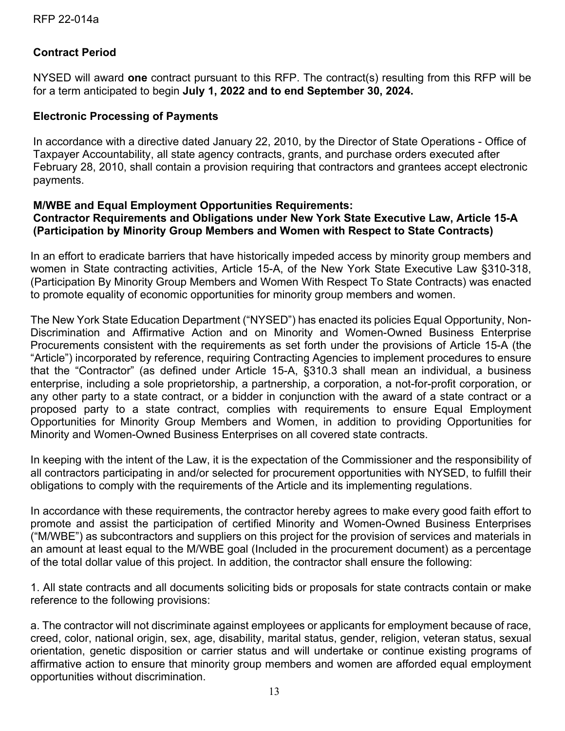**Contract Period**

NYSED will award **one** contract pursuant to this RFP. The contract(s) resulting from this RFP will be for a term anticipated to begin **July 1, 2022 and to end September 30, 2024.**

**Electronic Processing of Payments**

In accordance with a directive dated January 22, 2010, by the Director of State Operations - Office of Taxpayer Accountability, all state agency contracts, grants, and purchase orders executed after February 28, 2010, shall contain a provision requiring that contractors and grantees accept electronic payments.

**M/WBE and Equal Employment Opportunities Requirements:**
**Contractor Requirements and Obligations under New York State Executive Law, Article 15-A (Participation by Minority Group Members and Women with Respect to State Contracts)**

In an effort to eradicate barriers that have historically impeded access by minority group members and women in State contracting activities, Article 15-A, of the New York State Executive Law §310-318, (Participation By Minority Group Members and Women With Respect To State Contracts) was enacted to promote equality of economic opportunities for minority group members and women.

The New York State Education Department ("NYSED") has enacted its policies Equal Opportunity, Non-Discrimination and Affirmative Action and on Minority and Women-Owned Business Enterprise Procurements consistent with the requirements as set forth under the provisions of Article 15-A (the "Article") incorporated by reference, requiring Contracting Agencies to implement procedures to ensure that the "Contractor" (as defined under Article 15-A, §310.3 shall mean an individual, a business enterprise, including a sole proprietorship, a partnership, a corporation, a not-for-profit corporation, or any other party to a state contract, or a bidder in conjunction with the award of a state contract or a proposed party to a state contract, complies with requirements to ensure Equal Employment Opportunities for Minority Group Members and Women, in addition to providing Opportunities for Minority and Women-Owned Business Enterprises on all covered state contracts.

In keeping with the intent of the Law, it is the expectation of the Commissioner and the responsibility of all contractors participating in and/or selected for procurement opportunities with NYSED, to fulfill their obligations to comply with the requirements of the Article and its implementing regulations.

In accordance with these requirements, the contractor hereby agrees to make every good faith effort to promote and assist the participation of certified Minority and Women-Owned Business Enterprises ("M/WBE") as subcontractors and suppliers on this project for the provision of services and materials in an amount at least equal to the M/WBE goal (Included in the procurement document) as a percentage of the total dollar value of this project. In addition, the contractor shall ensure the following:

1. All state contracts and all documents soliciting bids or proposals for state contracts contain or make reference to the following provisions:

a. The contractor will not discriminate against employees or applicants for employment because of race, creed, color, national origin, sex, age, disability, marital status, gender, religion, veteran status, sexual orientation, genetic disposition or carrier status and will undertake or continue existing programs of affirmative action to ensure that minority group members and women are afforded equal employment opportunities without discrimination.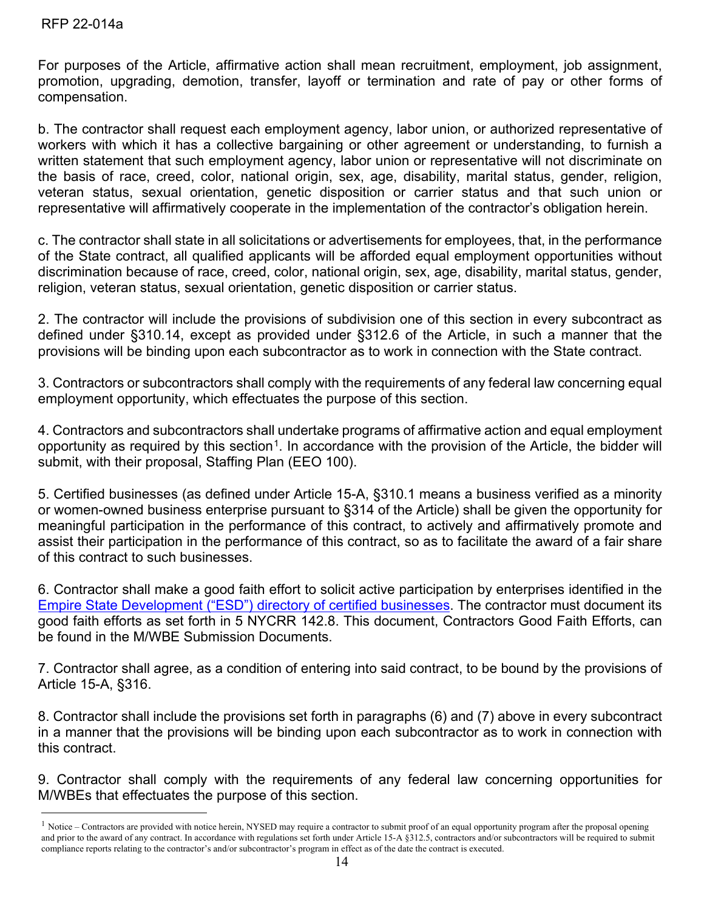For purposes of the Article, affirmative action shall mean recruitment, employment, job assignment, promotion, upgrading, demotion, transfer, layoff or termination and rate of pay or other forms of compensation.

b. The contractor shall request each employment agency, labor union, or authorized representative of workers with which it has a collective bargaining or other agreement or understanding, to furnish a written statement that such employment agency, labor union or representative will not discriminate on the basis of race, creed, color, national origin, sex, age, disability, marital status, gender, religion, veteran status, sexual orientation, genetic disposition or carrier status and that such union or representative will affirmatively cooperate in the implementation of the contractor's obligation herein.

c. The contractor shall state in all solicitations or advertisements for employees, that, in the performance of the State contract, all qualified applicants will be afforded equal employment opportunities without discrimination because of race, creed, color, national origin, sex, age, disability, marital status, gender, religion, veteran status, sexual orientation, genetic disposition or carrier status.

2. The contractor will include the provisions of subdivision one of this section in every subcontract as defined under §310.14, except as provided under §312.6 of the Article, in such a manner that the provisions will be binding upon each subcontractor as to work in connection with the State contract.

3. Contractors or subcontractors shall comply with the requirements of any federal law concerning equal employment opportunity, which effectuates the purpose of this section.

4. Contractors and subcontractors shall undertake programs of affirmative action and equal employment opportunity as required by this section[1]. In accordance with the provision of the Article, the bidder will submit, with their proposal, Staffing Plan (EEO 100).

5. Certified businesses (as defined under Article 15-A, §310.1 means a business verified as a minority or women-owned business enterprise pursuant to §314 of the Article) shall be given the opportunity for meaningful participation in the performance of this contract, to actively and affirmatively promote and assist their participation in the performance of this contract, so as to facilitate the award of a fair share of this contract to such businesses.

6. Contractor shall make a good faith effort to solicit active participation by enterprises identified in the Empire State Development ("ESD") directory of certified businesses. The contractor must document its good faith efforts as set forth in 5 NYCRR 142.8. This document, Contractors Good Faith Efforts, can be found in the M/WBE Submission Documents.

7. Contractor shall agree, as a condition of entering into said contract, to be bound by the provisions of Article 15-A, §316.

8. Contractor shall include the provisions set forth in paragraphs (6) and (7) above in every subcontract in a manner that the provisions will be binding upon each subcontractor as to work in connection with this contract.

9. Contractor shall comply with the requirements of any federal law concerning opportunities for M/WBEs that effectuates the purpose of this section.

[1] Notice – Contractors are provided with notice herein, NYSED may require a contractor to submit proof of an equal opportunity program after the proposal opening and prior to the award of any contract. In accordance with regulations set forth under Article 15-A §312.5, contractors and/or subcontractors will be required to submit compliance reports relating to the contractor's and/or subcontractor's program in effect as of the date the contract is executed.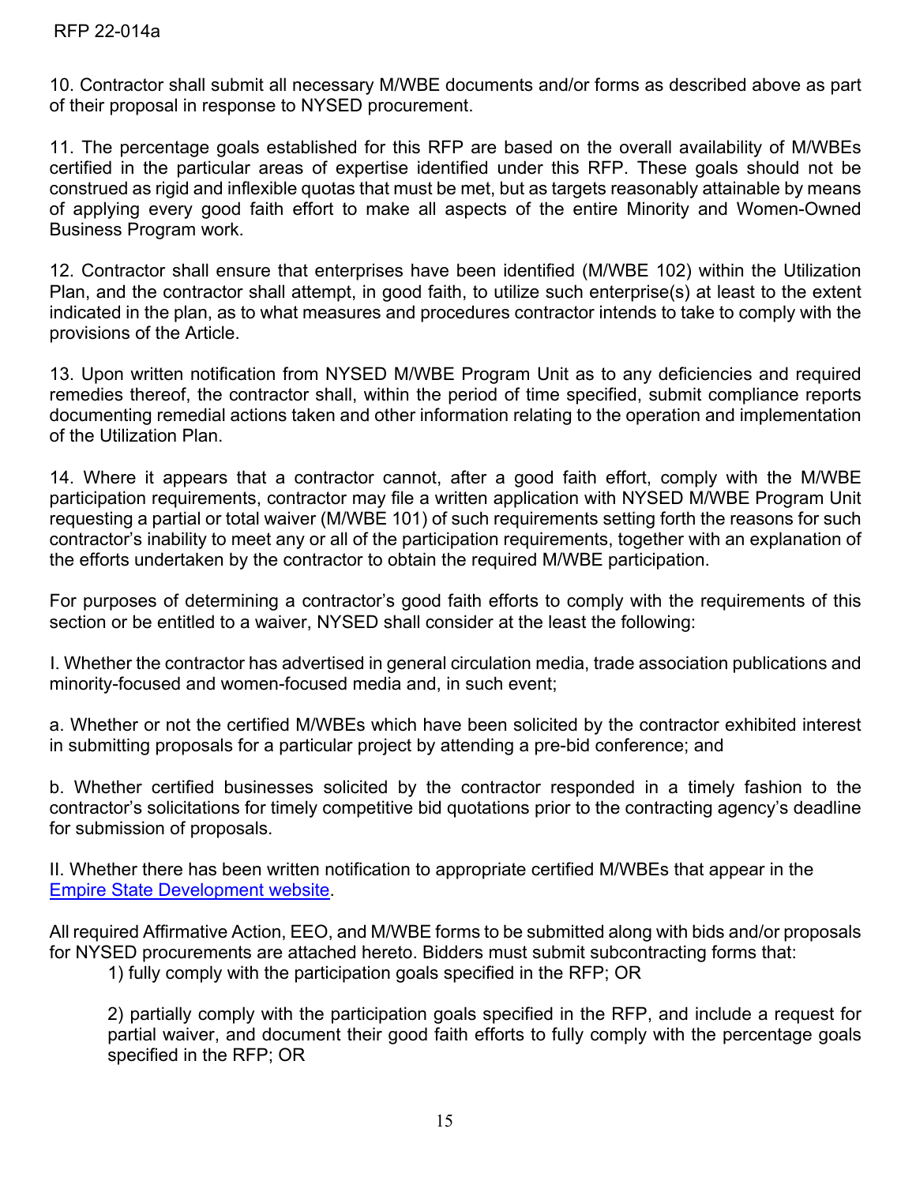10. Contractor shall submit all necessary M/WBE documents and/or forms as described above as part of their proposal in response to NYSED procurement.

11. The percentage goals established for this RFP are based on the overall availability of M/WBEs certified in the particular areas of expertise identified under this RFP. These goals should not be construed as rigid and inflexible quotas that must be met, but as targets reasonably attainable by means of applying every good faith effort to make all aspects of the entire Minority and Women-Owned Business Program work.

12. Contractor shall ensure that enterprises have been identified (M/WBE 102) within the Utilization Plan, and the contractor shall attempt, in good faith, to utilize such enterprise(s) at least to the extent indicated in the plan, as to what measures and procedures contractor intends to take to comply with the provisions of the Article.

13. Upon written notification from NYSED M/WBE Program Unit as to any deficiencies and required remedies thereof, the contractor shall, within the period of time specified, submit compliance reports documenting remedial actions taken and other information relating to the operation and implementation of the Utilization Plan.

14. Where it appears that a contractor cannot, after a good faith effort, comply with the M/WBE participation requirements, contractor may file a written application with NYSED M/WBE Program Unit requesting a partial or total waiver (M/WBE 101) of such requirements setting forth the reasons for such contractor's inability to meet any or all of the participation requirements, together with an explanation of the efforts undertaken by the contractor to obtain the required M/WBE participation.

For purposes of determining a contractor's good faith efforts to comply with the requirements of this section or be entitled to a waiver, NYSED shall consider at the least the following:

I. Whether the contractor has advertised in general circulation media, trade association publications and minority-focused and women-focused media and, in such event;

a. Whether or not the certified M/WBEs which have been solicited by the contractor exhibited interest in submitting proposals for a particular project by attending a pre-bid conference; and

b. Whether certified businesses solicited by the contractor responded in a timely fashion to the contractor's solicitations for timely competitive bid quotations prior to the contracting agency's deadline for submission of proposals.

II. Whether there has been written notification to appropriate certified M/WBEs that appear in the Empire State Development website.

All required Affirmative Action, EEO, and M/WBE forms to be submitted along with bids and/or proposals for NYSED procurements are attached hereto. Bidders must submit subcontracting forms that:

1) fully comply with the participation goals specified in the RFP; OR

2) partially comply with the participation goals specified in the RFP, and include a request for partial waiver, and document their good faith efforts to fully comply with the percentage goals specified in the RFP; OR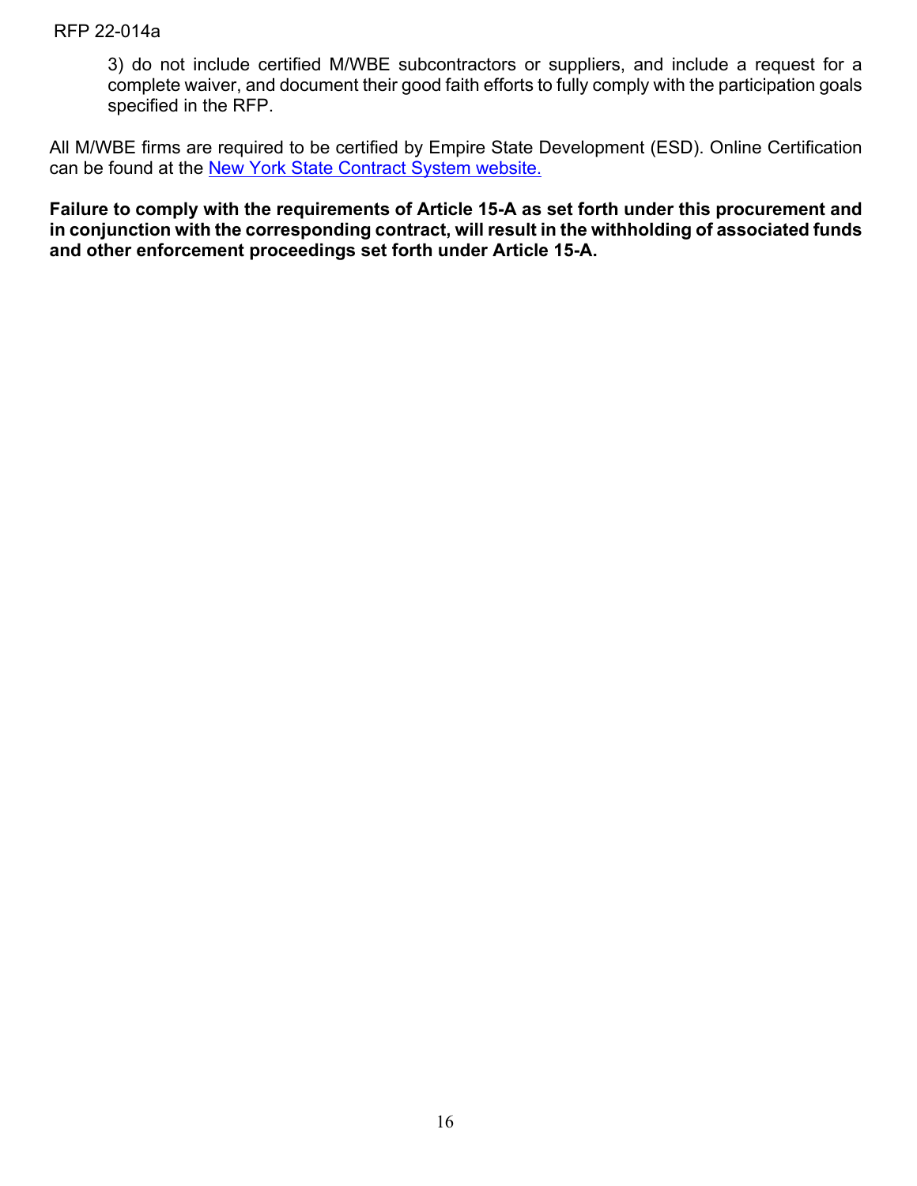3) do not include certified M/WBE subcontractors or suppliers, and include a request for a complete waiver, and document their good faith efforts to fully comply with the participation goals specified in the RFP.

All M/WBE firms are required to be certified by Empire State Development (ESD). Online Certification can be found at the [New York State Contract System website.]

**Failure to comply with the requirements of Article 15-A as set forth under this procurement and in conjunction with the corresponding contract, will result in the withholding of associated funds and other enforcement proceedings set forth under Article 15-A.**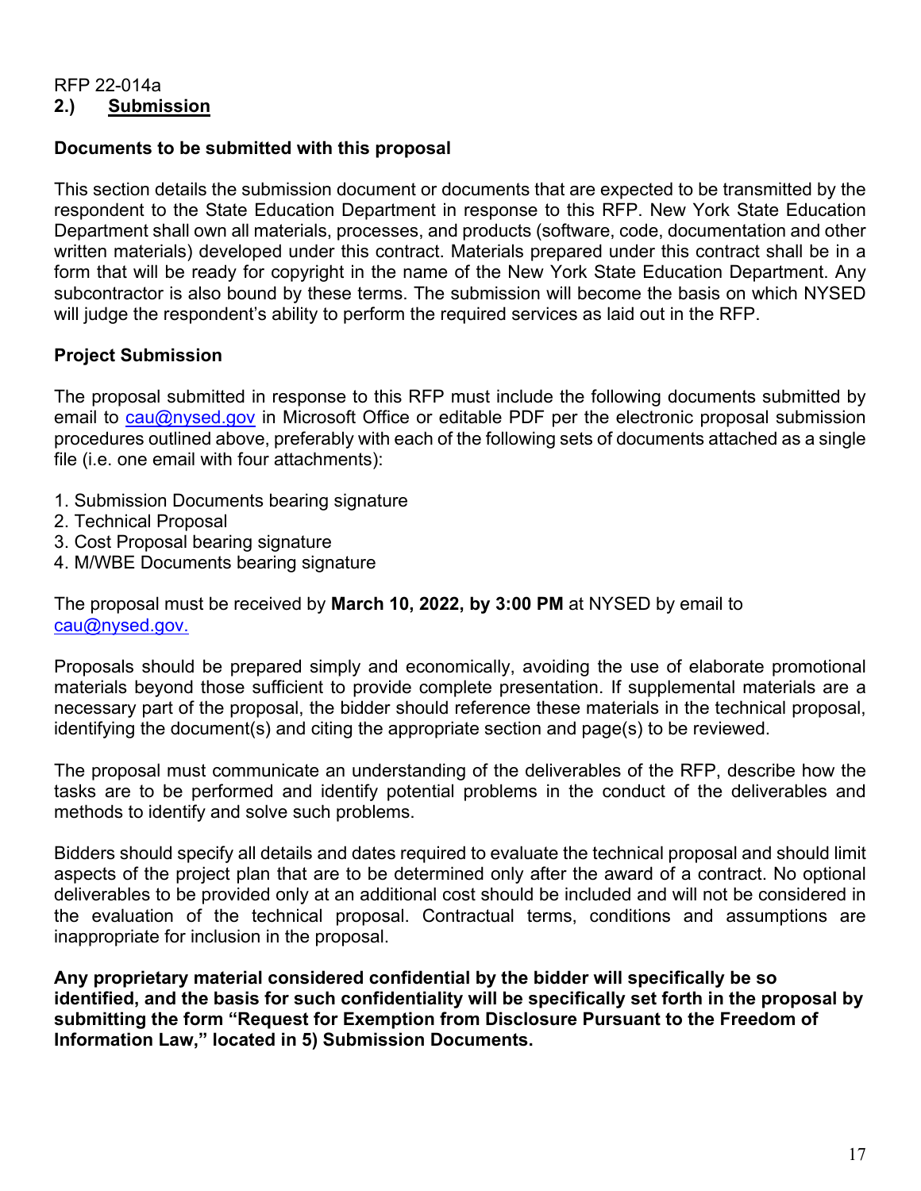RFP 22-014a

## 2.) Submission

### Documents to be submitted with this proposal

This section details the submission document or documents that are expected to be transmitted by the respondent to the State Education Department in response to this RFP. New York State Education Department shall own all materials, processes, and products (software, code, documentation and other written materials) developed under this contract. Materials prepared under this contract shall be in a form that will be ready for copyright in the name of the New York State Education Department. Any subcontractor is also bound by these terms. The submission will become the basis on which NYSED will judge the respondent's ability to perform the required services as laid out in the RFP.

### Project Submission

The proposal submitted in response to this RFP must include the following documents submitted by email to cau@nysed.gov in Microsoft Office or editable PDF per the electronic proposal submission procedures outlined above, preferably with each of the following sets of documents attached as a single file (i.e. one email with four attachments):

1. Submission Documents bearing signature
2. Technical Proposal
3. Cost Proposal bearing signature
4. M/WBE Documents bearing signature

The proposal must be received by **March 10, 2022, by 3:00 PM** at NYSED by email to cau@nysed.gov.

Proposals should be prepared simply and economically, avoiding the use of elaborate promotional materials beyond those sufficient to provide complete presentation. If supplemental materials are a necessary part of the proposal, the bidder should reference these materials in the technical proposal, identifying the document(s) and citing the appropriate section and page(s) to be reviewed.

The proposal must communicate an understanding of the deliverables of the RFP, describe how the tasks are to be performed and identify potential problems in the conduct of the deliverables and methods to identify and solve such problems.

Bidders should specify all details and dates required to evaluate the technical proposal and should limit aspects of the project plan that are to be determined only after the award of a contract. No optional deliverables to be provided only at an additional cost should be included and will not be considered in the evaluation of the technical proposal. Contractual terms, conditions and assumptions are inappropriate for inclusion in the proposal.

**Any proprietary material considered confidential by the bidder will specifically be so identified, and the basis for such confidentiality will be specifically set forth in the proposal by submitting the form "Request for Exemption from Disclosure Pursuant to the Freedom of Information Law," located in 5) Submission Documents.**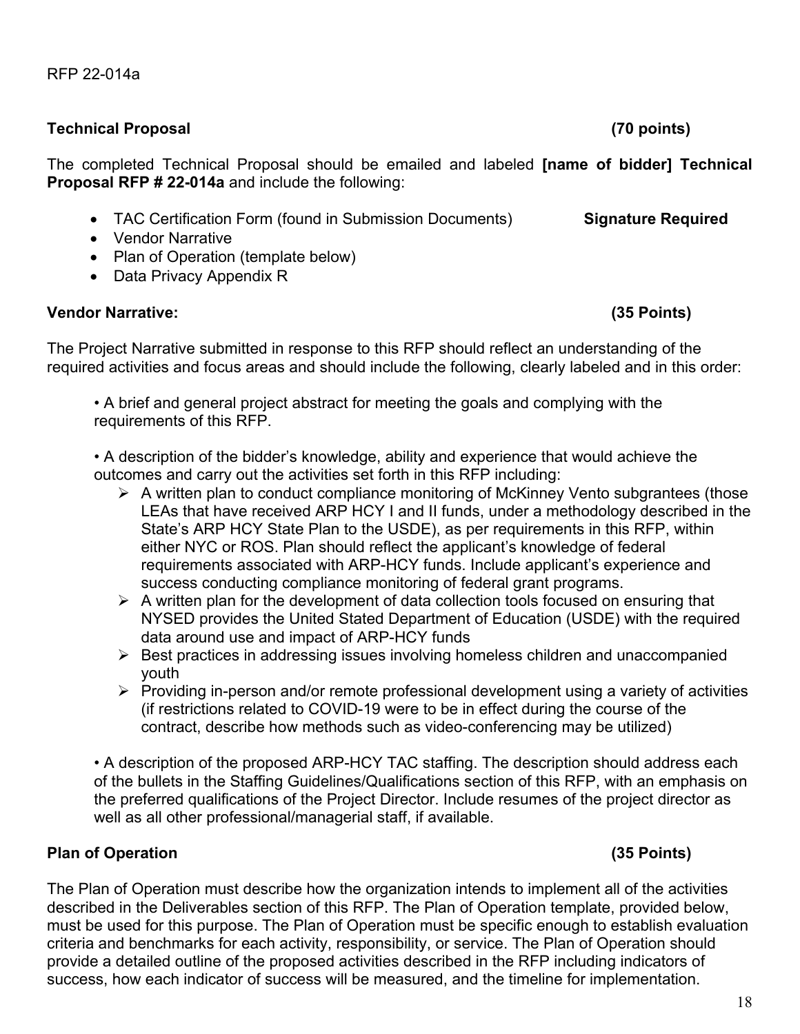RFP 22-014a

**Technical Proposal (70 points)**

The completed Technical Proposal should be emailed and labeled **[name of bidder] Technical Proposal RFP # 22-014a** and include the following:

- TAC Certification Form (found in Submission Documents) **Signature Required**
- Vendor Narrative
- Plan of Operation (template below)
- Data Privacy Appendix R

**Vendor Narrative: (35 Points)**

The Project Narrative submitted in response to this RFP should reflect an understanding of the required activities and focus areas and should include the following, clearly labeled and in this order:

- A brief and general project abstract for meeting the goals and complying with the requirements of this RFP.

- A description of the bidder's knowledge, ability and experience that would achieve the outcomes and carry out the activities set forth in this RFP including:
  - A written plan to conduct compliance monitoring of McKinney Vento subgrantees (those LEAs that have received ARP HCY I and II funds, under a methodology described in the State's ARP HCY State Plan to the USDE), as per requirements in this RFP, within either NYC or ROS. Plan should reflect the applicant's knowledge of federal requirements associated with ARP-HCY funds. Include applicant's experience and success conducting compliance monitoring of federal grant programs.
  - A written plan for the development of data collection tools focused on ensuring that NYSED provides the United Stated Department of Education (USDE) with the required data around use and impact of ARP-HCY funds
  - Best practices in addressing issues involving homeless children and unaccompanied youth
  - Providing in-person and/or remote professional development using a variety of activities (if restrictions related to COVID-19 were to be in effect during the course of the contract, describe how methods such as video-conferencing may be utilized)

- A description of the proposed ARP-HCY TAC staffing. The description should address each of the bullets in the Staffing Guidelines/Qualifications section of this RFP, with an emphasis on the preferred qualifications of the Project Director. Include resumes of the project director as well as all other professional/managerial staff, if available.

**Plan of Operation (35 Points)**

The Plan of Operation must describe how the organization intends to implement all of the activities described in the Deliverables section of this RFP. The Plan of Operation template, provided below, must be used for this purpose. The Plan of Operation must be specific enough to establish evaluation criteria and benchmarks for each activity, responsibility, or service. The Plan of Operation should provide a detailed outline of the proposed activities described in the RFP including indicators of success, how each indicator of success will be measured, and the timeline for implementation.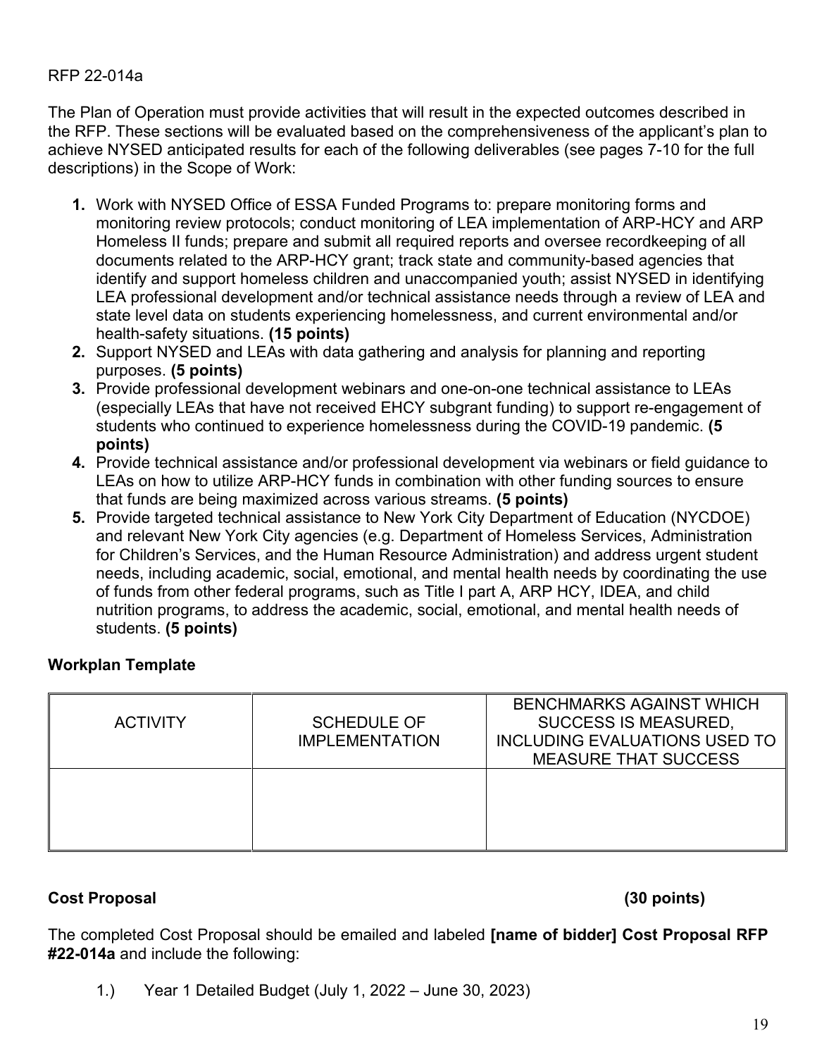RFP 22-014a

The Plan of Operation must provide activities that will result in the expected outcomes described in the RFP. These sections will be evaluated based on the comprehensiveness of the applicant's plan to achieve NYSED anticipated results for each of the following deliverables (see pages 7-10 for the full descriptions) in the Scope of Work:

1. Work with NYSED Office of ESSA Funded Programs to: prepare monitoring forms and monitoring review protocols; conduct monitoring of LEA implementation of ARP-HCY and ARP Homeless II funds; prepare and submit all required reports and oversee recordkeeping of all documents related to the ARP-HCY grant; track state and community-based agencies that identify and support homeless children and unaccompanied youth; assist NYSED in identifying LEA professional development and/or technical assistance needs through a review of LEA and state level data on students experiencing homelessness, and current environmental and/or health-safety situations. **(15 points)**
2. Support NYSED and LEAs with data gathering and analysis for planning and reporting purposes. **(5 points)**
3. Provide professional development webinars and one-on-one technical assistance to LEAs (especially LEAs that have not received EHCY subgrant funding) to support re-engagement of students who continued to experience homelessness during the COVID-19 pandemic. **(5 points)**
4. Provide technical assistance and/or professional development via webinars or field guidance to LEAs on how to utilize ARP-HCY funds in combination with other funding sources to ensure that funds are being maximized across various streams. **(5 points)**
5. Provide targeted technical assistance to New York City Department of Education (NYCDOE) and relevant New York City agencies (e.g. Department of Homeless Services, Administration for Children's Services, and the Human Resource Administration) and address urgent student needs, including academic, social, emotional, and mental health needs by coordinating the use of funds from other federal programs, such as Title I part A, ARP HCY, IDEA, and child nutrition programs, to address the academic, social, emotional, and mental health needs of students. **(5 points)**

**Workplan Template**

| ACTIVITY | SCHEDULE OF IMPLEMENTATION | BENCHMARKS AGAINST WHICH SUCCESS IS MEASURED, INCLUDING EVALUATIONS USED TO MEASURE THAT SUCCESS |
|---|---|---|
| | | |

**Cost Proposal** **(30 points)**

The completed Cost Proposal should be emailed and labeled **[name of bidder] Cost Proposal RFP #22-014a** and include the following:

1.) Year 1 Detailed Budget (July 1, 2022 – June 30, 2023)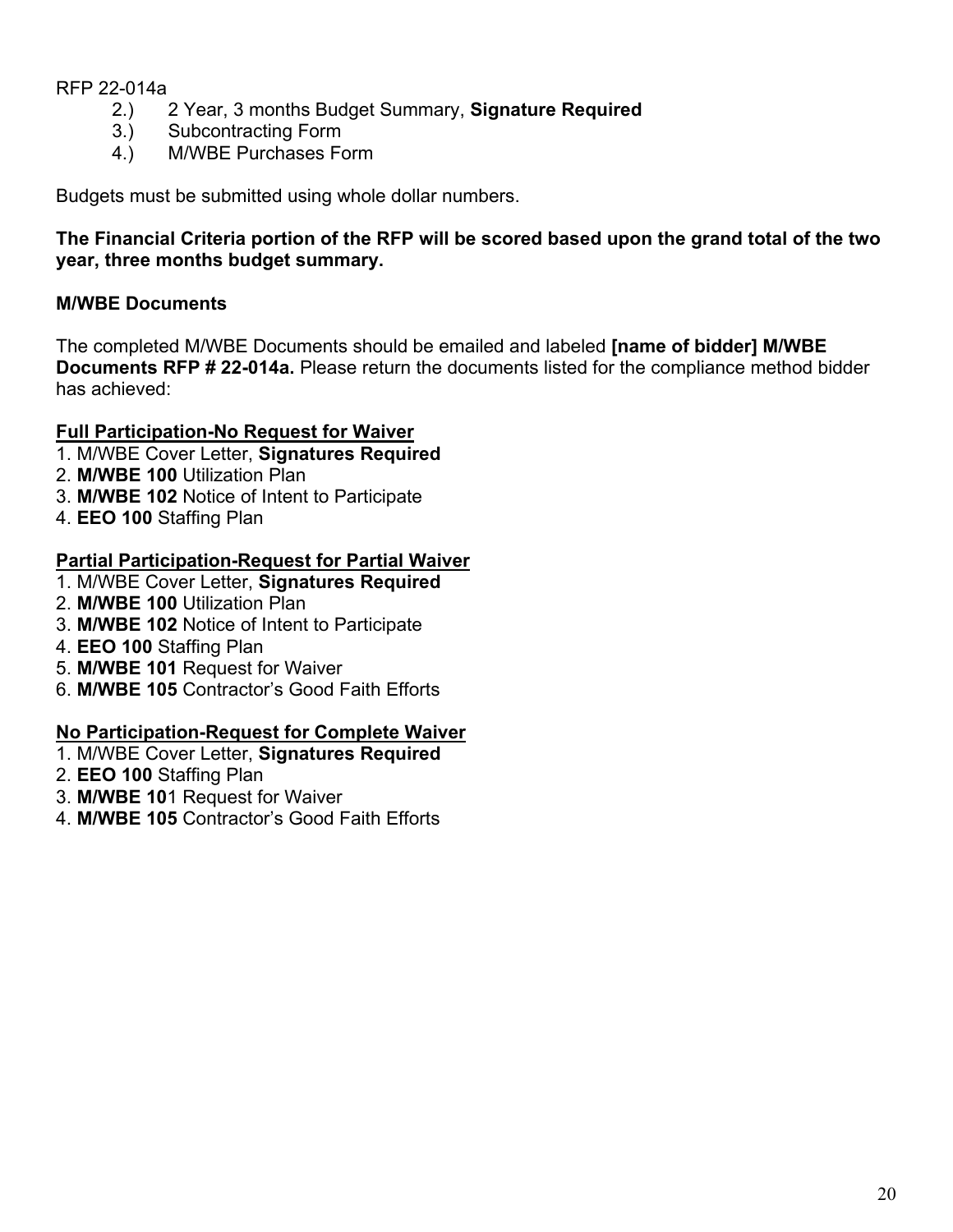RFP 22-014a

2.) 2 Year, 3 months Budget Summary, **Signature Required**
3.) Subcontracting Form
4.) M/WBE Purchases Form

Budgets must be submitted using whole dollar numbers.

**The Financial Criteria portion of the RFP will be scored based upon the grand total of the two year, three months budget summary.**

**M/WBE Documents**

The completed M/WBE Documents should be emailed and labeled **[name of bidder] M/WBE Documents RFP # 22-014a.** Please return the documents listed for the compliance method bidder has achieved:

**Full Participation-No Request for Waiver**

1. M/WBE Cover Letter, **Signatures Required**
2. **M/WBE 100** Utilization Plan
3. **M/WBE 102** Notice of Intent to Participate
4. **EEO 100** Staffing Plan

**Partial Participation-Request for Partial Waiver**

1. M/WBE Cover Letter, **Signatures Required**
2. **M/WBE 100** Utilization Plan
3. **M/WBE 102** Notice of Intent to Participate
4. **EEO 100** Staffing Plan
5. **M/WBE 101** Request for Waiver
6. **M/WBE 105** Contractor's Good Faith Efforts

**No Participation-Request for Complete Waiver**

1. M/WBE Cover Letter, **Signatures Required**
2. **EEO 100** Staffing Plan
3. **M/WBE 10**1 Request for Waiver
4. **M/WBE 105** Contractor's Good Faith Efforts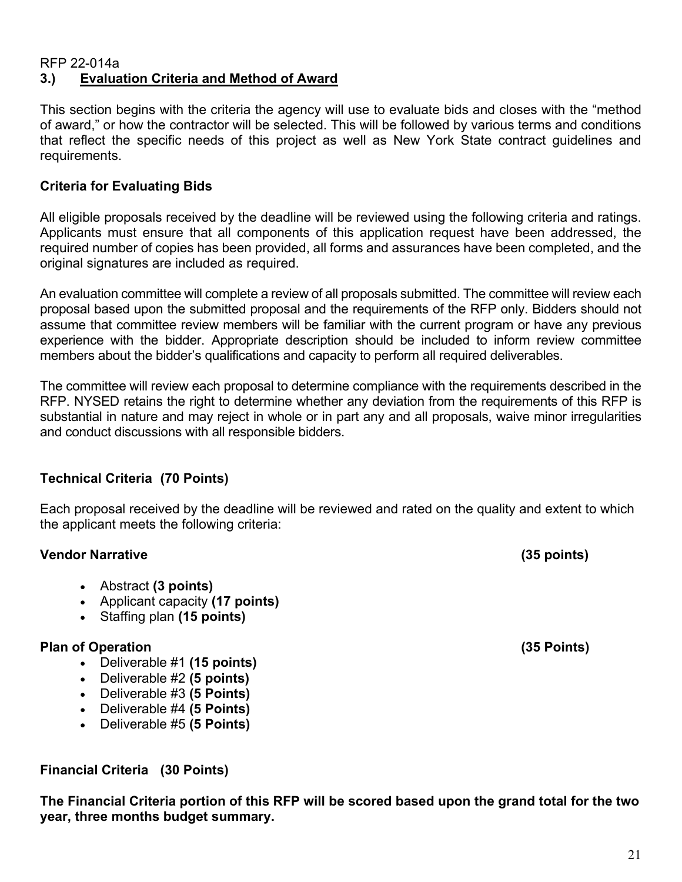RFP 22-014a

## 3.) Evaluation Criteria and Method of Award

This section begins with the criteria the agency will use to evaluate bids and closes with the "method of award," or how the contractor will be selected. This will be followed by various terms and conditions that reflect the specific needs of this project as well as New York State contract guidelines and requirements.

### Criteria for Evaluating Bids

All eligible proposals received by the deadline will be reviewed using the following criteria and ratings. Applicants must ensure that all components of this application request have been addressed, the required number of copies has been provided, all forms and assurances have been completed, and the original signatures are included as required.

An evaluation committee will complete a review of all proposals submitted. The committee will review each proposal based upon the submitted proposal and the requirements of the RFP only. Bidders should not assume that committee review members will be familiar with the current program or have any previous experience with the bidder. Appropriate description should be included to inform review committee members about the bidder's qualifications and capacity to perform all required deliverables.

The committee will review each proposal to determine compliance with the requirements described in the RFP. NYSED retains the right to determine whether any deviation from the requirements of this RFP is substantial in nature and may reject in whole or in part any and all proposals, waive minor irregularities and conduct discussions with all responsible bidders.

### Technical Criteria (70 Points)

Each proposal received by the deadline will be reviewed and rated on the quality and extent to which the applicant meets the following criteria:

**Vendor Narrative (35 points)**

- Abstract **(3 points)**
- Applicant capacity **(17 points)**
- Staffing plan **(15 points)**

**Plan of Operation (35 Points)**

- Deliverable #1 **(15 points)**
- Deliverable #2 **(5 points)**
- Deliverable #3 **(5 Points)**
- Deliverable #4 **(5 Points)**
- Deliverable #5 **(5 Points)**

### Financial Criteria (30 Points)

**The Financial Criteria portion of this RFP will be scored based upon the grand total for the two year, three months budget summary.**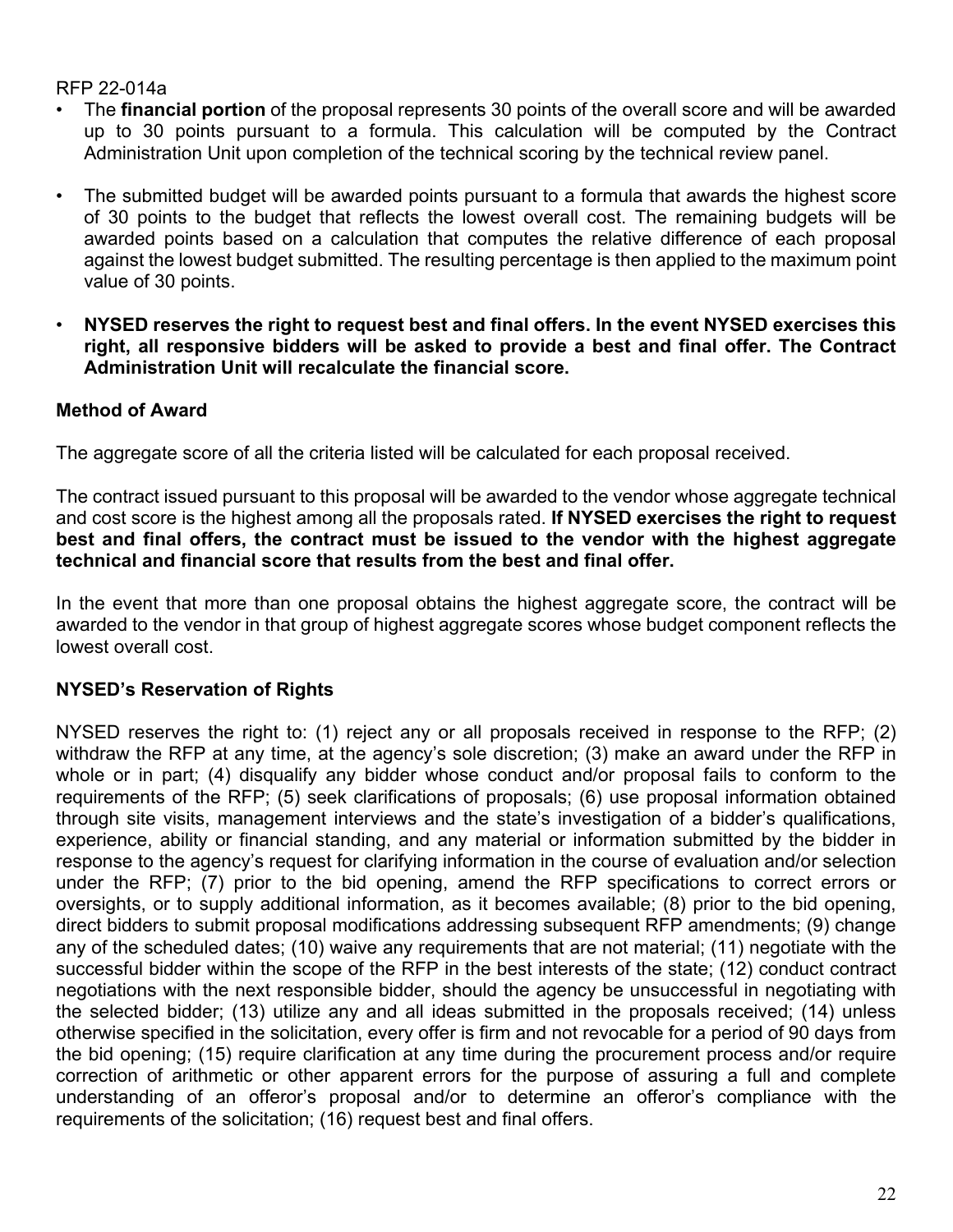RFP 22-014a

- The **financial portion** of the proposal represents 30 points of the overall score and will be awarded up to 30 points pursuant to a formula. This calculation will be computed by the Contract Administration Unit upon completion of the technical scoring by the technical review panel.
- The submitted budget will be awarded points pursuant to a formula that awards the highest score of 30 points to the budget that reflects the lowest overall cost. The remaining budgets will be awarded points based on a calculation that computes the relative difference of each proposal against the lowest budget submitted. The resulting percentage is then applied to the maximum point value of 30 points.
- **NYSED reserves the right to request best and final offers. In the event NYSED exercises this right, all responsive bidders will be asked to provide a best and final offer. The Contract Administration Unit will recalculate the financial score.**

**Method of Award**

The aggregate score of all the criteria listed will be calculated for each proposal received.

The contract issued pursuant to this proposal will be awarded to the vendor whose aggregate technical and cost score is the highest among all the proposals rated. **If NYSED exercises the right to request best and final offers, the contract must be issued to the vendor with the highest aggregate technical and financial score that results from the best and final offer.**

In the event that more than one proposal obtains the highest aggregate score, the contract will be awarded to the vendor in that group of highest aggregate scores whose budget component reflects the lowest overall cost.

**NYSED's Reservation of Rights**

NYSED reserves the right to: (1) reject any or all proposals received in response to the RFP; (2) withdraw the RFP at any time, at the agency's sole discretion; (3) make an award under the RFP in whole or in part; (4) disqualify any bidder whose conduct and/or proposal fails to conform to the requirements of the RFP; (5) seek clarifications of proposals; (6) use proposal information obtained through site visits, management interviews and the state's investigation of a bidder's qualifications, experience, ability or financial standing, and any material or information submitted by the bidder in response to the agency's request for clarifying information in the course of evaluation and/or selection under the RFP; (7) prior to the bid opening, amend the RFP specifications to correct errors or oversights, or to supply additional information, as it becomes available; (8) prior to the bid opening, direct bidders to submit proposal modifications addressing subsequent RFP amendments; (9) change any of the scheduled dates; (10) waive any requirements that are not material; (11) negotiate with the successful bidder within the scope of the RFP in the best interests of the state; (12) conduct contract negotiations with the next responsible bidder, should the agency be unsuccessful in negotiating with the selected bidder; (13) utilize any and all ideas submitted in the proposals received; (14) unless otherwise specified in the solicitation, every offer is firm and not revocable for a period of 90 days from the bid opening; (15) require clarification at any time during the procurement process and/or require correction of arithmetic or other apparent errors for the purpose of assuring a full and complete understanding of an offeror's proposal and/or to determine an offeror's compliance with the requirements of the solicitation; (16) request best and final offers.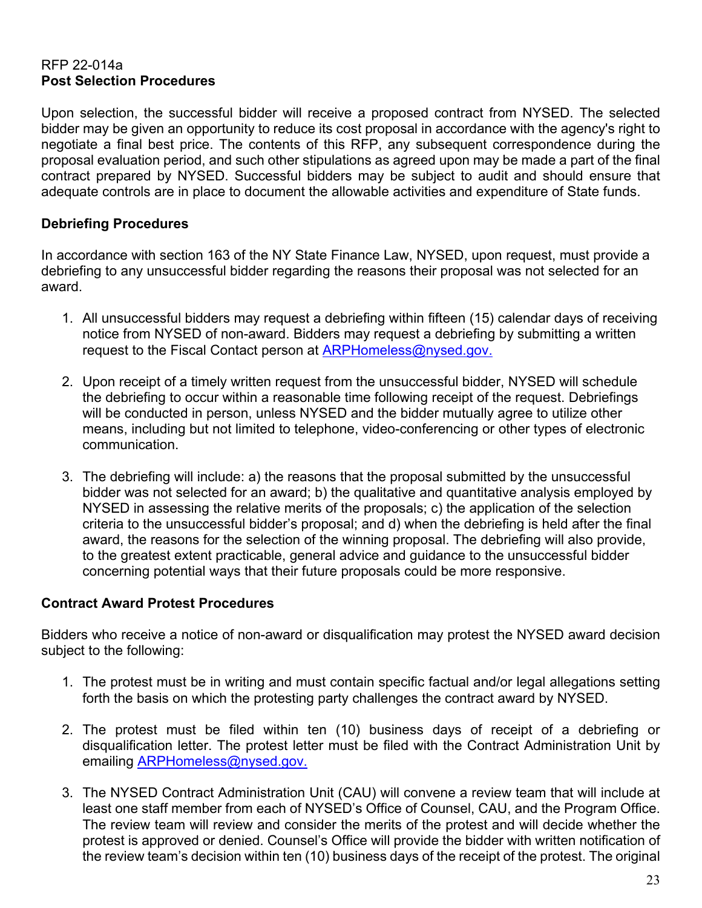RFP 22-014a

**Post Selection Procedures**

Upon selection, the successful bidder will receive a proposed contract from NYSED. The selected bidder may be given an opportunity to reduce its cost proposal in accordance with the agency's right to negotiate a final best price. The contents of this RFP, any subsequent correspondence during the proposal evaluation period, and such other stipulations as agreed upon may be made a part of the final contract prepared by NYSED. Successful bidders may be subject to audit and should ensure that adequate controls are in place to document the allowable activities and expenditure of State funds.

**Debriefing Procedures**

In accordance with section 163 of the NY State Finance Law, NYSED, upon request, must provide a debriefing to any unsuccessful bidder regarding the reasons their proposal was not selected for an award.

1. All unsuccessful bidders may request a debriefing within fifteen (15) calendar days of receiving notice from NYSED of non-award. Bidders may request a debriefing by submitting a written request to the Fiscal Contact person at ARPHomeless@nysed.gov.
2. Upon receipt of a timely written request from the unsuccessful bidder, NYSED will schedule the debriefing to occur within a reasonable time following receipt of the request. Debriefings will be conducted in person, unless NYSED and the bidder mutually agree to utilize other means, including but not limited to telephone, video-conferencing or other types of electronic communication.
3. The debriefing will include: a) the reasons that the proposal submitted by the unsuccessful bidder was not selected for an award; b) the qualitative and quantitative analysis employed by NYSED in assessing the relative merits of the proposals; c) the application of the selection criteria to the unsuccessful bidder's proposal; and d) when the debriefing is held after the final award, the reasons for the selection of the winning proposal. The debriefing will also provide, to the greatest extent practicable, general advice and guidance to the unsuccessful bidder concerning potential ways that their future proposals could be more responsive.

**Contract Award Protest Procedures**

Bidders who receive a notice of non-award or disqualification may protest the NYSED award decision subject to the following:

1. The protest must be in writing and must contain specific factual and/or legal allegations setting forth the basis on which the protesting party challenges the contract award by NYSED.
2. The protest must be filed within ten (10) business days of receipt of a debriefing or disqualification letter. The protest letter must be filed with the Contract Administration Unit by emailing ARPHomeless@nysed.gov.
3. The NYSED Contract Administration Unit (CAU) will convene a review team that will include at least one staff member from each of NYSED's Office of Counsel, CAU, and the Program Office. The review team will review and consider the merits of the protest and will decide whether the protest is approved or denied. Counsel's Office will provide the bidder with written notification of the review team's decision within ten (10) business days of the receipt of the protest. The original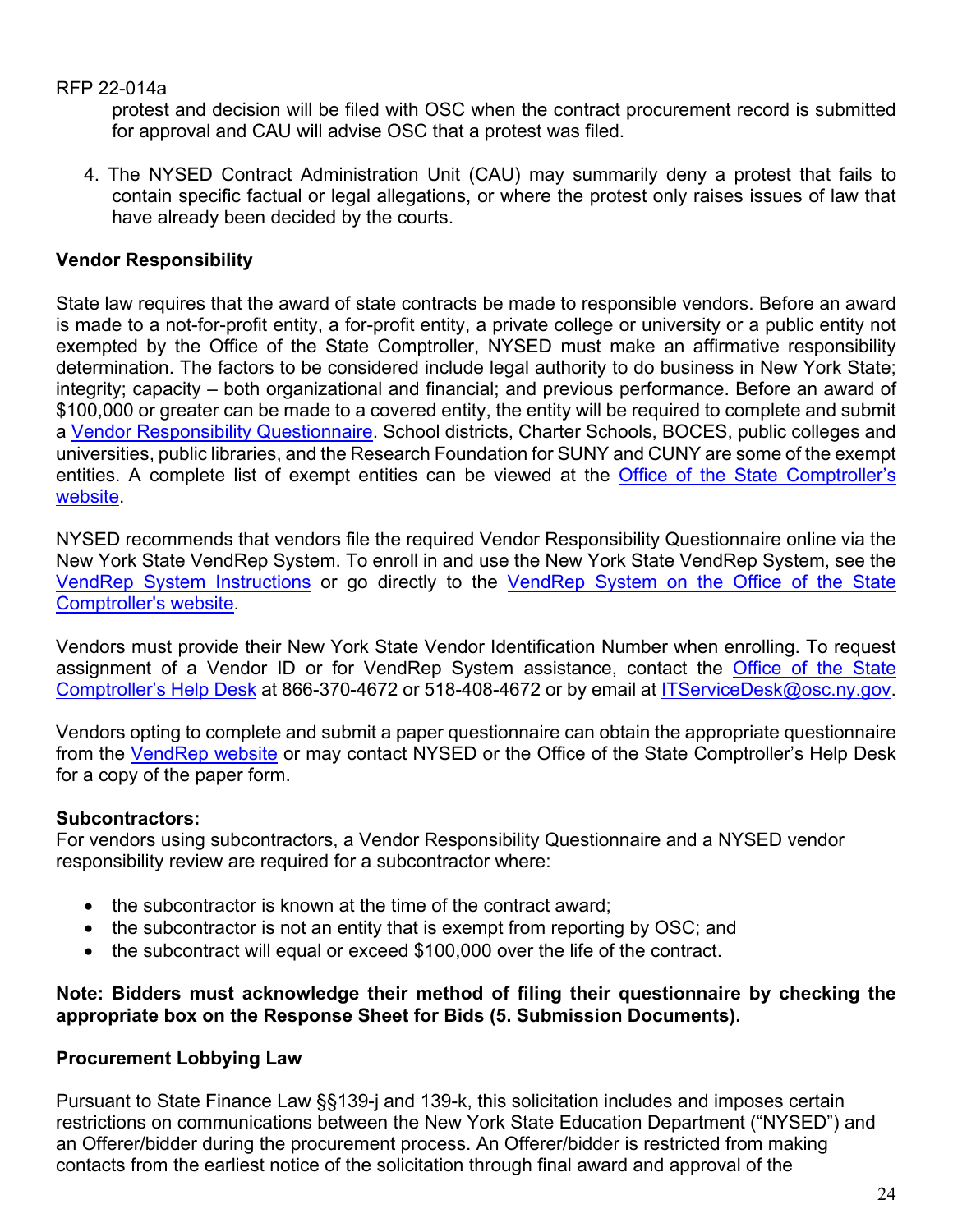protest and decision will be filed with OSC when the contract procurement record is submitted for approval and CAU will advise OSC that a protest was filed.

4. The NYSED Contract Administration Unit (CAU) may summarily deny a protest that fails to contain specific factual or legal allegations, or where the protest only raises issues of law that have already been decided by the courts.

**Vendor Responsibility**

State law requires that the award of state contracts be made to responsible vendors. Before an award is made to a not-for-profit entity, a for-profit entity, a private college or university or a public entity not exempted by the Office of the State Comptroller, NYSED must make an affirmative responsibility determination. The factors to be considered include legal authority to do business in New York State; integrity; capacity – both organizational and financial; and previous performance. Before an award of $100,000 or greater can be made to a covered entity, the entity will be required to complete and submit a Vendor Responsibility Questionnaire. School districts, Charter Schools, BOCES, public colleges and universities, public libraries, and the Research Foundation for SUNY and CUNY are some of the exempt entities. A complete list of exempt entities can be viewed at the Office of the State Comptroller's website.

NYSED recommends that vendors file the required Vendor Responsibility Questionnaire online via the New York State VendRep System. To enroll in and use the New York State VendRep System, see the VendRep System Instructions or go directly to the VendRep System on the Office of the State Comptroller's website.

Vendors must provide their New York State Vendor Identification Number when enrolling. To request assignment of a Vendor ID or for VendRep System assistance, contact the Office of the State Comptroller's Help Desk at 866-370-4672 or 518-408-4672 or by email at ITServiceDesk@osc.ny.gov.

Vendors opting to complete and submit a paper questionnaire can obtain the appropriate questionnaire from the VendRep website or may contact NYSED or the Office of the State Comptroller's Help Desk for a copy of the paper form.

**Subcontractors:**
For vendors using subcontractors, a Vendor Responsibility Questionnaire and a NYSED vendor responsibility review are required for a subcontractor where:

- the subcontractor is known at the time of the contract award;
- the subcontractor is not an entity that is exempt from reporting by OSC; and
- the subcontract will equal or exceed $100,000 over the life of the contract.

**Note: Bidders must acknowledge their method of filing their questionnaire by checking the appropriate box on the Response Sheet for Bids (5. Submission Documents).**

**Procurement Lobbying Law**

Pursuant to State Finance Law §§139-j and 139-k, this solicitation includes and imposes certain restrictions on communications between the New York State Education Department ("NYSED") and an Offerer/bidder during the procurement process. An Offerer/bidder is restricted from making contacts from the earliest notice of the solicitation through final award and approval of the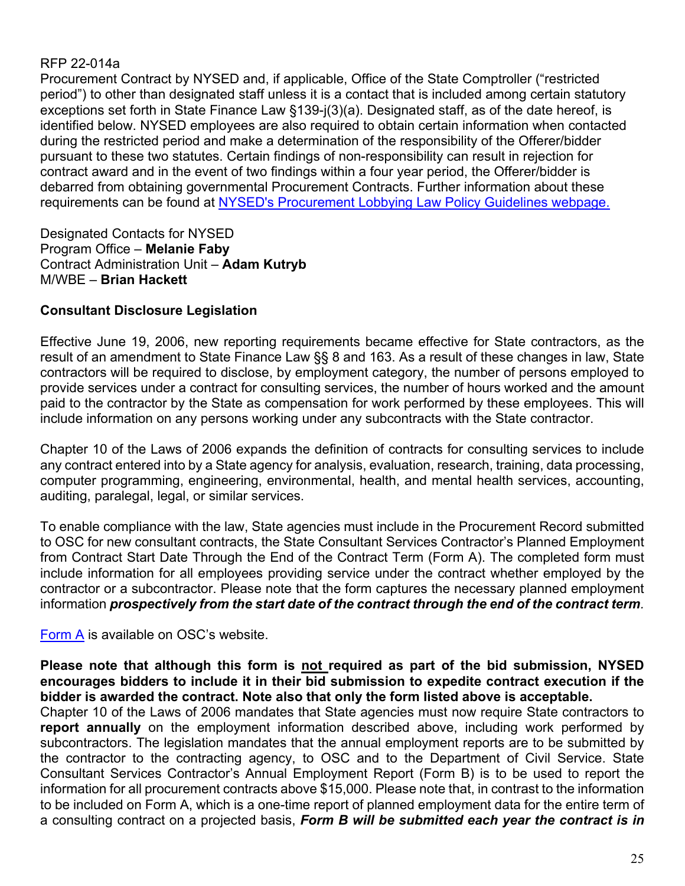Procurement Contract by NYSED and, if applicable, Office of the State Comptroller ("restricted period") to other than designated staff unless it is a contact that is included among certain statutory exceptions set forth in State Finance Law §139-j(3)(a). Designated staff, as of the date hereof, is identified below. NYSED employees are also required to obtain certain information when contacted during the restricted period and make a determination of the responsibility of the Offerer/bidder pursuant to these two statutes. Certain findings of non-responsibility can result in rejection for contract award and in the event of two findings within a four year period, the Offerer/bidder is debarred from obtaining governmental Procurement Contracts. Further information about these requirements can be found at NYSED's Procurement Lobbying Law Policy Guidelines webpage.

Designated Contacts for NYSED
Program Office – **Melanie Faby**
Contract Administration Unit – **Adam Kutryb**
M/WBE – **Brian Hackett**

**Consultant Disclosure Legislation**

Effective June 19, 2006, new reporting requirements became effective for State contractors, as the result of an amendment to State Finance Law §§ 8 and 163. As a result of these changes in law, State contractors will be required to disclose, by employment category, the number of persons employed to provide services under a contract for consulting services, the number of hours worked and the amount paid to the contractor by the State as compensation for work performed by these employees. This will include information on any persons working under any subcontracts with the State contractor.

Chapter 10 of the Laws of 2006 expands the definition of contracts for consulting services to include any contract entered into by a State agency for analysis, evaluation, research, training, data processing, computer programming, engineering, environmental, health, and mental health services, accounting, auditing, paralegal, legal, or similar services.

To enable compliance with the law, State agencies must include in the Procurement Record submitted to OSC for new consultant contracts, the State Consultant Services Contractor's Planned Employment from Contract Start Date Through the End of the Contract Term (Form A). The completed form must include information for all employees providing service under the contract whether employed by the contractor or a subcontractor. Please note that the form captures the necessary planned employment information ***prospectively from the start date of the contract through the end of the contract term***.

Form A is available on OSC's website.

**Please note that although this form is not required as part of the bid submission, NYSED encourages bidders to include it in their bid submission to expedite contract execution if the bidder is awarded the contract. Note also that only the form listed above is acceptable.**

Chapter 10 of the Laws of 2006 mandates that State agencies must now require State contractors to **report annually** on the employment information described above, including work performed by subcontractors. The legislation mandates that the annual employment reports are to be submitted by the contractor to the contracting agency, to OSC and to the Department of Civil Service. State Consultant Services Contractor's Annual Employment Report (Form B) is to be used to report the information for all procurement contracts above $15,000. Please note that, in contrast to the information to be included on Form A, which is a one-time report of planned employment data for the entire term of a consulting contract on a projected basis, ***Form B will be submitted each year the contract is in***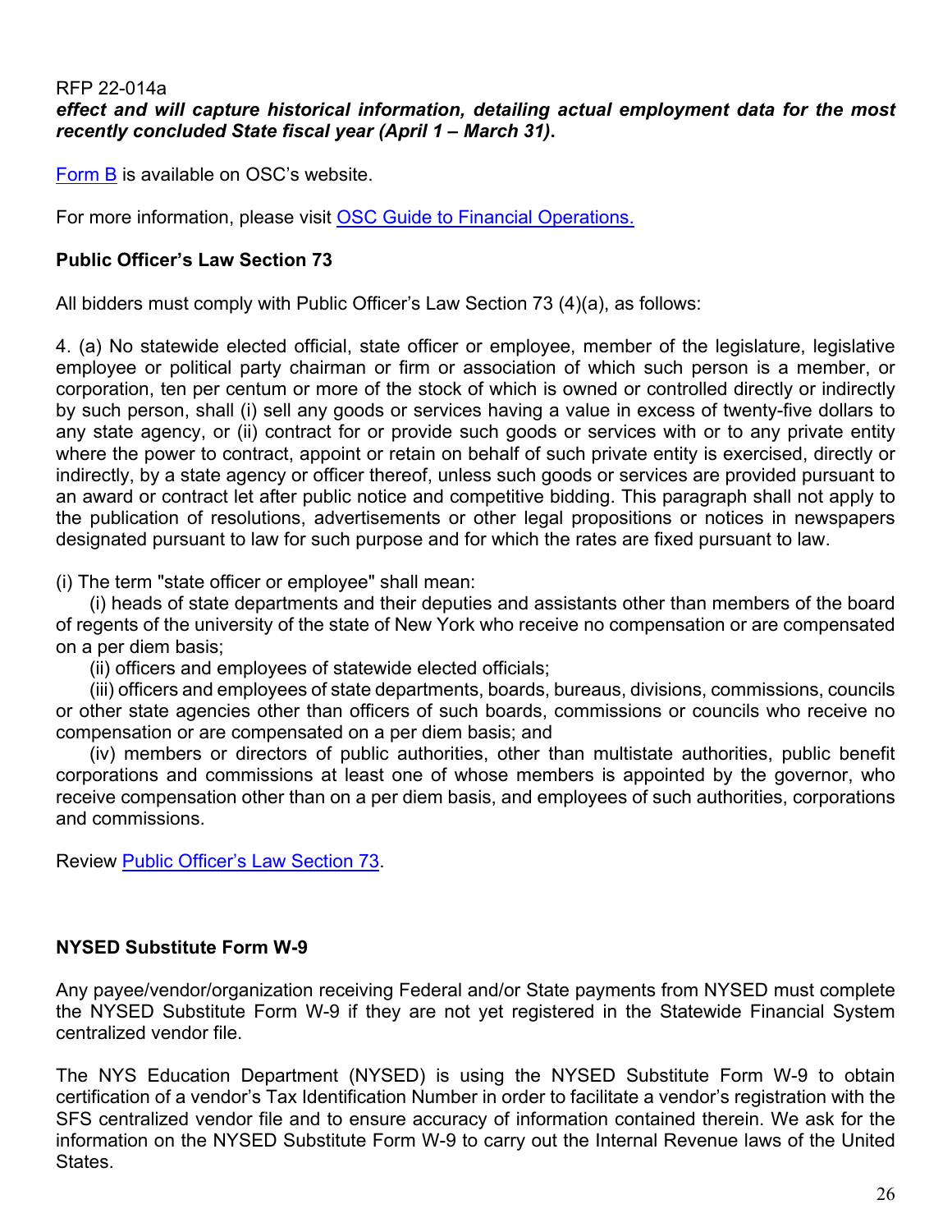***effect and will capture historical information, detailing actual employment data for the most recently concluded State fiscal year (April 1 – March 31)*.**

[Form B](#) is available on OSC's website.

For more information, please visit [OSC Guide to Financial Operations.](#)

**Public Officer's Law Section 73**

All bidders must comply with Public Officer's Law Section 73 (4)(a), as follows:

4. (a) No statewide elected official, state officer or employee, member of the legislature, legislative employee or political party chairman or firm or association of which such person is a member, or corporation, ten per centum or more of the stock of which is owned or controlled directly or indirectly by such person, shall (i) sell any goods or services having a value in excess of twenty-five dollars to any state agency, or (ii) contract for or provide such goods or services with or to any private entity where the power to contract, appoint or retain on behalf of such private entity is exercised, directly or indirectly, by a state agency or officer thereof, unless such goods or services are provided pursuant to an award or contract let after public notice and competitive bidding. This paragraph shall not apply to the publication of resolutions, advertisements or other legal propositions or notices in newspapers designated pursuant to law for such purpose and for which the rates are fixed pursuant to law.

(i) The term "state officer or employee" shall mean:

(i) heads of state departments and their deputies and assistants other than members of the board of regents of the university of the state of New York who receive no compensation or are compensated on a per diem basis;

(ii) officers and employees of statewide elected officials;

(iii) officers and employees of state departments, boards, bureaus, divisions, commissions, councils or other state agencies other than officers of such boards, commissions or councils who receive no compensation or are compensated on a per diem basis; and

(iv) members or directors of public authorities, other than multistate authorities, public benefit corporations and commissions at least one of whose members is appointed by the governor, who receive compensation other than on a per diem basis, and employees of such authorities, corporations and commissions.

Review [Public Officer's Law Section 73](#).

**NYSED Substitute Form W-9**

Any payee/vendor/organization receiving Federal and/or State payments from NYSED must complete the NYSED Substitute Form W-9 if they are not yet registered in the Statewide Financial System centralized vendor file.

The NYS Education Department (NYSED) is using the NYSED Substitute Form W-9 to obtain certification of a vendor's Tax Identification Number in order to facilitate a vendor's registration with the SFS centralized vendor file and to ensure accuracy of information contained therein. We ask for the information on the NYSED Substitute Form W-9 to carry out the Internal Revenue laws of the United States.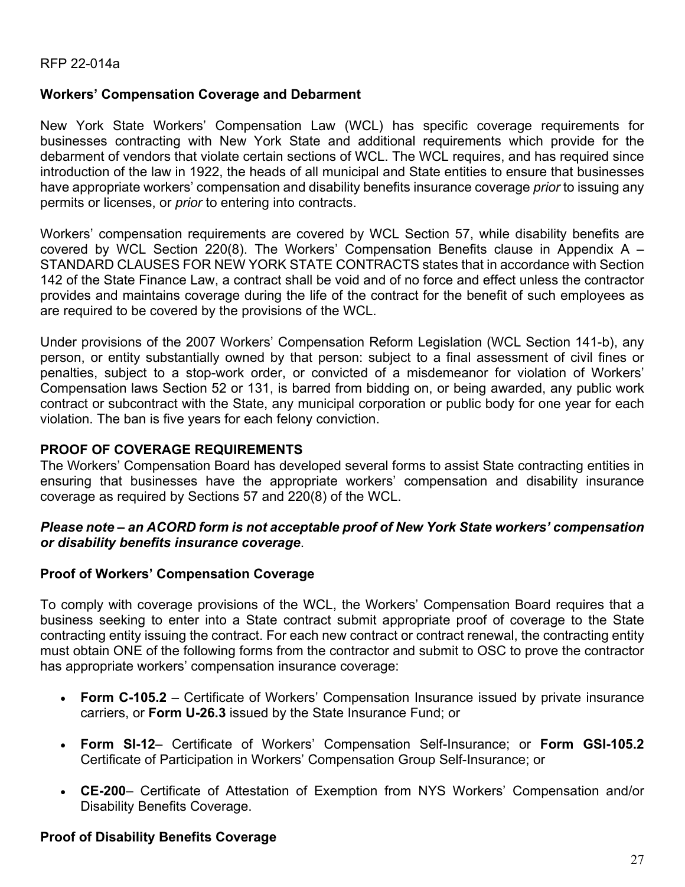## Workers' Compensation Coverage and Debarment

New York State Workers' Compensation Law (WCL) has specific coverage requirements for businesses contracting with New York State and additional requirements which provide for the debarment of vendors that violate certain sections of WCL. The WCL requires, and has required since introduction of the law in 1922, the heads of all municipal and State entities to ensure that businesses have appropriate workers' compensation and disability benefits insurance coverage *prior* to issuing any permits or licenses, or *prior* to entering into contracts.

Workers' compensation requirements are covered by WCL Section 57, while disability benefits are covered by WCL Section 220(8). The Workers' Compensation Benefits clause in Appendix A – STANDARD CLAUSES FOR NEW YORK STATE CONTRACTS states that in accordance with Section 142 of the State Finance Law, a contract shall be void and of no force and effect unless the contractor provides and maintains coverage during the life of the contract for the benefit of such employees as are required to be covered by the provisions of the WCL.

Under provisions of the 2007 Workers' Compensation Reform Legislation (WCL Section 141-b), any person, or entity substantially owned by that person: subject to a final assessment of civil fines or penalties, subject to a stop-work order, or convicted of a misdemeanor for violation of Workers' Compensation laws Section 52 or 131, is barred from bidding on, or being awarded, any public work contract or subcontract with the State, any municipal corporation or public body for one year for each violation. The ban is five years for each felony conviction.

## PROOF OF COVERAGE REQUIREMENTS

The Workers' Compensation Board has developed several forms to assist State contracting entities in ensuring that businesses have the appropriate workers' compensation and disability insurance coverage as required by Sections 57 and 220(8) of the WCL.

***Please note – an ACORD form is not acceptable proof of New York State workers' compensation or disability benefits insurance coverage***.

### Proof of Workers' Compensation Coverage

To comply with coverage provisions of the WCL, the Workers' Compensation Board requires that a business seeking to enter into a State contract submit appropriate proof of coverage to the State contracting entity issuing the contract. For each new contract or contract renewal, the contracting entity must obtain ONE of the following forms from the contractor and submit to OSC to prove the contractor has appropriate workers' compensation insurance coverage:

- **Form C-105.2** – Certificate of Workers' Compensation Insurance issued by private insurance carriers, or **Form U-26.3** issued by the State Insurance Fund; or
- **Form SI-12**– Certificate of Workers' Compensation Self-Insurance; or **Form GSI-105.2** Certificate of Participation in Workers' Compensation Group Self-Insurance; or
- **CE-200**– Certificate of Attestation of Exemption from NYS Workers' Compensation and/or Disability Benefits Coverage.

### Proof of Disability Benefits Coverage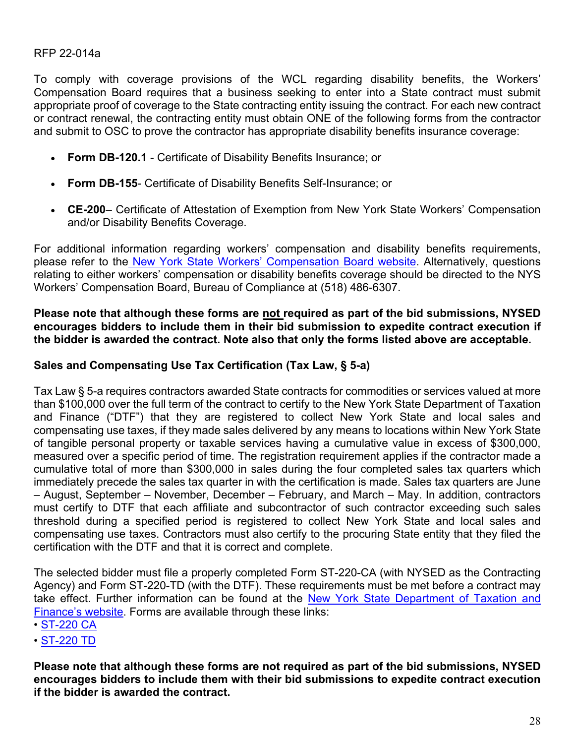RFP 22-014a

To comply with coverage provisions of the WCL regarding disability benefits, the Workers' Compensation Board requires that a business seeking to enter into a State contract must submit appropriate proof of coverage to the State contracting entity issuing the contract. For each new contract or contract renewal, the contracting entity must obtain ONE of the following forms from the contractor and submit to OSC to prove the contractor has appropriate disability benefits insurance coverage:

- **Form DB-120.1** - Certificate of Disability Benefits Insurance; or
- **Form DB-155**- Certificate of Disability Benefits Self-Insurance; or
- **CE-200**– Certificate of Attestation of Exemption from New York State Workers' Compensation and/or Disability Benefits Coverage.

For additional information regarding workers' compensation and disability benefits requirements, please refer to the New York State Workers' Compensation Board website. Alternatively, questions relating to either workers' compensation or disability benefits coverage should be directed to the NYS Workers' Compensation Board, Bureau of Compliance at (518) 486-6307.

**Please note that although these forms are not required as part of the bid submissions, NYSED encourages bidders to include them in their bid submission to expedite contract execution if the bidder is awarded the contract. Note also that only the forms listed above are acceptable.**

**Sales and Compensating Use Tax Certification (Tax Law, § 5-a)**

Tax Law § 5-a requires contractors awarded State contracts for commodities or services valued at more than $100,000 over the full term of the contract to certify to the New York State Department of Taxation and Finance ("DTF") that they are registered to collect New York State and local sales and compensating use taxes, if they made sales delivered by any means to locations within New York State of tangible personal property or taxable services having a cumulative value in excess of $300,000, measured over a specific period of time. The registration requirement applies if the contractor made a cumulative total of more than $300,000 in sales during the four completed sales tax quarters which immediately precede the sales tax quarter in with the certification is made. Sales tax quarters are June – August, September – November, December – February, and March – May. In addition, contractors must certify to DTF that each affiliate and subcontractor of such contractor exceeding such sales threshold during a specified period is registered to collect New York State and local sales and compensating use taxes. Contractors must also certify to the procuring State entity that they filed the certification with the DTF and that it is correct and complete.

The selected bidder must file a properly completed Form ST-220-CA (with NYSED as the Contracting Agency) and Form ST-220-TD (with the DTF). These requirements must be met before a contract may take effect. Further information can be found at the New York State Department of Taxation and Finance's website. Forms are available through these links:

- ST-220 CA
- ST-220 TD

**Please note that although these forms are not required as part of the bid submissions, NYSED encourages bidders to include them with their bid submissions to expedite contract execution if the bidder is awarded the contract.**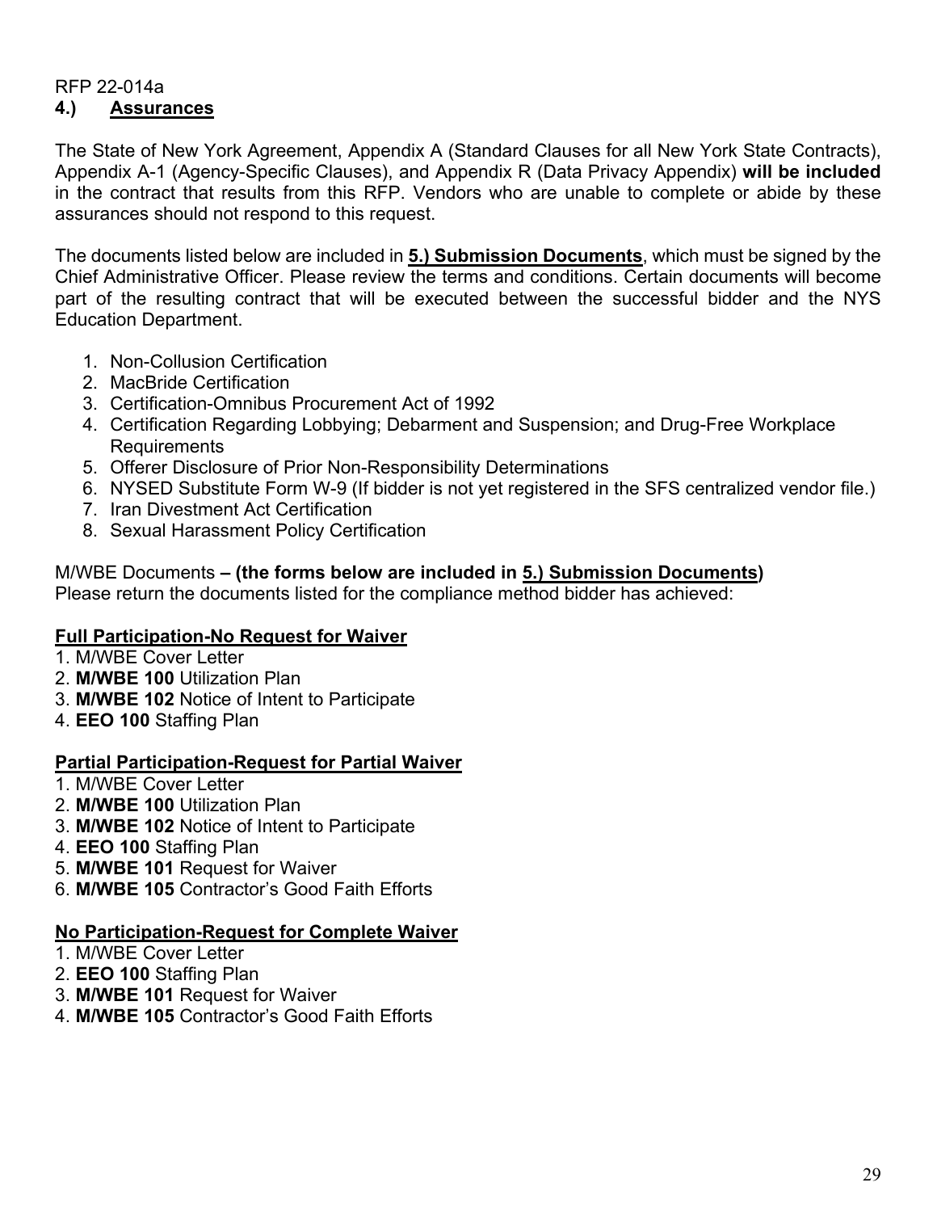RFP 22-014a

## 4.) <u>Assurances</u>

The State of New York Agreement, Appendix A (Standard Clauses for all New York State Contracts), Appendix A-1 (Agency-Specific Clauses), and Appendix R (Data Privacy Appendix) **will be included** in the contract that results from this RFP. Vendors who are unable to complete or abide by these assurances should not respond to this request.

The documents listed below are included in **<u>5.) Submission Documents</u>**, which must be signed by the Chief Administrative Officer. Please review the terms and conditions. Certain documents will become part of the resulting contract that will be executed between the successful bidder and the NYS Education Department.

1. Non-Collusion Certification
2. MacBride Certification
3. Certification-Omnibus Procurement Act of 1992
4. Certification Regarding Lobbying; Debarment and Suspension; and Drug-Free Workplace Requirements
5. Offerer Disclosure of Prior Non-Responsibility Determinations
6. NYSED Substitute Form W-9 (If bidder is not yet registered in the SFS centralized vendor file.)
7. Iran Divestment Act Certification
8. Sexual Harassment Policy Certification

M/WBE Documents **– (the forms below are included in <u>5.) Submission Documents</u>)**
Please return the documents listed for the compliance method bidder has achieved:

**<u>Full Participation-No Request for Waiver</u>**

1. M/WBE Cover Letter
2. **M/WBE 100** Utilization Plan
3. **M/WBE 102** Notice of Intent to Participate
4. **EEO 100** Staffing Plan

**<u>Partial Participation-Request for Partial Waiver</u>**

1. M/WBE Cover Letter
2. **M/WBE 100** Utilization Plan
3. **M/WBE 102** Notice of Intent to Participate
4. **EEO 100** Staffing Plan
5. **M/WBE 101** Request for Waiver
6. **M/WBE 105** Contractor's Good Faith Efforts

**<u>No Participation-Request for Complete Waiver</u>**

1. M/WBE Cover Letter
2. **EEO 100** Staffing Plan
3. **M/WBE 101** Request for Waiver
4. **M/WBE 105** Contractor's Good Faith Efforts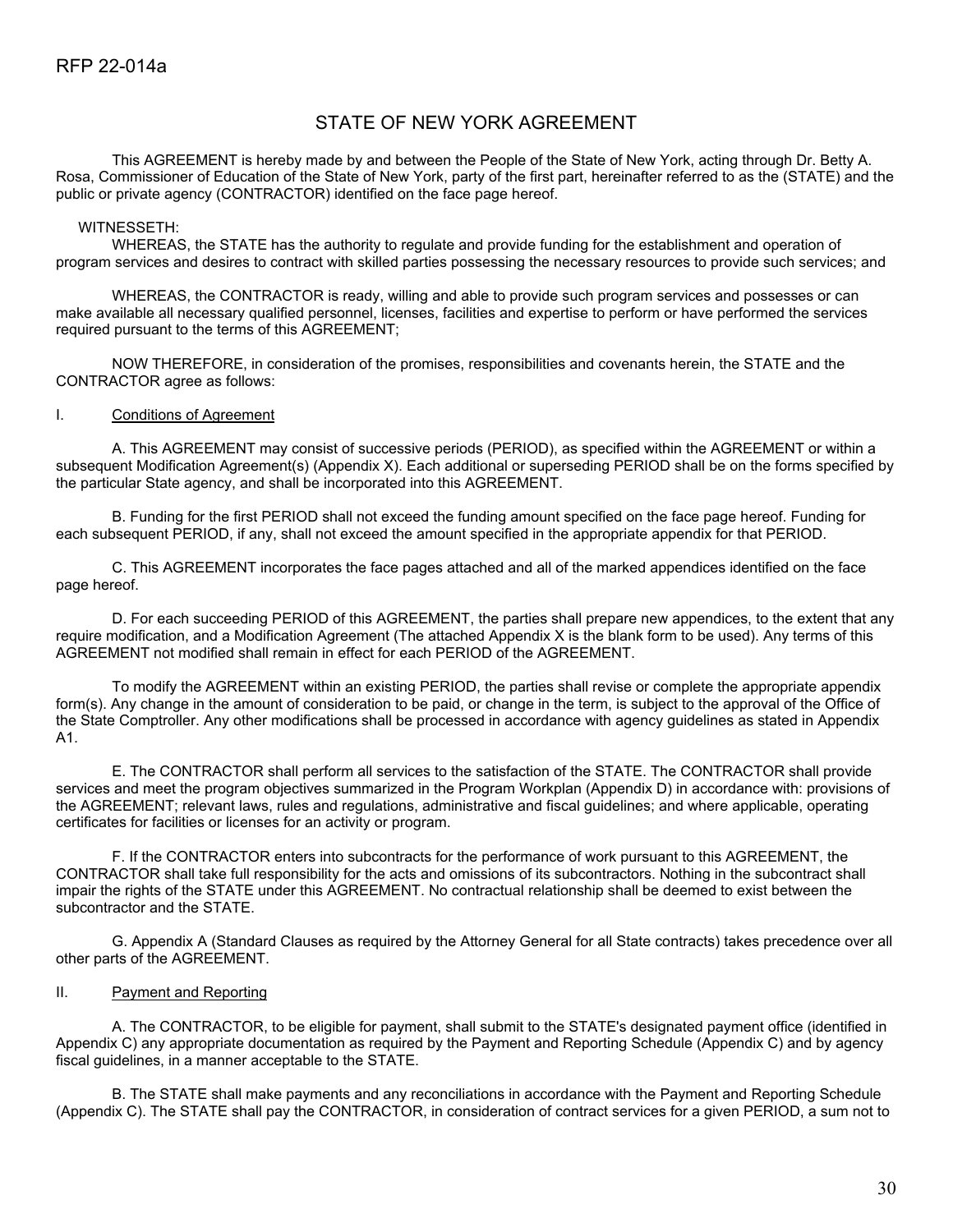## STATE OF NEW YORK AGREEMENT

This AGREEMENT is hereby made by and between the People of the State of New York, acting through Dr. Betty A. Rosa, Commissioner of Education of the State of New York, party of the first part, hereinafter referred to as the (STATE) and the public or private agency (CONTRACTOR) identified on the face page hereof.

WITNESSETH:

WHEREAS, the STATE has the authority to regulate and provide funding for the establishment and operation of program services and desires to contract with skilled parties possessing the necessary resources to provide such services; and

WHEREAS, the CONTRACTOR is ready, willing and able to provide such program services and possesses or can make available all necessary qualified personnel, licenses, facilities and expertise to perform or have performed the services required pursuant to the terms of this AGREEMENT;

NOW THEREFORE, in consideration of the promises, responsibilities and covenants herein, the STATE and the CONTRACTOR agree as follows:

I. Conditions of Agreement

A. This AGREEMENT may consist of successive periods (PERIOD), as specified within the AGREEMENT or within a subsequent Modification Agreement(s) (Appendix X). Each additional or superseding PERIOD shall be on the forms specified by the particular State agency, and shall be incorporated into this AGREEMENT.

B. Funding for the first PERIOD shall not exceed the funding amount specified on the face page hereof. Funding for each subsequent PERIOD, if any, shall not exceed the amount specified in the appropriate appendix for that PERIOD.

C. This AGREEMENT incorporates the face pages attached and all of the marked appendices identified on the face page hereof.

D. For each succeeding PERIOD of this AGREEMENT, the parties shall prepare new appendices, to the extent that any require modification, and a Modification Agreement (The attached Appendix X is the blank form to be used). Any terms of this AGREEMENT not modified shall remain in effect for each PERIOD of the AGREEMENT.

To modify the AGREEMENT within an existing PERIOD, the parties shall revise or complete the appropriate appendix form(s). Any change in the amount of consideration to be paid, or change in the term, is subject to the approval of the Office of the State Comptroller. Any other modifications shall be processed in accordance with agency guidelines as stated in Appendix A1.

E. The CONTRACTOR shall perform all services to the satisfaction of the STATE. The CONTRACTOR shall provide services and meet the program objectives summarized in the Program Workplan (Appendix D) in accordance with: provisions of the AGREEMENT; relevant laws, rules and regulations, administrative and fiscal guidelines; and where applicable, operating certificates for facilities or licenses for an activity or program.

F. If the CONTRACTOR enters into subcontracts for the performance of work pursuant to this AGREEMENT, the CONTRACTOR shall take full responsibility for the acts and omissions of its subcontractors. Nothing in the subcontract shall impair the rights of the STATE under this AGREEMENT. No contractual relationship shall be deemed to exist between the subcontractor and the STATE.

G. Appendix A (Standard Clauses as required by the Attorney General for all State contracts) takes precedence over all other parts of the AGREEMENT.

II. Payment and Reporting

A. The CONTRACTOR, to be eligible for payment, shall submit to the STATE's designated payment office (identified in Appendix C) any appropriate documentation as required by the Payment and Reporting Schedule (Appendix C) and by agency fiscal guidelines, in a manner acceptable to the STATE.

B. The STATE shall make payments and any reconciliations in accordance with the Payment and Reporting Schedule (Appendix C). The STATE shall pay the CONTRACTOR, in consideration of contract services for a given PERIOD, a sum not to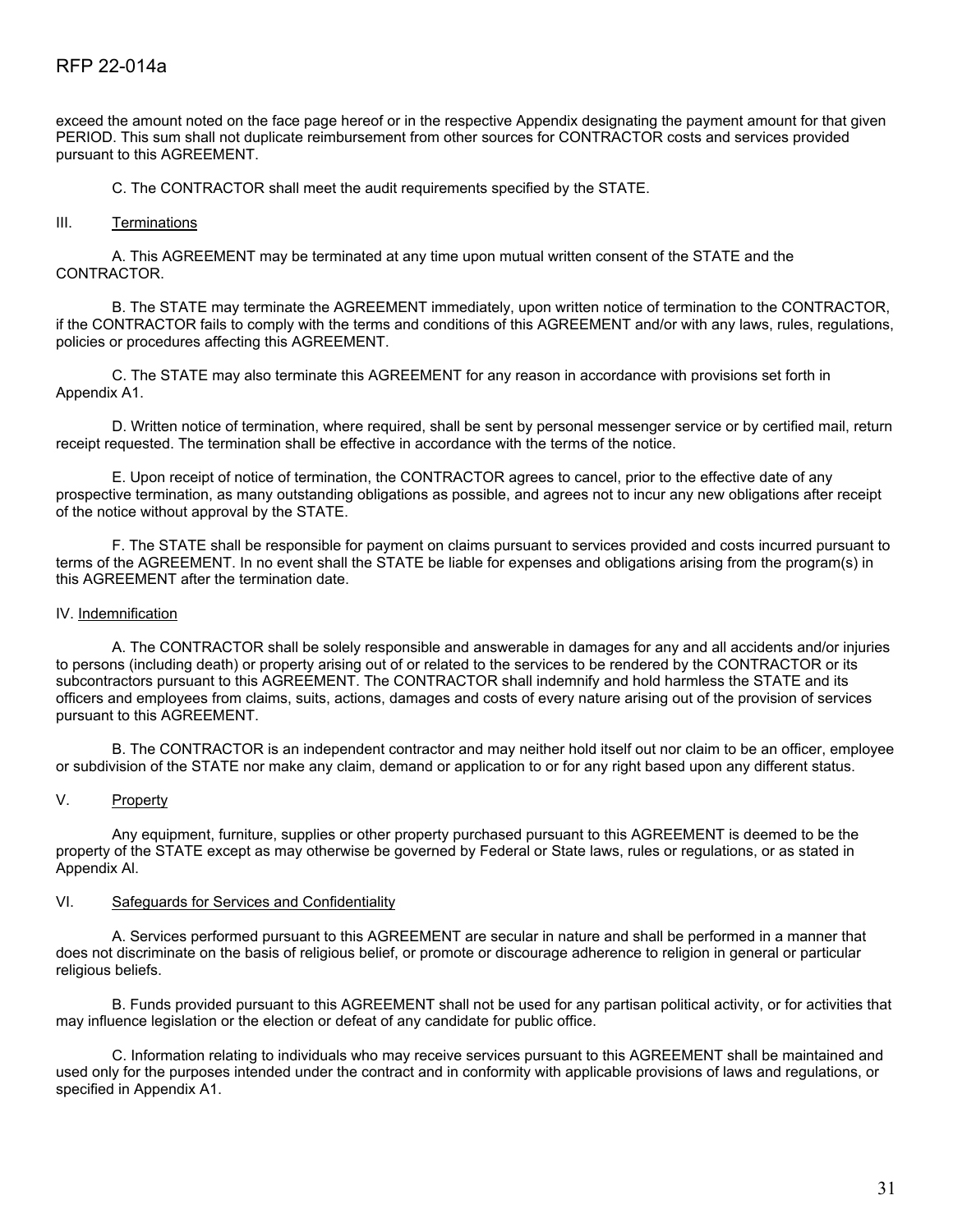exceed the amount noted on the face page hereof or in the respective Appendix designating the payment amount for that given PERIOD. This sum shall not duplicate reimbursement from other sources for CONTRACTOR costs and services provided pursuant to this AGREEMENT.

C. The CONTRACTOR shall meet the audit requirements specified by the STATE.

III. Terminations

A. This AGREEMENT may be terminated at any time upon mutual written consent of the STATE and the CONTRACTOR.

B. The STATE may terminate the AGREEMENT immediately, upon written notice of termination to the CONTRACTOR, if the CONTRACTOR fails to comply with the terms and conditions of this AGREEMENT and/or with any laws, rules, regulations, policies or procedures affecting this AGREEMENT.

C. The STATE may also terminate this AGREEMENT for any reason in accordance with provisions set forth in Appendix A1.

D. Written notice of termination, where required, shall be sent by personal messenger service or by certified mail, return receipt requested. The termination shall be effective in accordance with the terms of the notice.

E. Upon receipt of notice of termination, the CONTRACTOR agrees to cancel, prior to the effective date of any prospective termination, as many outstanding obligations as possible, and agrees not to incur any new obligations after receipt of the notice without approval by the STATE.

F. The STATE shall be responsible for payment on claims pursuant to services provided and costs incurred pursuant to terms of the AGREEMENT. In no event shall the STATE be liable for expenses and obligations arising from the program(s) in this AGREEMENT after the termination date.

IV. Indemnification

A. The CONTRACTOR shall be solely responsible and answerable in damages for any and all accidents and/or injuries to persons (including death) or property arising out of or related to the services to be rendered by the CONTRACTOR or its subcontractors pursuant to this AGREEMENT. The CONTRACTOR shall indemnify and hold harmless the STATE and its officers and employees from claims, suits, actions, damages and costs of every nature arising out of the provision of services pursuant to this AGREEMENT.

B. The CONTRACTOR is an independent contractor and may neither hold itself out nor claim to be an officer, employee or subdivision of the STATE nor make any claim, demand or application to or for any right based upon any different status.

V. Property

Any equipment, furniture, supplies or other property purchased pursuant to this AGREEMENT is deemed to be the property of the STATE except as may otherwise be governed by Federal or State laws, rules or regulations, or as stated in Appendix Al.

VI. Safeguards for Services and Confidentiality

A. Services performed pursuant to this AGREEMENT are secular in nature and shall be performed in a manner that does not discriminate on the basis of religious belief, or promote or discourage adherence to religion in general or particular religious beliefs.

B. Funds provided pursuant to this AGREEMENT shall not be used for any partisan political activity, or for activities that may influence legislation or the election or defeat of any candidate for public office.

C. Information relating to individuals who may receive services pursuant to this AGREEMENT shall be maintained and used only for the purposes intended under the contract and in conformity with applicable provisions of laws and regulations, or specified in Appendix A1.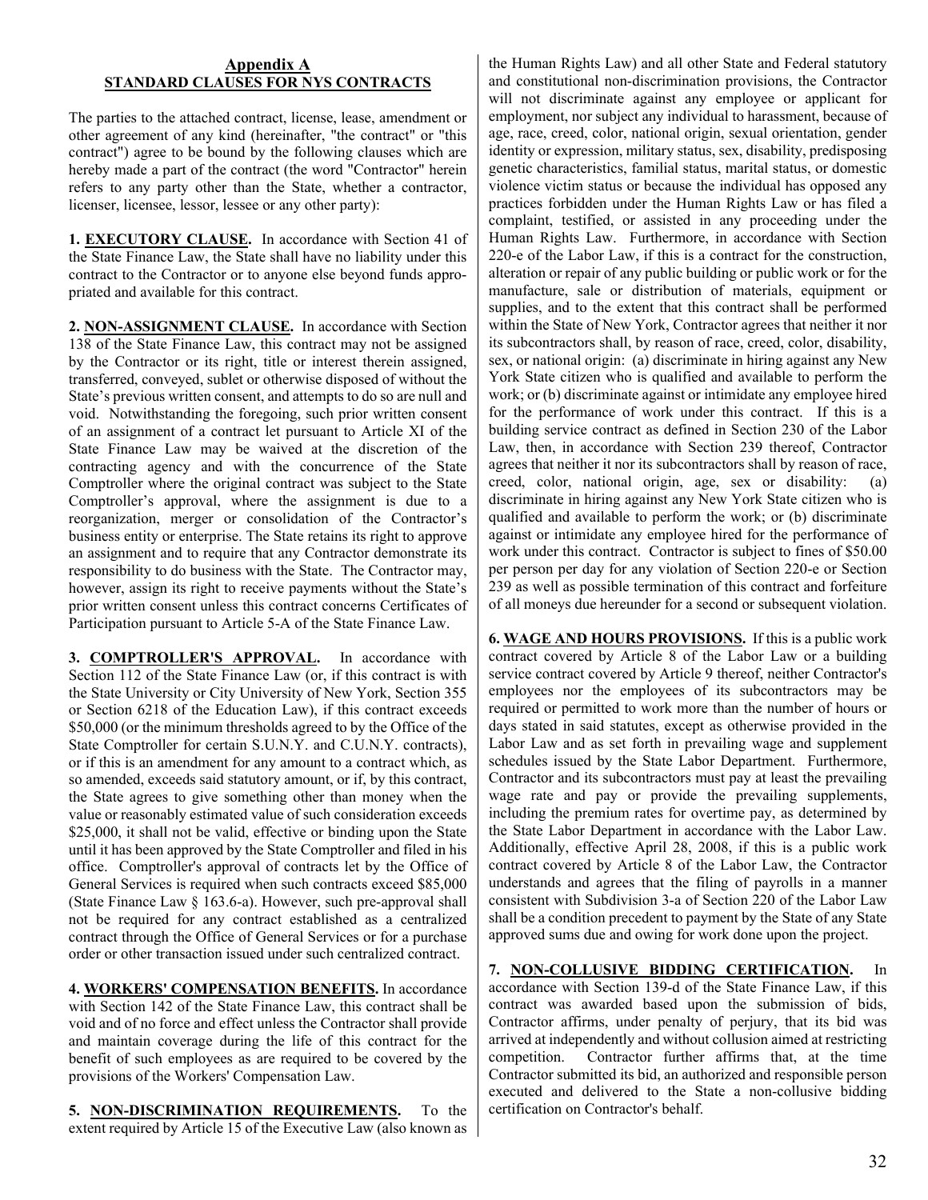## Appendix A
## STANDARD CLAUSES FOR NYS CONTRACTS

The parties to the attached contract, license, lease, amendment or other agreement of any kind (hereinafter, "the contract" or "this contract") agree to be bound by the following clauses which are hereby made a part of the contract (the word "Contractor" herein refers to any party other than the State, whether a contractor, licenser, licensee, lessor, lessee or any other party):

**1. EXECUTORY CLAUSE.** In accordance with Section 41 of the State Finance Law, the State shall have no liability under this contract to the Contractor or to anyone else beyond funds appropriated and available for this contract.

**2. NON-ASSIGNMENT CLAUSE.** In accordance with Section 138 of the State Finance Law, this contract may not be assigned by the Contractor or its right, title or interest therein assigned, transferred, conveyed, sublet or otherwise disposed of without the State's previous written consent, and attempts to do so are null and void. Notwithstanding the foregoing, such prior written consent of an assignment of a contract let pursuant to Article XI of the State Finance Law may be waived at the discretion of the contracting agency and with the concurrence of the State Comptroller where the original contract was subject to the State Comptroller's approval, where the assignment is due to a reorganization, merger or consolidation of the Contractor's business entity or enterprise. The State retains its right to approve an assignment and to require that any Contractor demonstrate its responsibility to do business with the State. The Contractor may, however, assign its right to receive payments without the State's prior written consent unless this contract concerns Certificates of Participation pursuant to Article 5-A of the State Finance Law.

**3. COMPTROLLER'S APPROVAL.** In accordance with Section 112 of the State Finance Law (or, if this contract is with the State University or City University of New York, Section 355 or Section 6218 of the Education Law), if this contract exceeds $50,000 (or the minimum thresholds agreed to by the Office of the State Comptroller for certain S.U.N.Y. and C.U.N.Y. contracts), or if this is an amendment for any amount to a contract which, as so amended, exceeds said statutory amount, or if, by this contract, the State agrees to give something other than money when the value or reasonably estimated value of such consideration exceeds $25,000, it shall not be valid, effective or binding upon the State until it has been approved by the State Comptroller and filed in his office. Comptroller's approval of contracts let by the Office of General Services is required when such contracts exceed $85,000 (State Finance Law § 163.6-a). However, such pre-approval shall not be required for any contract established as a centralized contract through the Office of General Services or for a purchase order or other transaction issued under such centralized contract.

**4. WORKERS' COMPENSATION BENEFITS.** In accordance with Section 142 of the State Finance Law, this contract shall be void and of no force and effect unless the Contractor shall provide and maintain coverage during the life of this contract for the benefit of such employees as are required to be covered by the provisions of the Workers' Compensation Law.

**5. NON-DISCRIMINATION REQUIREMENTS.** To the extent required by Article 15 of the Executive Law (also known as the Human Rights Law) and all other State and Federal statutory and constitutional non-discrimination provisions, the Contractor will not discriminate against any employee or applicant for employment, nor subject any individual to harassment, because of age, race, creed, color, national origin, sexual orientation, gender identity or expression, military status, sex, disability, predisposing genetic characteristics, familial status, marital status, or domestic violence victim status or because the individual has opposed any practices forbidden under the Human Rights Law or has filed a complaint, testified, or assisted in any proceeding under the Human Rights Law. Furthermore, in accordance with Section 220-e of the Labor Law, if this is a contract for the construction, alteration or repair of any public building or public work or for the manufacture, sale or distribution of materials, equipment or supplies, and to the extent that this contract shall be performed within the State of New York, Contractor agrees that neither it nor its subcontractors shall, by reason of race, creed, color, disability, sex, or national origin: (a) discriminate in hiring against any New York State citizen who is qualified and available to perform the work; or (b) discriminate against or intimidate any employee hired for the performance of work under this contract. If this is a building service contract as defined in Section 230 of the Labor Law, then, in accordance with Section 239 thereof, Contractor agrees that neither it nor its subcontractors shall by reason of race, creed, color, national origin, age, sex or disability: (a) discriminate in hiring against any New York State citizen who is qualified and available to perform the work; or (b) discriminate against or intimidate any employee hired for the performance of work under this contract. Contractor is subject to fines of $50.00 per person per day for any violation of Section 220-e or Section 239 as well as possible termination of this contract and forfeiture of all moneys due hereunder for a second or subsequent violation.

**6. WAGE AND HOURS PROVISIONS.** If this is a public work contract covered by Article 8 of the Labor Law or a building service contract covered by Article 9 thereof, neither Contractor's employees nor the employees of its subcontractors may be required or permitted to work more than the number of hours or days stated in said statutes, except as otherwise provided in the Labor Law and as set forth in prevailing wage and supplement schedules issued by the State Labor Department. Furthermore, Contractor and its subcontractors must pay at least the prevailing wage rate and pay or provide the prevailing supplements, including the premium rates for overtime pay, as determined by the State Labor Department in accordance with the Labor Law. Additionally, effective April 28, 2008, if this is a public work contract covered by Article 8 of the Labor Law, the Contractor understands and agrees that the filing of payrolls in a manner consistent with Subdivision 3-a of Section 220 of the Labor Law shall be a condition precedent to payment by the State of any State approved sums due and owing for work done upon the project.

**7. NON-COLLUSIVE BIDDING CERTIFICATION.** In accordance with Section 139-d of the State Finance Law, if this contract was awarded based upon the submission of bids, Contractor affirms, under penalty of perjury, that its bid was arrived at independently and without collusion aimed at restricting competition. Contractor further affirms that, at the time Contractor submitted its bid, an authorized and responsible person executed and delivered to the State a non-collusive bidding certification on Contractor's behalf.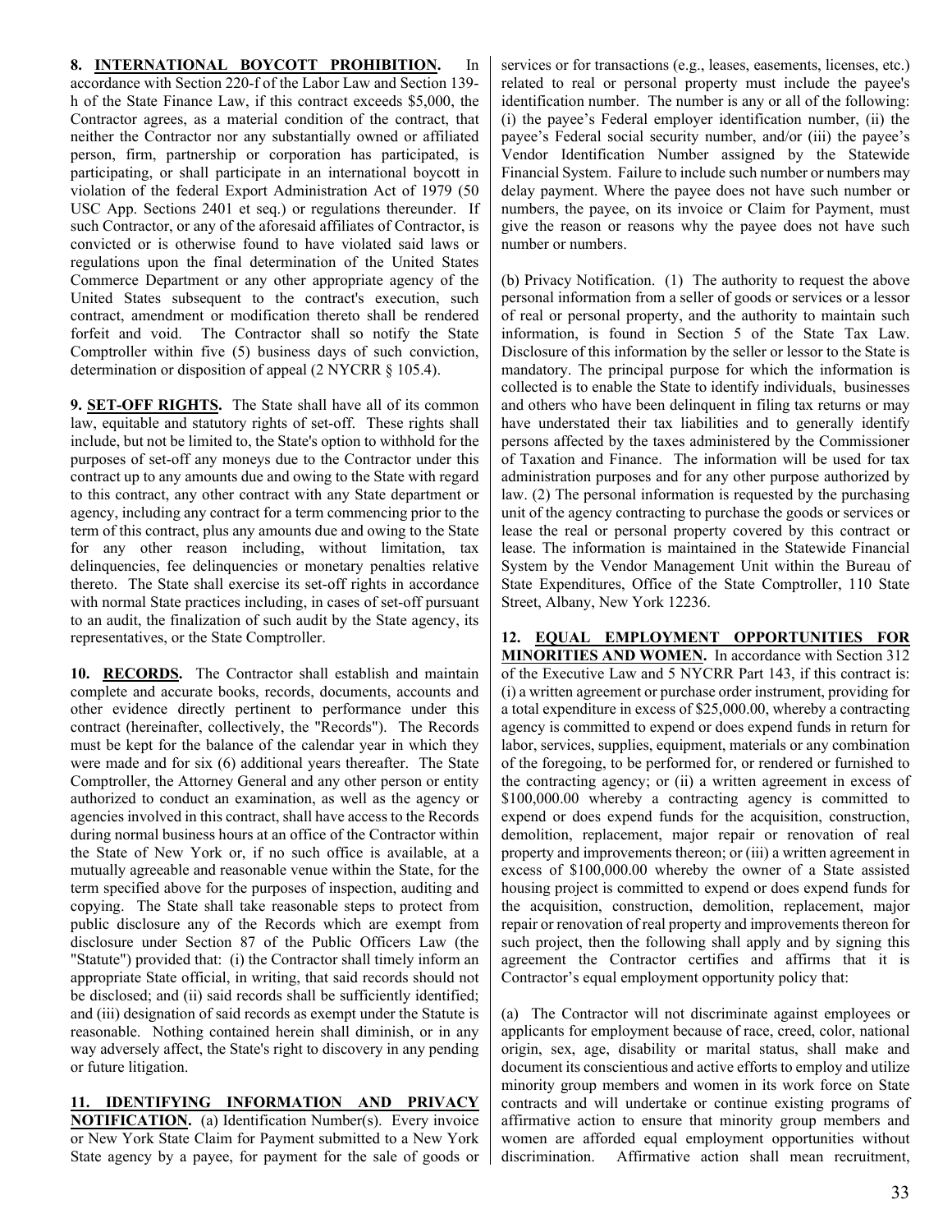**8. INTERNATIONAL BOYCOTT PROHIBITION.** In accordance with Section 220-f of the Labor Law and Section 139-h of the State Finance Law, if this contract exceeds $5,000, the Contractor agrees, as a material condition of the contract, that neither the Contractor nor any substantially owned or affiliated person, firm, partnership or corporation has participated, is participating, or shall participate in an international boycott in violation of the federal Export Administration Act of 1979 (50 USC App. Sections 2401 et seq.) or regulations thereunder. If such Contractor, or any of the aforesaid affiliates of Contractor, is convicted or is otherwise found to have violated said laws or regulations upon the final determination of the United States Commerce Department or any other appropriate agency of the United States subsequent to the contract's execution, such contract, amendment or modification thereto shall be rendered forfeit and void. The Contractor shall so notify the State Comptroller within five (5) business days of such conviction, determination or disposition of appeal (2 NYCRR § 105.4).

**9. SET-OFF RIGHTS.** The State shall have all of its common law, equitable and statutory rights of set-off. These rights shall include, but not be limited to, the State's option to withhold for the purposes of set-off any moneys due to the Contractor under this contract up to any amounts due and owing to the State with regard to this contract, any other contract with any State department or agency, including any contract for a term commencing prior to the term of this contract, plus any amounts due and owing to the State for any other reason including, without limitation, tax delinquencies, fee delinquencies or monetary penalties relative thereto. The State shall exercise its set-off rights in accordance with normal State practices including, in cases of set-off pursuant to an audit, the finalization of such audit by the State agency, its representatives, or the State Comptroller.

**10. RECORDS.** The Contractor shall establish and maintain complete and accurate books, records, documents, accounts and other evidence directly pertinent to performance under this contract (hereinafter, collectively, the "Records"). The Records must be kept for the balance of the calendar year in which they were made and for six (6) additional years thereafter. The State Comptroller, the Attorney General and any other person or entity authorized to conduct an examination, as well as the agency or agencies involved in this contract, shall have access to the Records during normal business hours at an office of the Contractor within the State of New York or, if no such office is available, at a mutually agreeable and reasonable venue within the State, for the term specified above for the purposes of inspection, auditing and copying. The State shall take reasonable steps to protect from public disclosure any of the Records which are exempt from disclosure under Section 87 of the Public Officers Law (the "Statute") provided that: (i) the Contractor shall timely inform an appropriate State official, in writing, that said records should not be disclosed; and (ii) said records shall be sufficiently identified; and (iii) designation of said records as exempt under the Statute is reasonable. Nothing contained herein shall diminish, or in any way adversely affect, the State's right to discovery in any pending or future litigation.

**11. IDENTIFYING INFORMATION AND PRIVACY NOTIFICATION.** (a) Identification Number(s). Every invoice or New York State Claim for Payment submitted to a New York State agency by a payee, for payment for the sale of goods or services or for transactions (e.g., leases, easements, licenses, etc.) related to real or personal property must include the payee's identification number. The number is any or all of the following: (i) the payee's Federal employer identification number, (ii) the payee's Federal social security number, and/or (iii) the payee's Vendor Identification Number assigned by the Statewide Financial System. Failure to include such number or numbers may delay payment. Where the payee does not have such number or numbers, the payee, on its invoice or Claim for Payment, must give the reason or reasons why the payee does not have such number or numbers.

(b) Privacy Notification. (1) The authority to request the above personal information from a seller of goods or services or a lessor of real or personal property, and the authority to maintain such information, is found in Section 5 of the State Tax Law. Disclosure of this information by the seller or lessor to the State is mandatory. The principal purpose for which the information is collected is to enable the State to identify individuals, businesses and others who have been delinquent in filing tax returns or may have understated their tax liabilities and to generally identify persons affected by the taxes administered by the Commissioner of Taxation and Finance. The information will be used for tax administration purposes and for any other purpose authorized by law. (2) The personal information is requested by the purchasing unit of the agency contracting to purchase the goods or services or lease the real or personal property covered by this contract or lease. The information is maintained in the Statewide Financial System by the Vendor Management Unit within the Bureau of State Expenditures, Office of the State Comptroller, 110 State Street, Albany, New York 12236.

**12. EQUAL EMPLOYMENT OPPORTUNITIES FOR MINORITIES AND WOMEN.** In accordance with Section 312 of the Executive Law and 5 NYCRR Part 143, if this contract is: (i) a written agreement or purchase order instrument, providing for a total expenditure in excess of $25,000.00, whereby a contracting agency is committed to expend or does expend funds in return for labor, services, supplies, equipment, materials or any combination of the foregoing, to be performed for, or rendered or furnished to the contracting agency; or (ii) a written agreement in excess of $100,000.00 whereby a contracting agency is committed to expend or does expend funds for the acquisition, construction, demolition, replacement, major repair or renovation of real property and improvements thereon; or (iii) a written agreement in excess of $100,000.00 whereby the owner of a State assisted housing project is committed to expend or does expend funds for the acquisition, construction, demolition, replacement, major repair or renovation of real property and improvements thereon for such project, then the following shall apply and by signing this agreement the Contractor certifies and affirms that it is Contractor's equal employment opportunity policy that:

(a) The Contractor will not discriminate against employees or applicants for employment because of race, creed, color, national origin, sex, age, disability or marital status, shall make and document its conscientious and active efforts to employ and utilize minority group members and women in its work force on State contracts and will undertake or continue existing programs of affirmative action to ensure that minority group members and women are afforded equal employment opportunities without discrimination. Affirmative action shall mean recruitment,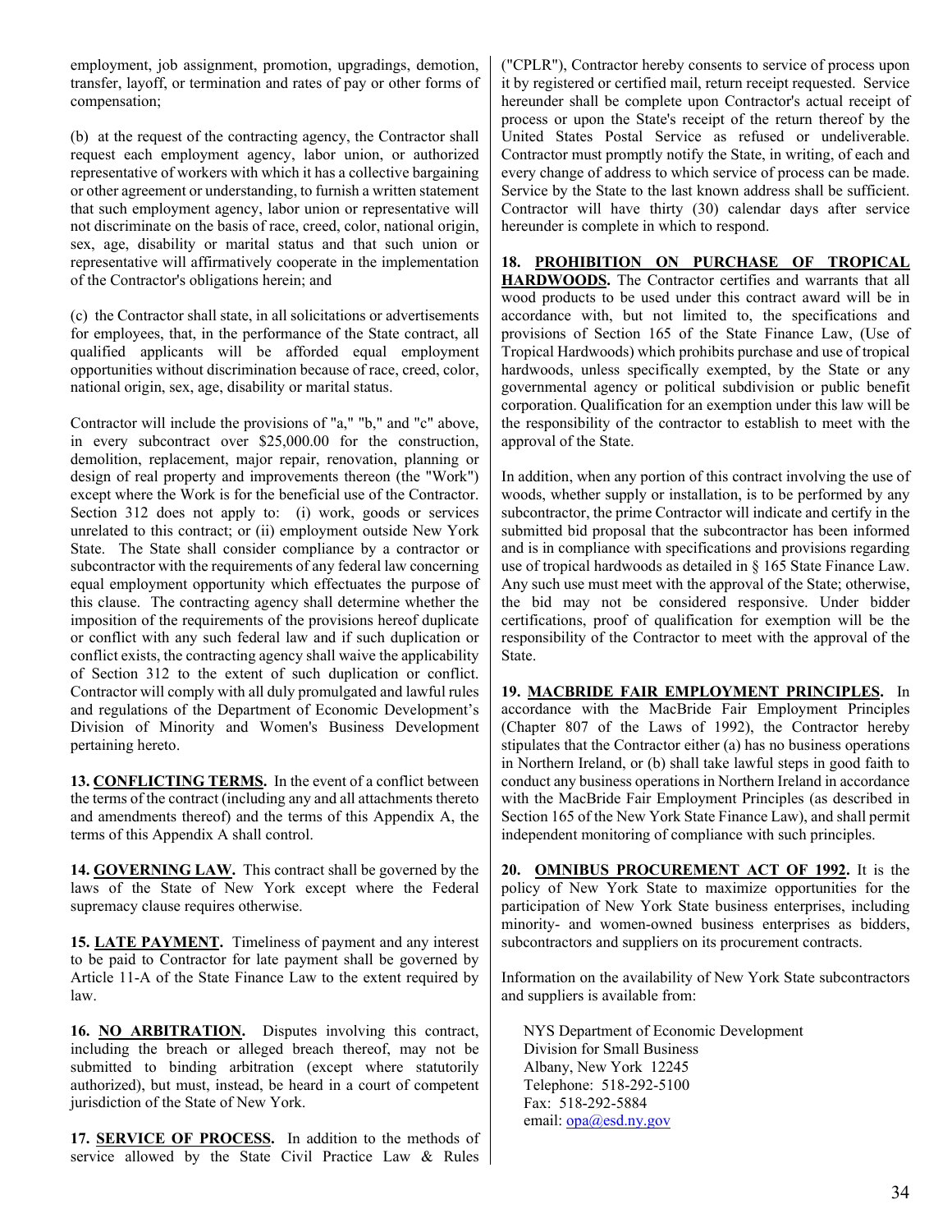employment, job assignment, promotion, upgradings, demotion, transfer, layoff, or termination and rates of pay or other forms of compensation;

(b) at the request of the contracting agency, the Contractor shall request each employment agency, labor union, or authorized representative of workers with which it has a collective bargaining or other agreement or understanding, to furnish a written statement that such employment agency, labor union or representative will not discriminate on the basis of race, creed, color, national origin, sex, age, disability or marital status and that such union or representative will affirmatively cooperate in the implementation of the Contractor's obligations herein; and

(c) the Contractor shall state, in all solicitations or advertisements for employees, that, in the performance of the State contract, all qualified applicants will be afforded equal employment opportunities without discrimination because of race, creed, color, national origin, sex, age, disability or marital status.

Contractor will include the provisions of "a," "b," and "c" above, in every subcontract over $25,000.00 for the construction, demolition, replacement, major repair, renovation, planning or design of real property and improvements thereon (the "Work") except where the Work is for the beneficial use of the Contractor. Section 312 does not apply to: (i) work, goods or services unrelated to this contract; or (ii) employment outside New York State. The State shall consider compliance by a contractor or subcontractor with the requirements of any federal law concerning equal employment opportunity which effectuates the purpose of this clause. The contracting agency shall determine whether the imposition of the requirements of the provisions hereof duplicate or conflict with any such federal law and if such duplication or conflict exists, the contracting agency shall waive the applicability of Section 312 to the extent of such duplication or conflict. Contractor will comply with all duly promulgated and lawful rules and regulations of the Department of Economic Development's Division of Minority and Women's Business Development pertaining hereto.

**13. CONFLICTING TERMS.** In the event of a conflict between the terms of the contract (including any and all attachments thereto and amendments thereof) and the terms of this Appendix A, the terms of this Appendix A shall control.

**14. GOVERNING LAW.** This contract shall be governed by the laws of the State of New York except where the Federal supremacy clause requires otherwise.

**15. LATE PAYMENT.** Timeliness of payment and any interest to be paid to Contractor for late payment shall be governed by Article 11-A of the State Finance Law to the extent required by law.

**16. NO ARBITRATION.** Disputes involving this contract, including the breach or alleged breach thereof, may not be submitted to binding arbitration (except where statutorily authorized), but must, instead, be heard in a court of competent jurisdiction of the State of New York.

**17. SERVICE OF PROCESS.** In addition to the methods of service allowed by the State Civil Practice Law & Rules ("CPLR"), Contractor hereby consents to service of process upon it by registered or certified mail, return receipt requested. Service hereunder shall be complete upon Contractor's actual receipt of process or upon the State's receipt of the return thereof by the United States Postal Service as refused or undeliverable. Contractor must promptly notify the State, in writing, of each and every change of address to which service of process can be made. Service by the State to the last known address shall be sufficient. Contractor will have thirty (30) calendar days after service hereunder is complete in which to respond.

**18. PROHIBITION ON PURCHASE OF TROPICAL HARDWOODS.** The Contractor certifies and warrants that all wood products to be used under this contract award will be in accordance with, but not limited to, the specifications and provisions of Section 165 of the State Finance Law, (Use of Tropical Hardwoods) which prohibits purchase and use of tropical hardwoods, unless specifically exempted, by the State or any governmental agency or political subdivision or public benefit corporation. Qualification for an exemption under this law will be the responsibility of the contractor to establish to meet with the approval of the State.

In addition, when any portion of this contract involving the use of woods, whether supply or installation, is to be performed by any subcontractor, the prime Contractor will indicate and certify in the submitted bid proposal that the subcontractor has been informed and is in compliance with specifications and provisions regarding use of tropical hardwoods as detailed in § 165 State Finance Law. Any such use must meet with the approval of the State; otherwise, the bid may not be considered responsive. Under bidder certifications, proof of qualification for exemption will be the responsibility of the Contractor to meet with the approval of the State.

**19. MACBRIDE FAIR EMPLOYMENT PRINCIPLES.** In accordance with the MacBride Fair Employment Principles (Chapter 807 of the Laws of 1992), the Contractor hereby stipulates that the Contractor either (a) has no business operations in Northern Ireland, or (b) shall take lawful steps in good faith to conduct any business operations in Northern Ireland in accordance with the MacBride Fair Employment Principles (as described in Section 165 of the New York State Finance Law), and shall permit independent monitoring of compliance with such principles.

**20. OMNIBUS PROCUREMENT ACT OF 1992.** It is the policy of New York State to maximize opportunities for the participation of New York State business enterprises, including minority- and women-owned business enterprises as bidders, subcontractors and suppliers on its procurement contracts.

Information on the availability of New York State subcontractors and suppliers is available from:

NYS Department of Economic Development
Division for Small Business
Albany, New York 12245
Telephone: 518-292-5100
Fax: 518-292-5884
email: opa@esd.ny.gov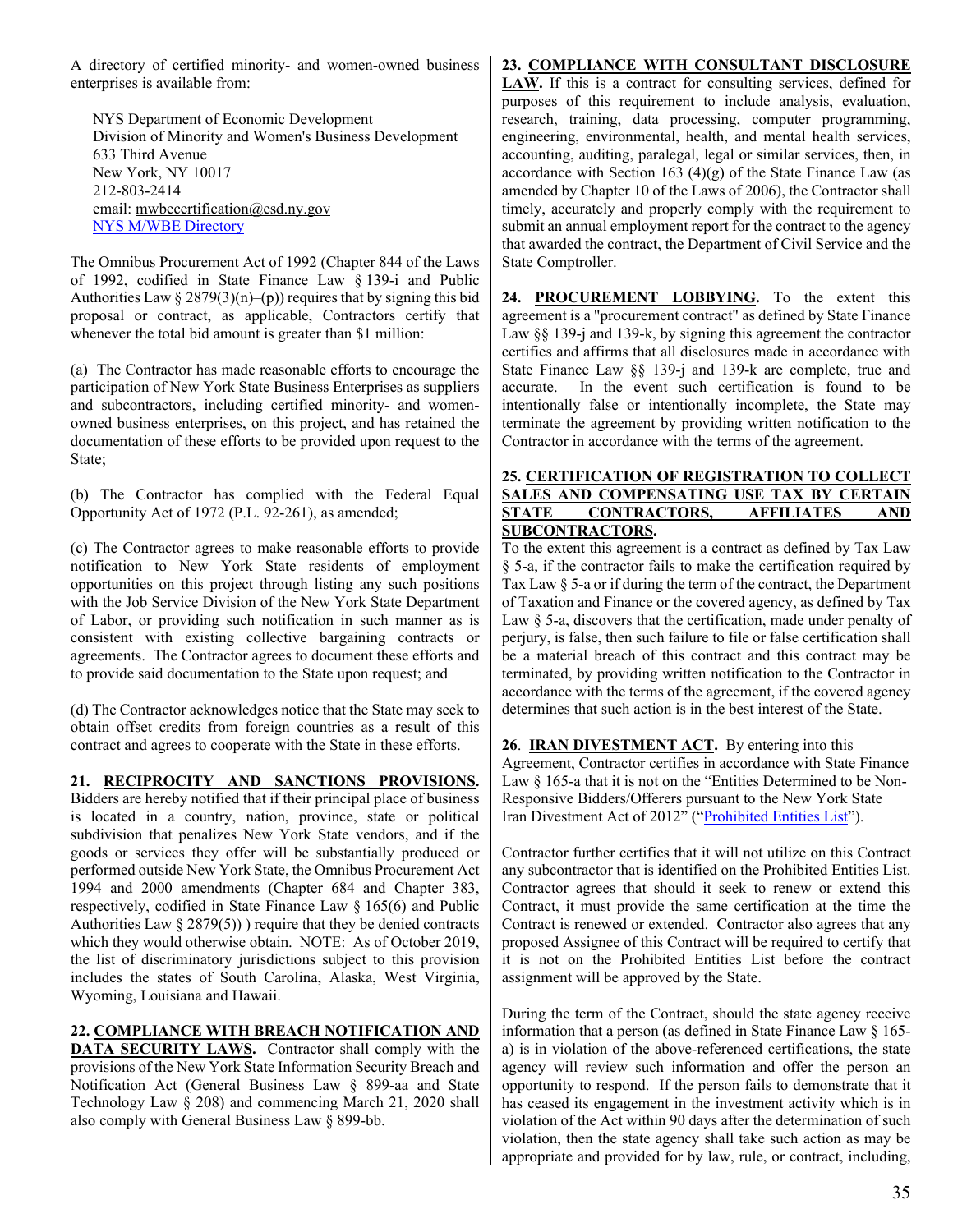A directory of certified minority- and women-owned business enterprises is available from:

NYS Department of Economic Development
Division of Minority and Women's Business Development
633 Third Avenue
New York, NY 10017
212-803-2414
email: mwbecertification@esd.ny.gov
NYS M/WBE Directory

The Omnibus Procurement Act of 1992 (Chapter 844 of the Laws of 1992, codified in State Finance Law § 139-i and Public Authorities Law § 2879(3)(n)–(p)) requires that by signing this bid proposal or contract, as applicable, Contractors certify that whenever the total bid amount is greater than $1 million:

(a) The Contractor has made reasonable efforts to encourage the participation of New York State Business Enterprises as suppliers and subcontractors, including certified minority- and women-owned business enterprises, on this project, and has retained the documentation of these efforts to be provided upon request to the State;

(b) The Contractor has complied with the Federal Equal Opportunity Act of 1972 (P.L. 92-261), as amended;

(c) The Contractor agrees to make reasonable efforts to provide notification to New York State residents of employment opportunities on this project through listing any such positions with the Job Service Division of the New York State Department of Labor, or providing such notification in such manner as is consistent with existing collective bargaining contracts or agreements. The Contractor agrees to document these efforts and to provide said documentation to the State upon request; and

(d) The Contractor acknowledges notice that the State may seek to obtain offset credits from foreign countries as a result of this contract and agrees to cooperate with the State in these efforts.

**21. RECIPROCITY AND SANCTIONS PROVISIONS.** Bidders are hereby notified that if their principal place of business is located in a country, nation, province, state or political subdivision that penalizes New York State vendors, and if the goods or services they offer will be substantially produced or performed outside New York State, the Omnibus Procurement Act 1994 and 2000 amendments (Chapter 684 and Chapter 383, respectively, codified in State Finance Law § 165(6) and Public Authorities Law § 2879(5)) ) require that they be denied contracts which they would otherwise obtain. NOTE: As of October 2019, the list of discriminatory jurisdictions subject to this provision includes the states of South Carolina, Alaska, West Virginia, Wyoming, Louisiana and Hawaii.

**22. COMPLIANCE WITH BREACH NOTIFICATION AND DATA SECURITY LAWS.** Contractor shall comply with the provisions of the New York State Information Security Breach and Notification Act (General Business Law § 899-aa and State Technology Law § 208) and commencing March 21, 2020 shall also comply with General Business Law § 899-bb.

**23. COMPLIANCE WITH CONSULTANT DISCLOSURE LAW.** If this is a contract for consulting services, defined for purposes of this requirement to include analysis, evaluation, research, training, data processing, computer programming, engineering, environmental, health, and mental health services, accounting, auditing, paralegal, legal or similar services, then, in accordance with Section 163 (4)(g) of the State Finance Law (as amended by Chapter 10 of the Laws of 2006), the Contractor shall timely, accurately and properly comply with the requirement to submit an annual employment report for the contract to the agency that awarded the contract, the Department of Civil Service and the State Comptroller.

**24. PROCUREMENT LOBBYING.** To the extent this agreement is a "procurement contract" as defined by State Finance Law §§ 139-j and 139-k, by signing this agreement the contractor certifies and affirms that all disclosures made in accordance with State Finance Law §§ 139-j and 139-k are complete, true and accurate. In the event such certification is found to be intentionally false or intentionally incomplete, the State may terminate the agreement by providing written notification to the Contractor in accordance with the terms of the agreement.

**25. CERTIFICATION OF REGISTRATION TO COLLECT SALES AND COMPENSATING USE TAX BY CERTAIN STATE CONTRACTORS, AFFILIATES AND SUBCONTRACTORS.**
To the extent this agreement is a contract as defined by Tax Law § 5-a, if the contractor fails to make the certification required by Tax Law § 5-a or if during the term of the contract, the Department of Taxation and Finance or the covered agency, as defined by Tax Law § 5-a, discovers that the certification, made under penalty of perjury, is false, then such failure to file or false certification shall be a material breach of this contract and this contract may be terminated, by providing written notification to the Contractor in accordance with the terms of the agreement, if the covered agency determines that such action is in the best interest of the State.

**26. IRAN DIVESTMENT ACT.** By entering into this Agreement, Contractor certifies in accordance with State Finance Law § 165-a that it is not on the "Entities Determined to be Non-Responsive Bidders/Offerers pursuant to the New York State Iran Divestment Act of 2012" ("Prohibited Entities List").

Contractor further certifies that it will not utilize on this Contract any subcontractor that is identified on the Prohibited Entities List. Contractor agrees that should it seek to renew or extend this Contract, it must provide the same certification at the time the Contract is renewed or extended. Contractor also agrees that any proposed Assignee of this Contract will be required to certify that it is not on the Prohibited Entities List before the contract assignment will be approved by the State.

During the term of the Contract, should the state agency receive information that a person (as defined in State Finance Law § 165-a) is in violation of the above-referenced certifications, the state agency will review such information and offer the person an opportunity to respond. If the person fails to demonstrate that it has ceased its engagement in the investment activity which is in violation of the Act within 90 days after the determination of such violation, then the state agency shall take such action as may be appropriate and provided for by law, rule, or contract, including,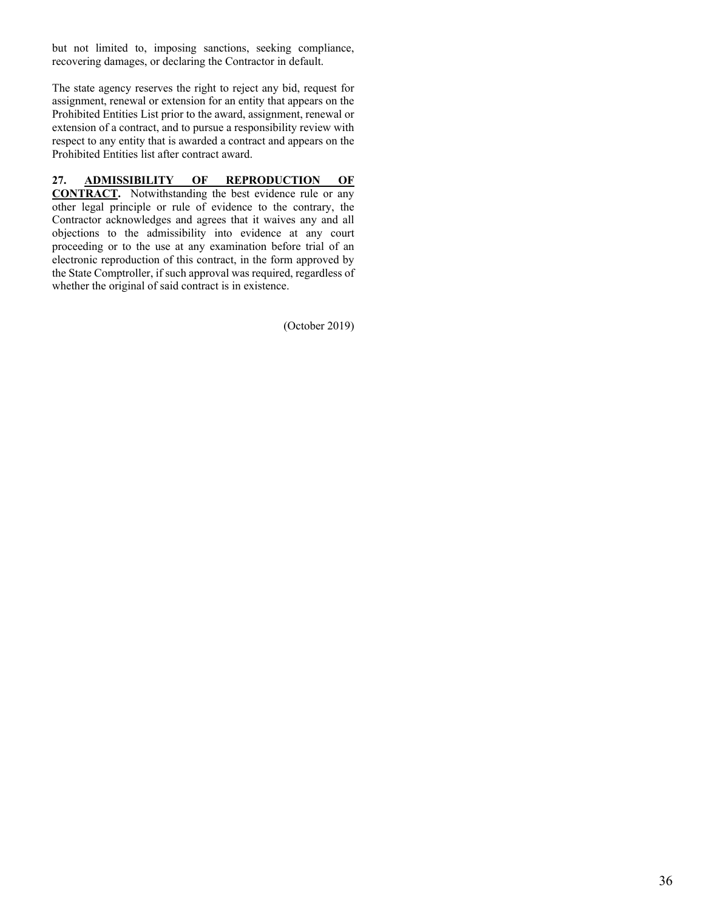but not limited to, imposing sanctions, seeking compliance, recovering damages, or declaring the Contractor in default.

The state agency reserves the right to reject any bid, request for assignment, renewal or extension for an entity that appears on the Prohibited Entities List prior to the award, assignment, renewal or extension of a contract, and to pursue a responsibility review with respect to any entity that is awarded a contract and appears on the Prohibited Entities list after contract award.

**27. ADMISSIBILITY OF REPRODUCTION OF CONTRACT.** Notwithstanding the best evidence rule or any other legal principle or rule of evidence to the contrary, the Contractor acknowledges and agrees that it waives any and all objections to the admissibility into evidence at any court proceeding or to the use at any examination before trial of an electronic reproduction of this contract, in the form approved by the State Comptroller, if such approval was required, regardless of whether the original of said contract is in existence.

(October 2019)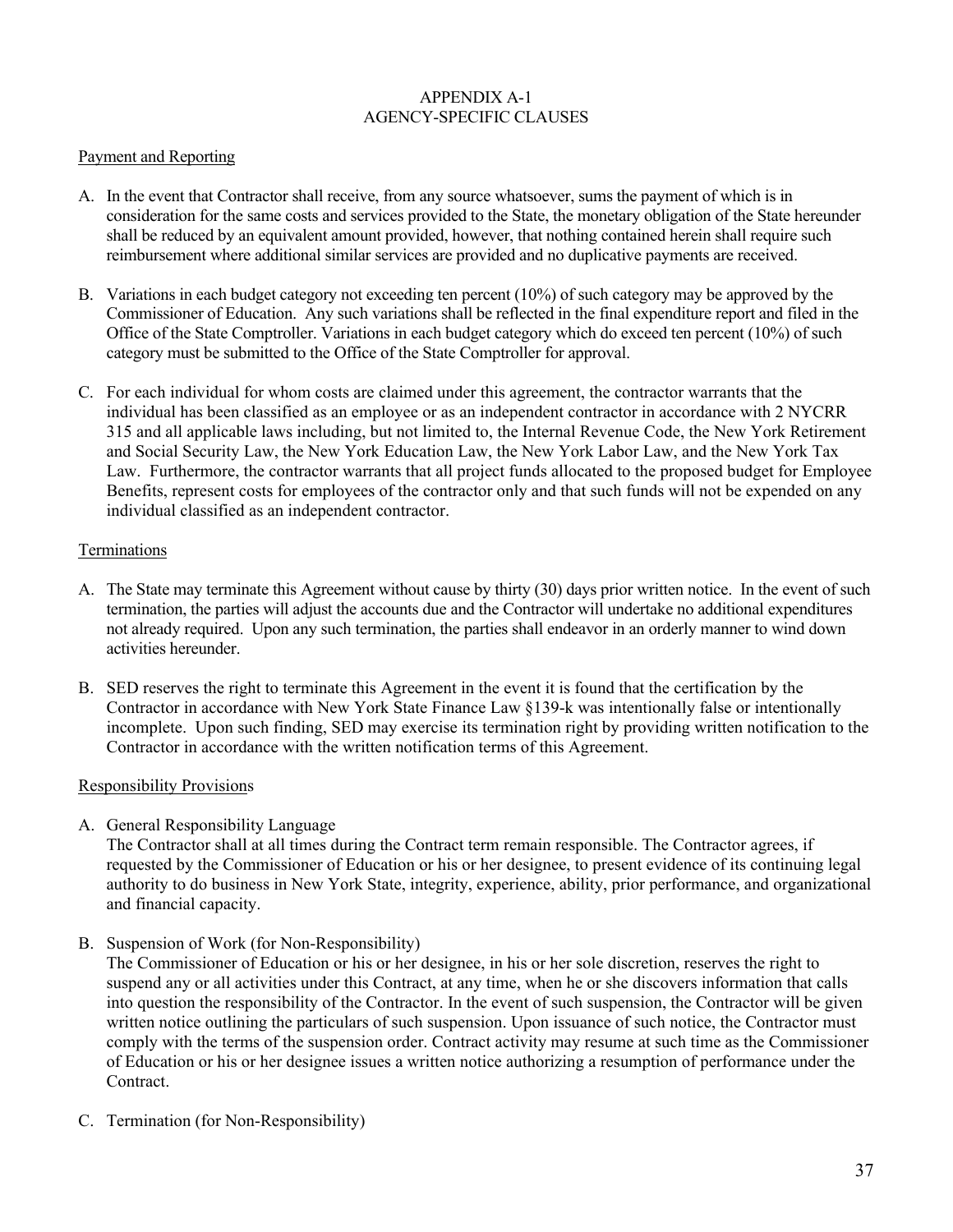# APPENDIX A-1
# AGENCY-SPECIFIC CLAUSES

## Payment and Reporting

A. In the event that Contractor shall receive, from any source whatsoever, sums the payment of which is in consideration for the same costs and services provided to the State, the monetary obligation of the State hereunder shall be reduced by an equivalent amount provided, however, that nothing contained herein shall require such reimbursement where additional similar services are provided and no duplicative payments are received.

B. Variations in each budget category not exceeding ten percent (10%) of such category may be approved by the Commissioner of Education. Any such variations shall be reflected in the final expenditure report and filed in the Office of the State Comptroller. Variations in each budget category which do exceed ten percent (10%) of such category must be submitted to the Office of the State Comptroller for approval.

C. For each individual for whom costs are claimed under this agreement, the contractor warrants that the individual has been classified as an employee or as an independent contractor in accordance with 2 NYCRR 315 and all applicable laws including, but not limited to, the Internal Revenue Code, the New York Retirement and Social Security Law, the New York Education Law, the New York Labor Law, and the New York Tax Law. Furthermore, the contractor warrants that all project funds allocated to the proposed budget for Employee Benefits, represent costs for employees of the contractor only and that such funds will not be expended on any individual classified as an independent contractor.

## Terminations

A. The State may terminate this Agreement without cause by thirty (30) days prior written notice. In the event of such termination, the parties will adjust the accounts due and the Contractor will undertake no additional expenditures not already required. Upon any such termination, the parties shall endeavor in an orderly manner to wind down activities hereunder.

B. SED reserves the right to terminate this Agreement in the event it is found that the certification by the Contractor in accordance with New York State Finance Law §139-k was intentionally false or intentionally incomplete. Upon such finding, SED may exercise its termination right by providing written notification to the Contractor in accordance with the written notification terms of this Agreement.

## Responsibility Provisions

A. General Responsibility Language
The Contractor shall at all times during the Contract term remain responsible. The Contractor agrees, if requested by the Commissioner of Education or his or her designee, to present evidence of its continuing legal authority to do business in New York State, integrity, experience, ability, prior performance, and organizational and financial capacity.

B. Suspension of Work (for Non-Responsibility)
The Commissioner of Education or his or her designee, in his or her sole discretion, reserves the right to suspend any or all activities under this Contract, at any time, when he or she discovers information that calls into question the responsibility of the Contractor. In the event of such suspension, the Contractor will be given written notice outlining the particulars of such suspension. Upon issuance of such notice, the Contractor must comply with the terms of the suspension order. Contract activity may resume at such time as the Commissioner of Education or his or her designee issues a written notice authorizing a resumption of performance under the Contract.

C. Termination (for Non-Responsibility)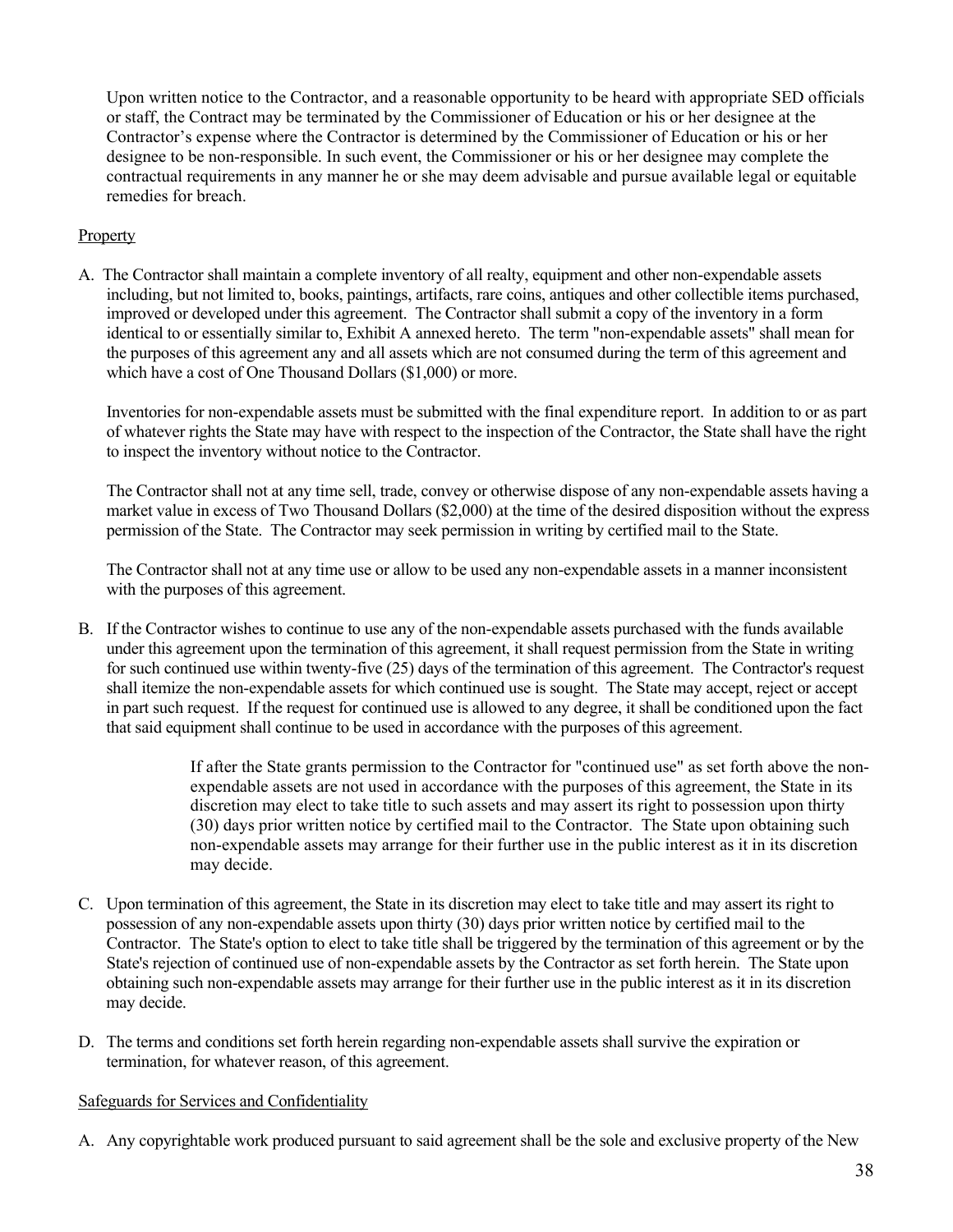Upon written notice to the Contractor, and a reasonable opportunity to be heard with appropriate SED officials or staff, the Contract may be terminated by the Commissioner of Education or his or her designee at the Contractor's expense where the Contractor is determined by the Commissioner of Education or his or her designee to be non-responsible. In such event, the Commissioner or his or her designee may complete the contractual requirements in any manner he or she may deem advisable and pursue available legal or equitable remedies for breach.

Property

A. The Contractor shall maintain a complete inventory of all realty, equipment and other non-expendable assets including, but not limited to, books, paintings, artifacts, rare coins, antiques and other collectible items purchased, improved or developed under this agreement. The Contractor shall submit a copy of the inventory in a form identical to or essentially similar to, Exhibit A annexed hereto. The term "non-expendable assets" shall mean for the purposes of this agreement any and all assets which are not consumed during the term of this agreement and which have a cost of One Thousand Dollars ($1,000) or more.

   Inventories for non-expendable assets must be submitted with the final expenditure report. In addition to or as part of whatever rights the State may have with respect to the inspection of the Contractor, the State shall have the right to inspect the inventory without notice to the Contractor.

   The Contractor shall not at any time sell, trade, convey or otherwise dispose of any non-expendable assets having a market value in excess of Two Thousand Dollars ($2,000) at the time of the desired disposition without the express permission of the State. The Contractor may seek permission in writing by certified mail to the State.

   The Contractor shall not at any time use or allow to be used any non-expendable assets in a manner inconsistent with the purposes of this agreement.

B. If the Contractor wishes to continue to use any of the non-expendable assets purchased with the funds available under this agreement upon the termination of this agreement, it shall request permission from the State in writing for such continued use within twenty-five (25) days of the termination of this agreement. The Contractor's request shall itemize the non-expendable assets for which continued use is sought. The State may accept, reject or accept in part such request. If the request for continued use is allowed to any degree, it shall be conditioned upon the fact that said equipment shall continue to be used in accordance with the purposes of this agreement.

   If after the State grants permission to the Contractor for "continued use" as set forth above the non-expendable assets are not used in accordance with the purposes of this agreement, the State in its discretion may elect to take title to such assets and may assert its right to possession upon thirty (30) days prior written notice by certified mail to the Contractor. The State upon obtaining such non-expendable assets may arrange for their further use in the public interest as it in its discretion may decide.

C. Upon termination of this agreement, the State in its discretion may elect to take title and may assert its right to possession of any non-expendable assets upon thirty (30) days prior written notice by certified mail to the Contractor. The State's option to elect to take title shall be triggered by the termination of this agreement or by the State's rejection of continued use of non-expendable assets by the Contractor as set forth herein. The State upon obtaining such non-expendable assets may arrange for their further use in the public interest as it in its discretion may decide.

D. The terms and conditions set forth herein regarding non-expendable assets shall survive the expiration or termination, for whatever reason, of this agreement.

Safeguards for Services and Confidentiality

A. Any copyrightable work produced pursuant to said agreement shall be the sole and exclusive property of the New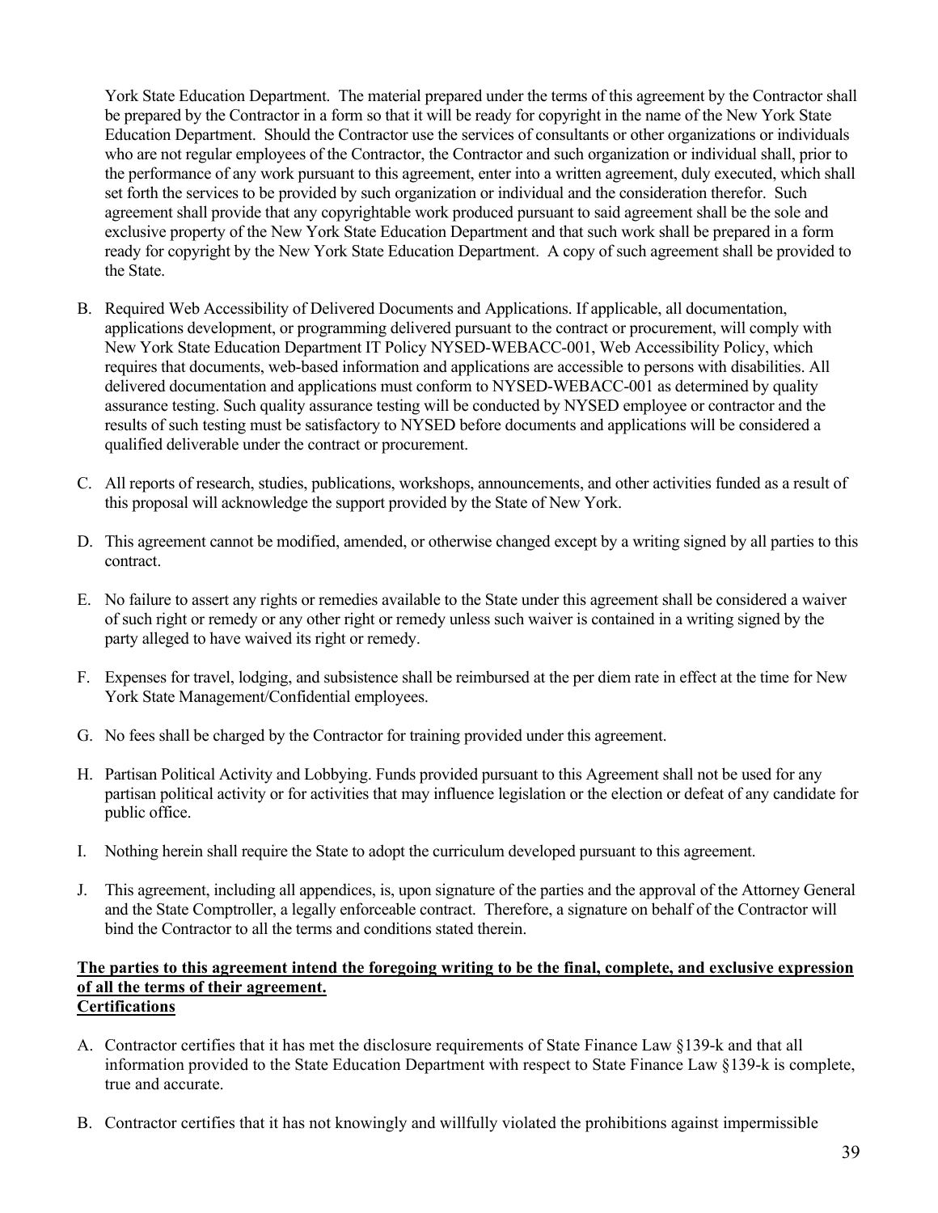York State Education Department. The material prepared under the terms of this agreement by the Contractor shall be prepared by the Contractor in a form so that it will be ready for copyright in the name of the New York State Education Department. Should the Contractor use the services of consultants or other organizations or individuals who are not regular employees of the Contractor, the Contractor and such organization or individual shall, prior to the performance of any work pursuant to this agreement, enter into a written agreement, duly executed, which shall set forth the services to be provided by such organization or individual and the consideration therefor. Such agreement shall provide that any copyrightable work produced pursuant to said agreement shall be the sole and exclusive property of the New York State Education Department and that such work shall be prepared in a form ready for copyright by the New York State Education Department. A copy of such agreement shall be provided to the State.

B. Required Web Accessibility of Delivered Documents and Applications. If applicable, all documentation, applications development, or programming delivered pursuant to the contract or procurement, will comply with New York State Education Department IT Policy NYSED-WEBACC-001, Web Accessibility Policy, which requires that documents, web-based information and applications are accessible to persons with disabilities. All delivered documentation and applications must conform to NYSED-WEBACC-001 as determined by quality assurance testing. Such quality assurance testing will be conducted by NYSED employee or contractor and the results of such testing must be satisfactory to NYSED before documents and applications will be considered a qualified deliverable under the contract or procurement.

C. All reports of research, studies, publications, workshops, announcements, and other activities funded as a result of this proposal will acknowledge the support provided by the State of New York.

D. This agreement cannot be modified, amended, or otherwise changed except by a writing signed by all parties to this contract.

E. No failure to assert any rights or remedies available to the State under this agreement shall be considered a waiver of such right or remedy or any other right or remedy unless such waiver is contained in a writing signed by the party alleged to have waived its right or remedy.

F. Expenses for travel, lodging, and subsistence shall be reimbursed at the per diem rate in effect at the time for New York State Management/Confidential employees.

G. No fees shall be charged by the Contractor for training provided under this agreement.

H. Partisan Political Activity and Lobbying. Funds provided pursuant to this Agreement shall not be used for any partisan political activity or for activities that may influence legislation or the election or defeat of any candidate for public office.

I. Nothing herein shall require the State to adopt the curriculum developed pursuant to this agreement.

J. This agreement, including all appendices, is, upon signature of the parties and the approval of the Attorney General and the State Comptroller, a legally enforceable contract. Therefore, a signature on behalf of the Contractor will bind the Contractor to all the terms and conditions stated therein.

**The parties to this agreement intend the foregoing writing to be the final, complete, and exclusive expression of all the terms of their agreement.**

**Certifications**

A. Contractor certifies that it has met the disclosure requirements of State Finance Law §139-k and that all information provided to the State Education Department with respect to State Finance Law §139-k is complete, true and accurate.

B. Contractor certifies that it has not knowingly and willfully violated the prohibitions against impermissible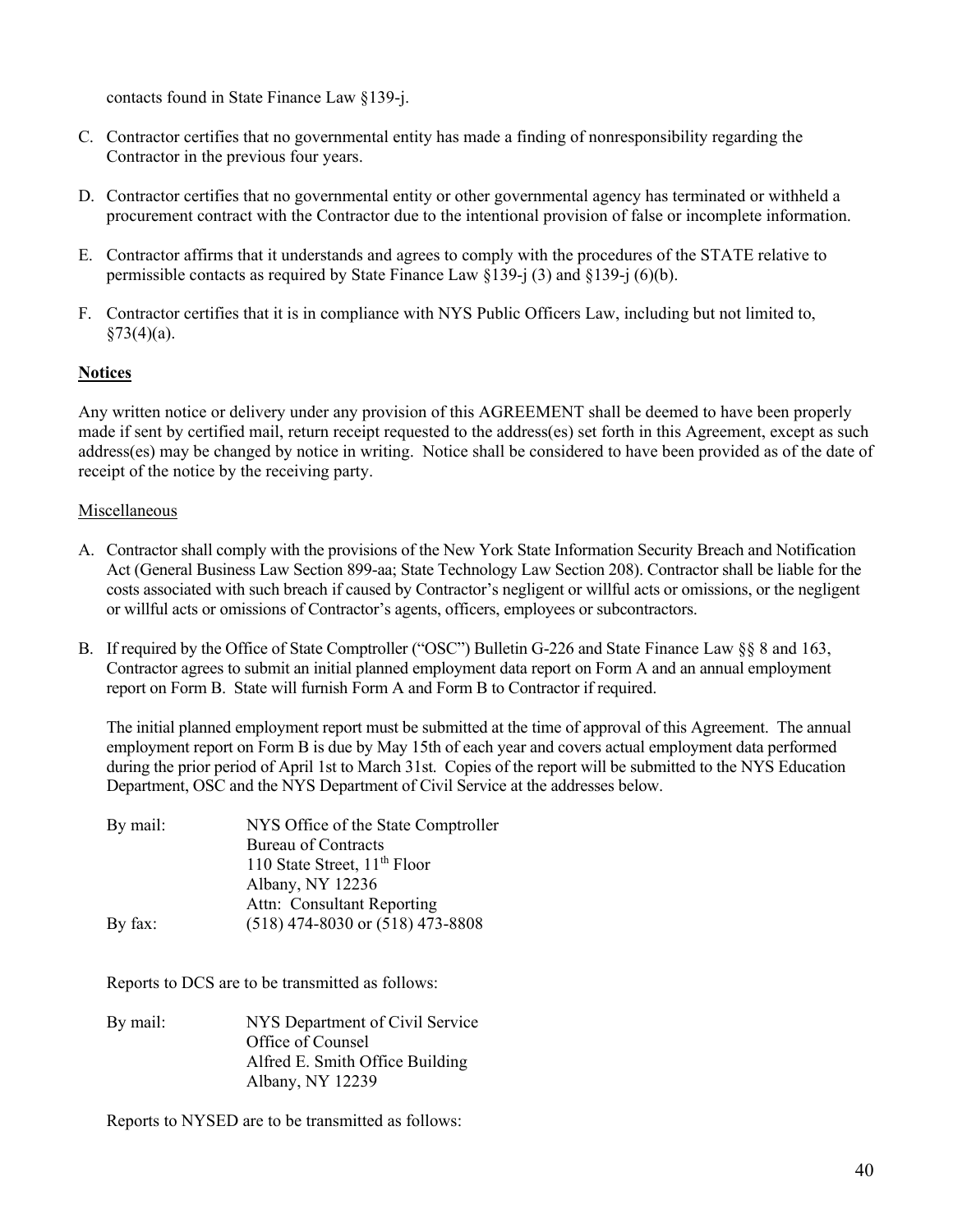contacts found in State Finance Law §139-j.

C. Contractor certifies that no governmental entity has made a finding of nonresponsibility regarding the Contractor in the previous four years.

D. Contractor certifies that no governmental entity or other governmental agency has terminated or withheld a procurement contract with the Contractor due to the intentional provision of false or incomplete information.

E. Contractor affirms that it understands and agrees to comply with the procedures of the STATE relative to permissible contacts as required by State Finance Law §139-j (3) and §139-j (6)(b).

F. Contractor certifies that it is in compliance with NYS Public Officers Law, including but not limited to, §73(4)(a).

**Notices**

Any written notice or delivery under any provision of this AGREEMENT shall be deemed to have been properly made if sent by certified mail, return receipt requested to the address(es) set forth in this Agreement, except as such address(es) may be changed by notice in writing. Notice shall be considered to have been provided as of the date of receipt of the notice by the receiving party.

Miscellaneous

A. Contractor shall comply with the provisions of the New York State Information Security Breach and Notification Act (General Business Law Section 899-aa; State Technology Law Section 208). Contractor shall be liable for the costs associated with such breach if caused by Contractor's negligent or willful acts or omissions, or the negligent or willful acts or omissions of Contractor's agents, officers, employees or subcontractors.

B. If required by the Office of State Comptroller ("OSC") Bulletin G-226 and State Finance Law §§ 8 and 163, Contractor agrees to submit an initial planned employment data report on Form A and an annual employment report on Form B. State will furnish Form A and Form B to Contractor if required.

   The initial planned employment report must be submitted at the time of approval of this Agreement. The annual employment report on Form B is due by May 15th of each year and covers actual employment data performed during the prior period of April 1st to March 31st. Copies of the report will be submitted to the NYS Education Department, OSC and the NYS Department of Civil Service at the addresses below.

   By mail: NYS Office of the State Comptroller
   Bureau of Contracts
   110 State Street, 11th Floor
   Albany, NY 12236
   Attn: Consultant Reporting
   By fax: (518) 474-8030 or (518) 473-8808

   Reports to DCS are to be transmitted as follows:

   By mail: NYS Department of Civil Service
   Office of Counsel
   Alfred E. Smith Office Building
   Albany, NY 12239

   Reports to NYSED are to be transmitted as follows: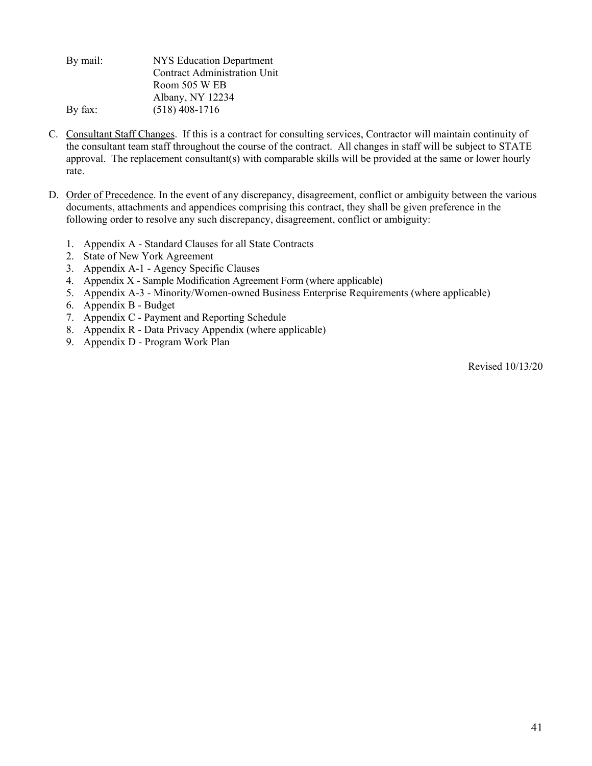By mail: NYS Education Department
Contract Administration Unit
Room 505 W EB
Albany, NY 12234

By fax: (518) 408-1716

C. Consultant Staff Changes. If this is a contract for consulting services, Contractor will maintain continuity of the consultant team staff throughout the course of the contract. All changes in staff will be subject to STATE approval. The replacement consultant(s) with comparable skills will be provided at the same or lower hourly rate.

D. Order of Precedence. In the event of any discrepancy, disagreement, conflict or ambiguity between the various documents, attachments and appendices comprising this contract, they shall be given preference in the following order to resolve any such discrepancy, disagreement, conflict or ambiguity:

1. Appendix A - Standard Clauses for all State Contracts
2. State of New York Agreement
3. Appendix A-1 - Agency Specific Clauses
4. Appendix X - Sample Modification Agreement Form (where applicable)
5. Appendix A-3 - Minority/Women-owned Business Enterprise Requirements (where applicable)
6. Appendix B - Budget
7. Appendix C - Payment and Reporting Schedule
8. Appendix R - Data Privacy Appendix (where applicable)
9. Appendix D - Program Work Plan

Revised 10/13/20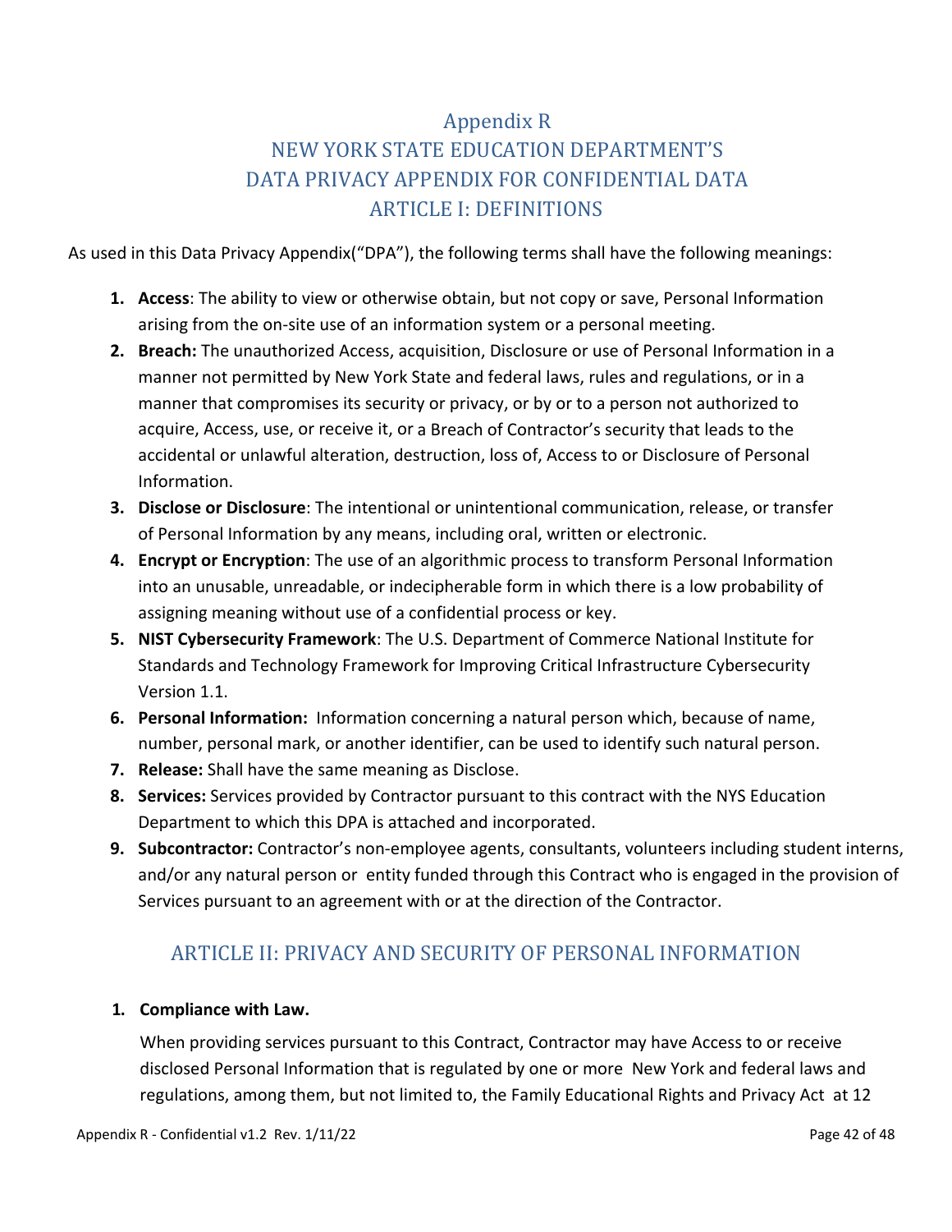# Appendix R
# NEW YORK STATE EDUCATION DEPARTMENT'S DATA PRIVACY APPENDIX FOR CONFIDENTIAL DATA

## ARTICLE I: DEFINITIONS

As used in this Data Privacy Appendix("DPA"), the following terms shall have the following meanings:

1. **Access**: The ability to view or otherwise obtain, but not copy or save, Personal Information arising from the on-site use of an information system or a personal meeting.
2. **Breach:** The unauthorized Access, acquisition, Disclosure or use of Personal Information in a manner not permitted by New York State and federal laws, rules and regulations, or in a manner that compromises its security or privacy, or by or to a person not authorized to acquire, Access, use, or receive it, or a Breach of Contractor's security that leads to the accidental or unlawful alteration, destruction, loss of, Access to or Disclosure of Personal Information.
3. **Disclose or Disclosure**: The intentional or unintentional communication, release, or transfer of Personal Information by any means, including oral, written or electronic.
4. **Encrypt or Encryption**: The use of an algorithmic process to transform Personal Information into an unusable, unreadable, or indecipherable form in which there is a low probability of assigning meaning without use of a confidential process or key.
5. **NIST Cybersecurity Framework**: The U.S. Department of Commerce National Institute for Standards and Technology Framework for Improving Critical Infrastructure Cybersecurity Version 1.1.
6. **Personal Information:** Information concerning a natural person which, because of name, number, personal mark, or another identifier, can be used to identify such natural person.
7. **Release:** Shall have the same meaning as Disclose.
8. **Services:** Services provided by Contractor pursuant to this contract with the NYS Education Department to which this DPA is attached and incorporated.
9. **Subcontractor:** Contractor's non-employee agents, consultants, volunteers including student interns, and/or any natural person or entity funded through this Contract who is engaged in the provision of Services pursuant to an agreement with or at the direction of the Contractor.

## ARTICLE II: PRIVACY AND SECURITY OF PERSONAL INFORMATION

**1. Compliance with Law.**

When providing services pursuant to this Contract, Contractor may have Access to or receive disclosed Personal Information that is regulated by one or more New York and federal laws and regulations, among them, but not limited to, the Family Educational Rights and Privacy Act at 12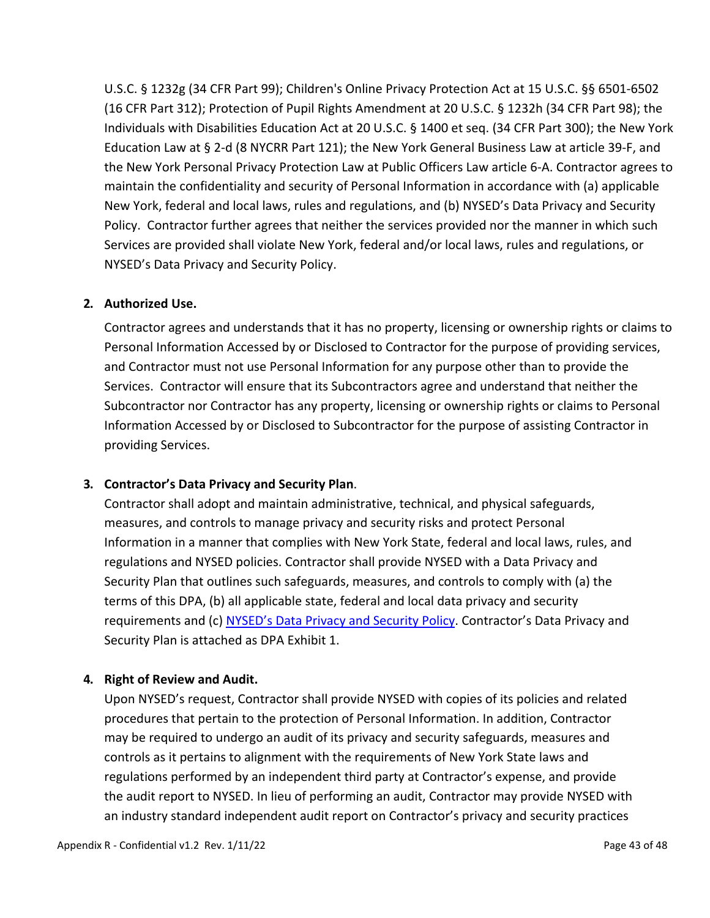U.S.C. § 1232g (34 CFR Part 99); Children's Online Privacy Protection Act at 15 U.S.C. §§ 6501-6502 (16 CFR Part 312); Protection of Pupil Rights Amendment at 20 U.S.C. § 1232h (34 CFR Part 98); the Individuals with Disabilities Education Act at 20 U.S.C. § 1400 et seq. (34 CFR Part 300); the New York Education Law at § 2-d (8 NYCRR Part 121); the New York General Business Law at article 39-F, and the New York Personal Privacy Protection Law at Public Officers Law article 6-A. Contractor agrees to maintain the confidentiality and security of Personal Information in accordance with (a) applicable New York, federal and local laws, rules and regulations, and (b) NYSED's Data Privacy and Security Policy. Contractor further agrees that neither the services provided nor the manner in which such Services are provided shall violate New York, federal and/or local laws, rules and regulations, or NYSED's Data Privacy and Security Policy.

2. **Authorized Use.**

   Contractor agrees and understands that it has no property, licensing or ownership rights or claims to Personal Information Accessed by or Disclosed to Contractor for the purpose of providing services, and Contractor must not use Personal Information for any purpose other than to provide the Services. Contractor will ensure that its Subcontractors agree and understand that neither the Subcontractor nor Contractor has any property, licensing or ownership rights or claims to Personal Information Accessed by or Disclosed to Subcontractor for the purpose of assisting Contractor in providing Services.

3. **Contractor's Data Privacy and Security Plan**.

   Contractor shall adopt and maintain administrative, technical, and physical safeguards, measures, and controls to manage privacy and security risks and protect Personal Information in a manner that complies with New York State, federal and local laws, rules, and regulations and NYSED policies. Contractor shall provide NYSED with a Data Privacy and Security Plan that outlines such safeguards, measures, and controls to comply with (a) the terms of this DPA, (b) all applicable state, federal and local data privacy and security requirements and (c) NYSED's Data Privacy and Security Policy. Contractor's Data Privacy and Security Plan is attached as DPA Exhibit 1.

4. **Right of Review and Audit.**

   Upon NYSED's request, Contractor shall provide NYSED with copies of its policies and related procedures that pertain to the protection of Personal Information. In addition, Contractor may be required to undergo an audit of its privacy and security safeguards, measures and controls as it pertains to alignment with the requirements of New York State laws and regulations performed by an independent third party at Contractor's expense, and provide the audit report to NYSED. In lieu of performing an audit, Contractor may provide NYSED with an industry standard independent audit report on Contractor's privacy and security practices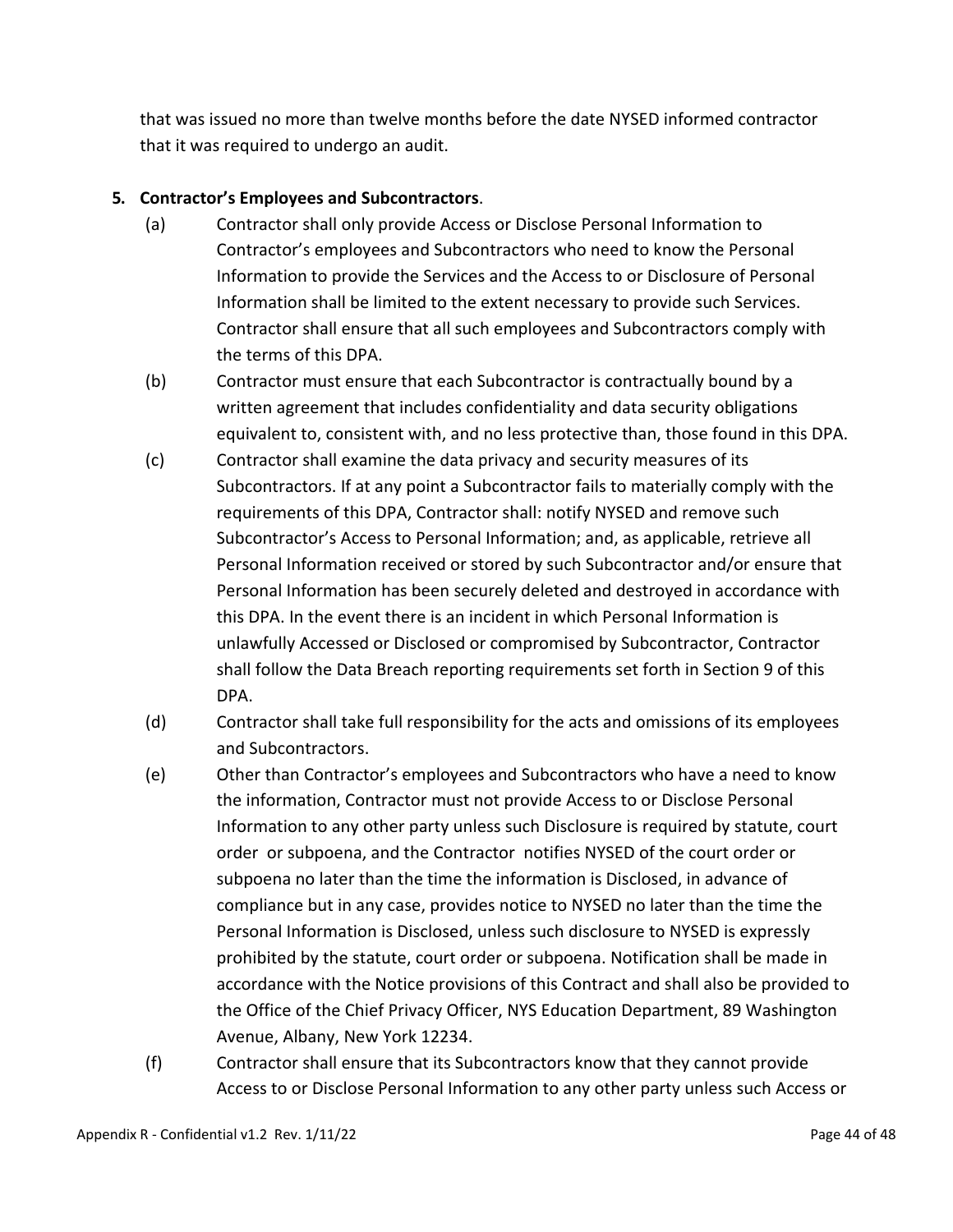that was issued no more than twelve months before the date NYSED informed contractor that it was required to undergo an audit.

**5. Contractor's Employees and Subcontractors**.

(a) Contractor shall only provide Access or Disclose Personal Information to Contractor's employees and Subcontractors who need to know the Personal Information to provide the Services and the Access to or Disclosure of Personal Information shall be limited to the extent necessary to provide such Services. Contractor shall ensure that all such employees and Subcontractors comply with the terms of this DPA.

(b) Contractor must ensure that each Subcontractor is contractually bound by a written agreement that includes confidentiality and data security obligations equivalent to, consistent with, and no less protective than, those found in this DPA.

(c) Contractor shall examine the data privacy and security measures of its Subcontractors. If at any point a Subcontractor fails to materially comply with the requirements of this DPA, Contractor shall: notify NYSED and remove such Subcontractor's Access to Personal Information; and, as applicable, retrieve all Personal Information received or stored by such Subcontractor and/or ensure that Personal Information has been securely deleted and destroyed in accordance with this DPA. In the event there is an incident in which Personal Information is unlawfully Accessed or Disclosed or compromised by Subcontractor, Contractor shall follow the Data Breach reporting requirements set forth in Section 9 of this DPA.

(d) Contractor shall take full responsibility for the acts and omissions of its employees and Subcontractors.

(e) Other than Contractor's employees and Subcontractors who have a need to know the information, Contractor must not provide Access to or Disclose Personal Information to any other party unless such Disclosure is required by statute, court order or subpoena, and the Contractor notifies NYSED of the court order or subpoena no later than the time the information is Disclosed, in advance of compliance but in any case, provides notice to NYSED no later than the time the Personal Information is Disclosed, unless such disclosure to NYSED is expressly prohibited by the statute, court order or subpoena. Notification shall be made in accordance with the Notice provisions of this Contract and shall also be provided to the Office of the Chief Privacy Officer, NYS Education Department, 89 Washington Avenue, Albany, New York 12234.

(f) Contractor shall ensure that its Subcontractors know that they cannot provide Access to or Disclose Personal Information to any other party unless such Access or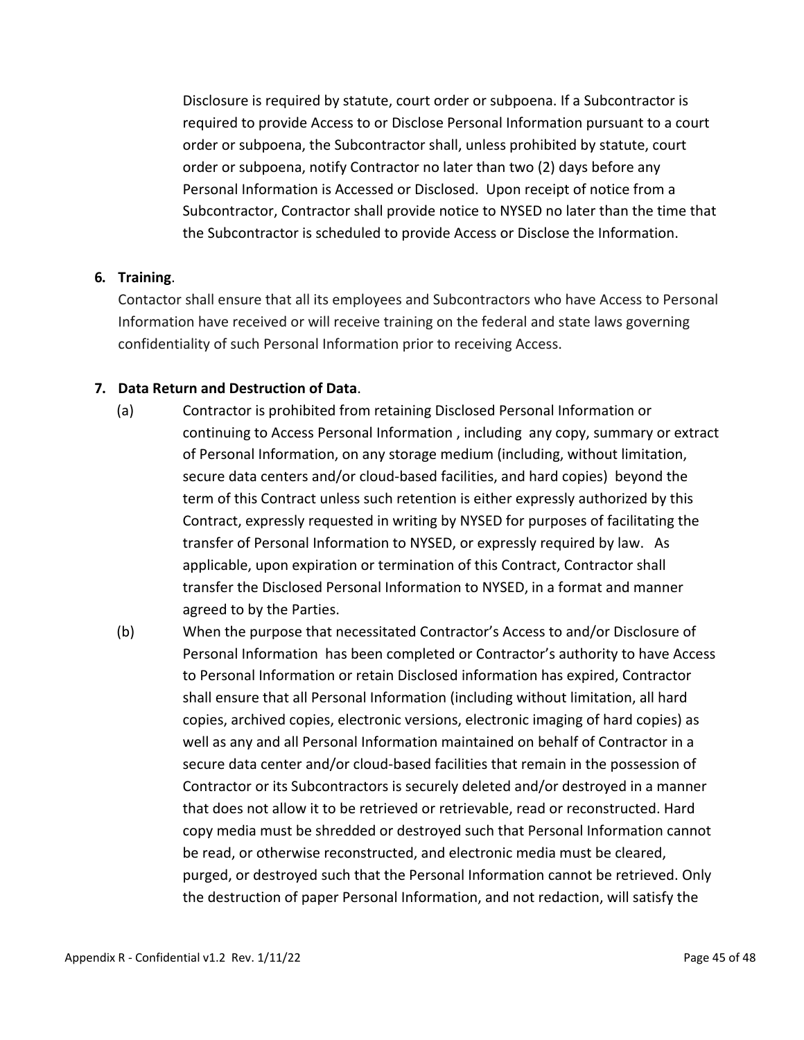Disclosure is required by statute, court order or subpoena. If a Subcontractor is required to provide Access to or Disclose Personal Information pursuant to a court order or subpoena, the Subcontractor shall, unless prohibited by statute, court order or subpoena, notify Contractor no later than two (2) days before any Personal Information is Accessed or Disclosed. Upon receipt of notice from a Subcontractor, Contractor shall provide notice to NYSED no later than the time that the Subcontractor is scheduled to provide Access or Disclose the Information.

**6. Training**.

Contactor shall ensure that all its employees and Subcontractors who have Access to Personal Information have received or will receive training on the federal and state laws governing confidentiality of such Personal Information prior to receiving Access.

**7. Data Return and Destruction of Data**.

(a) Contractor is prohibited from retaining Disclosed Personal Information or continuing to Access Personal Information , including any copy, summary or extract of Personal Information, on any storage medium (including, without limitation, secure data centers and/or cloud-based facilities, and hard copies) beyond the term of this Contract unless such retention is either expressly authorized by this Contract, expressly requested in writing by NYSED for purposes of facilitating the transfer of Personal Information to NYSED, or expressly required by law. As applicable, upon expiration or termination of this Contract, Contractor shall transfer the Disclosed Personal Information to NYSED, in a format and manner agreed to by the Parties.

(b) When the purpose that necessitated Contractor's Access to and/or Disclosure of Personal Information has been completed or Contractor's authority to have Access to Personal Information or retain Disclosed information has expired, Contractor shall ensure that all Personal Information (including without limitation, all hard copies, archived copies, electronic versions, electronic imaging of hard copies) as well as any and all Personal Information maintained on behalf of Contractor in a secure data center and/or cloud-based facilities that remain in the possession of Contractor or its Subcontractors is securely deleted and/or destroyed in a manner that does not allow it to be retrieved or retrievable, read or reconstructed. Hard copy media must be shredded or destroyed such that Personal Information cannot be read, or otherwise reconstructed, and electronic media must be cleared, purged, or destroyed such that the Personal Information cannot be retrieved. Only the destruction of paper Personal Information, and not redaction, will satisfy the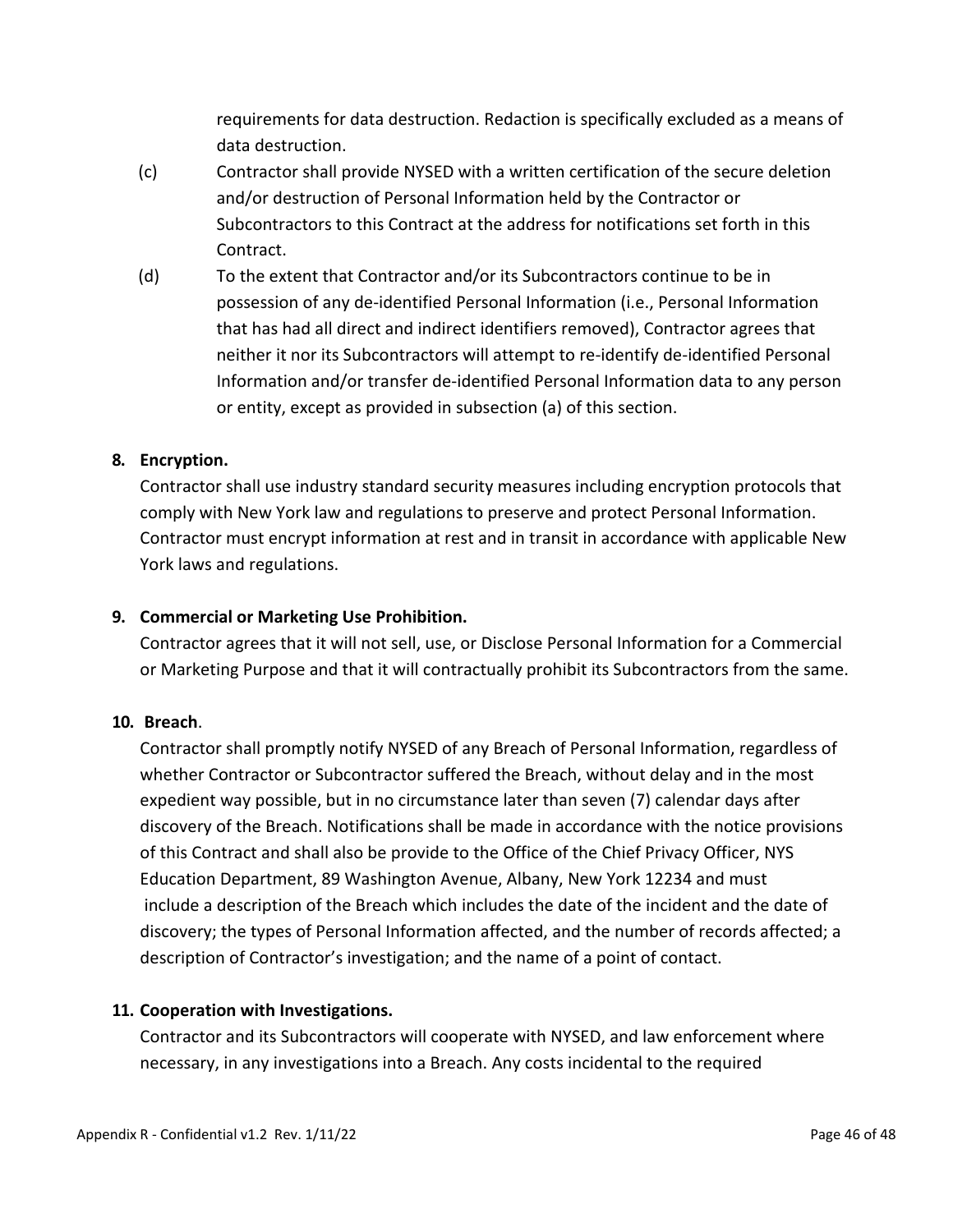requirements for data destruction. Redaction is specifically excluded as a means of data destruction.

(c) Contractor shall provide NYSED with a written certification of the secure deletion and/or destruction of Personal Information held by the Contractor or Subcontractors to this Contract at the address for notifications set forth in this Contract.

(d) To the extent that Contractor and/or its Subcontractors continue to be in possession of any de-identified Personal Information (i.e., Personal Information that has had all direct and indirect identifiers removed), Contractor agrees that neither it nor its Subcontractors will attempt to re-identify de-identified Personal Information and/or transfer de-identified Personal Information data to any person or entity, except as provided in subsection (a) of this section.

**8. Encryption.**

Contractor shall use industry standard security measures including encryption protocols that comply with New York law and regulations to preserve and protect Personal Information. Contractor must encrypt information at rest and in transit in accordance with applicable New York laws and regulations.

**9. Commercial or Marketing Use Prohibition.**

Contractor agrees that it will not sell, use, or Disclose Personal Information for a Commercial or Marketing Purpose and that it will contractually prohibit its Subcontractors from the same.

**10. Breach**.

Contractor shall promptly notify NYSED of any Breach of Personal Information, regardless of whether Contractor or Subcontractor suffered the Breach, without delay and in the most expedient way possible, but in no circumstance later than seven (7) calendar days after discovery of the Breach. Notifications shall be made in accordance with the notice provisions of this Contract and shall also be provide to the Office of the Chief Privacy Officer, NYS Education Department, 89 Washington Avenue, Albany, New York 12234 and must include a description of the Breach which includes the date of the incident and the date of discovery; the types of Personal Information affected, and the number of records affected; a description of Contractor's investigation; and the name of a point of contact.

**11. Cooperation with Investigations.**

Contractor and its Subcontractors will cooperate with NYSED, and law enforcement where necessary, in any investigations into a Breach. Any costs incidental to the required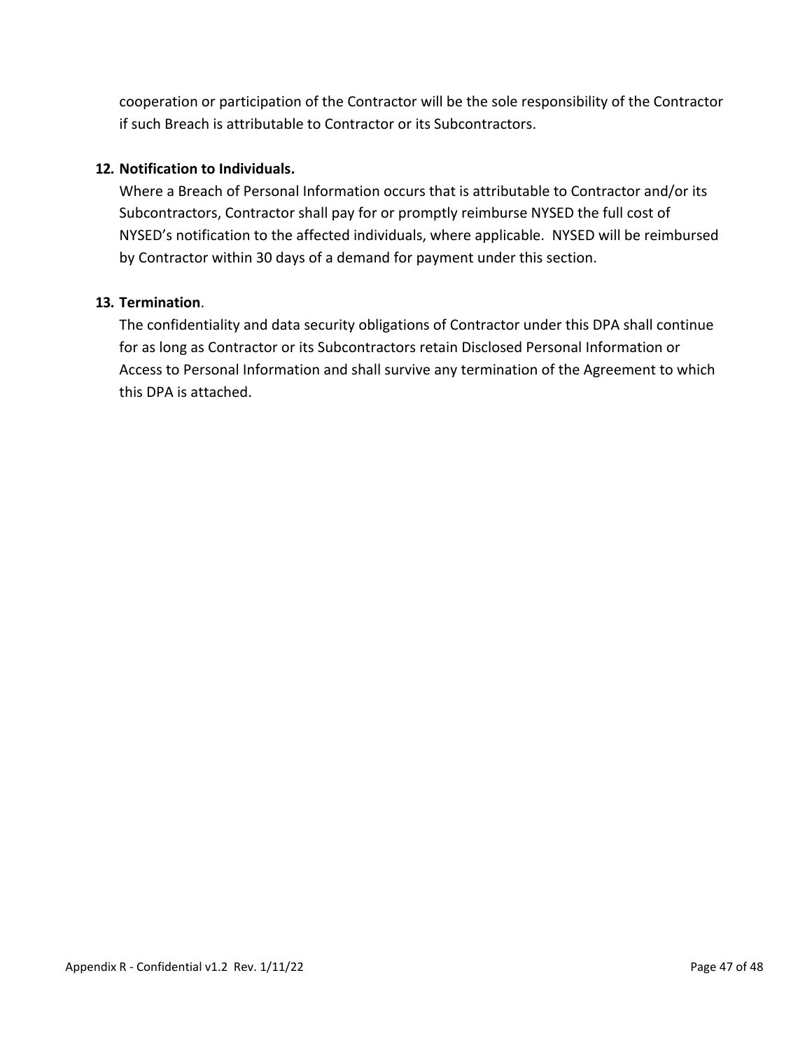cooperation or participation of the Contractor will be the sole responsibility of the Contractor if such Breach is attributable to Contractor or its Subcontractors.

**12. Notification to Individuals.**

Where a Breach of Personal Information occurs that is attributable to Contractor and/or its Subcontractors, Contractor shall pay for or promptly reimburse NYSED the full cost of NYSED's notification to the affected individuals, where applicable.  NYSED will be reimbursed by Contractor within 30 days of a demand for payment under this section.

**13. Termination**.

The confidentiality and data security obligations of Contractor under this DPA shall continue for as long as Contractor or its Subcontractors retain Disclosed Personal Information or Access to Personal Information and shall survive any termination of the Agreement to which this DPA is attached.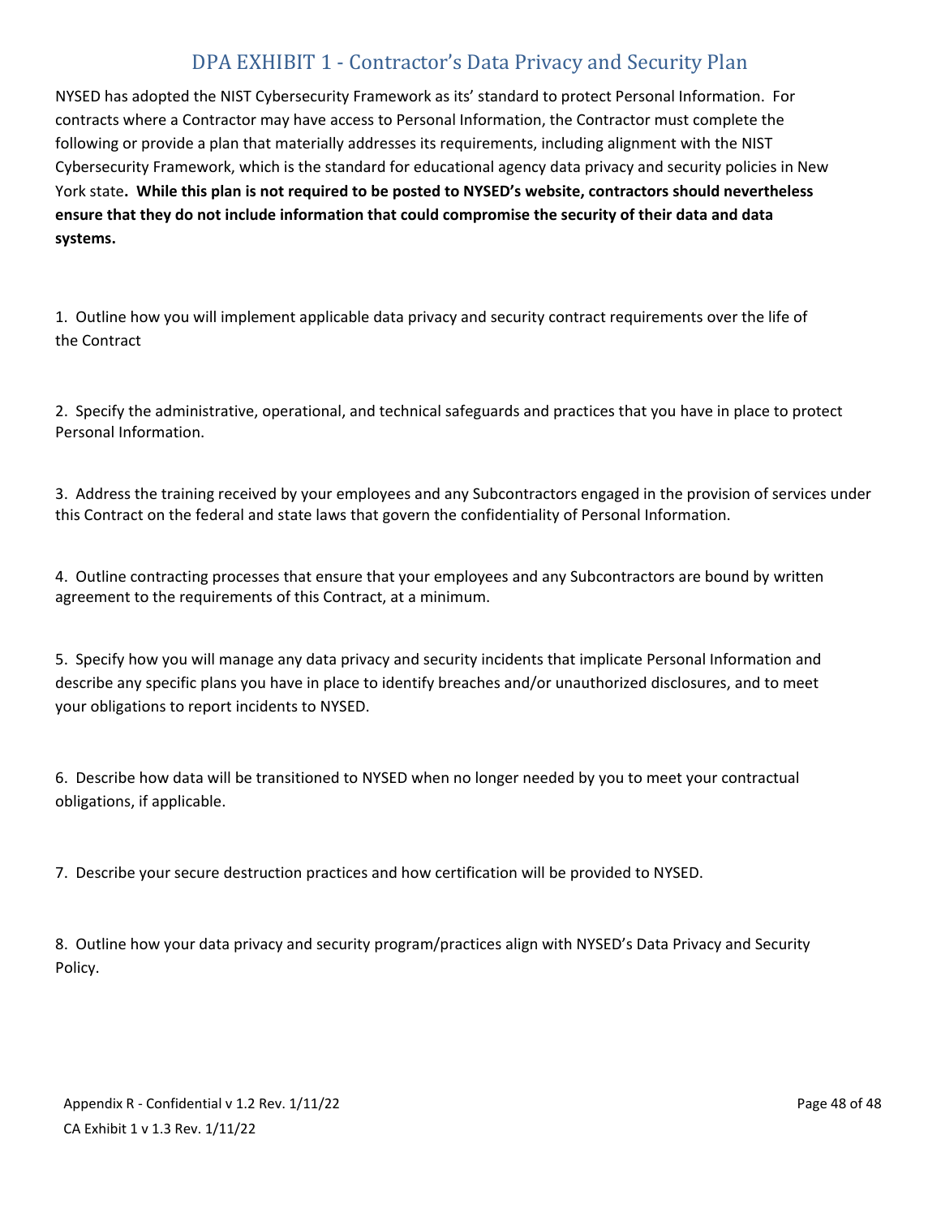# DPA EXHIBIT 1 - Contractor's Data Privacy and Security Plan

NYSED has adopted the NIST Cybersecurity Framework as its' standard to protect Personal Information. For contracts where a Contractor may have access to Personal Information, the Contractor must complete the following or provide a plan that materially addresses its requirements, including alignment with the NIST Cybersecurity Framework, which is the standard for educational agency data privacy and security policies in New York state**. While this plan is not required to be posted to NYSED's website, contractors should nevertheless ensure that they do not include information that could compromise the security of their data and data systems.**

1. Outline how you will implement applicable data privacy and security contract requirements over the life of the Contract

2. Specify the administrative, operational, and technical safeguards and practices that you have in place to protect Personal Information.

3. Address the training received by your employees and any Subcontractors engaged in the provision of services under this Contract on the federal and state laws that govern the confidentiality of Personal Information.

4. Outline contracting processes that ensure that your employees and any Subcontractors are bound by written agreement to the requirements of this Contract, at a minimum.

5. Specify how you will manage any data privacy and security incidents that implicate Personal Information and describe any specific plans you have in place to identify breaches and/or unauthorized disclosures, and to meet your obligations to report incidents to NYSED.

6. Describe how data will be transitioned to NYSED when no longer needed by you to meet your contractual obligations, if applicable.

7. Describe your secure destruction practices and how certification will be provided to NYSED.

8. Outline how your data privacy and security program/practices align with NYSED's Data Privacy and Security Policy.

Appendix R - Confidential v 1.2 Rev. 1/11/22

CA Exhibit 1 v 1.3 Rev. 1/11/22